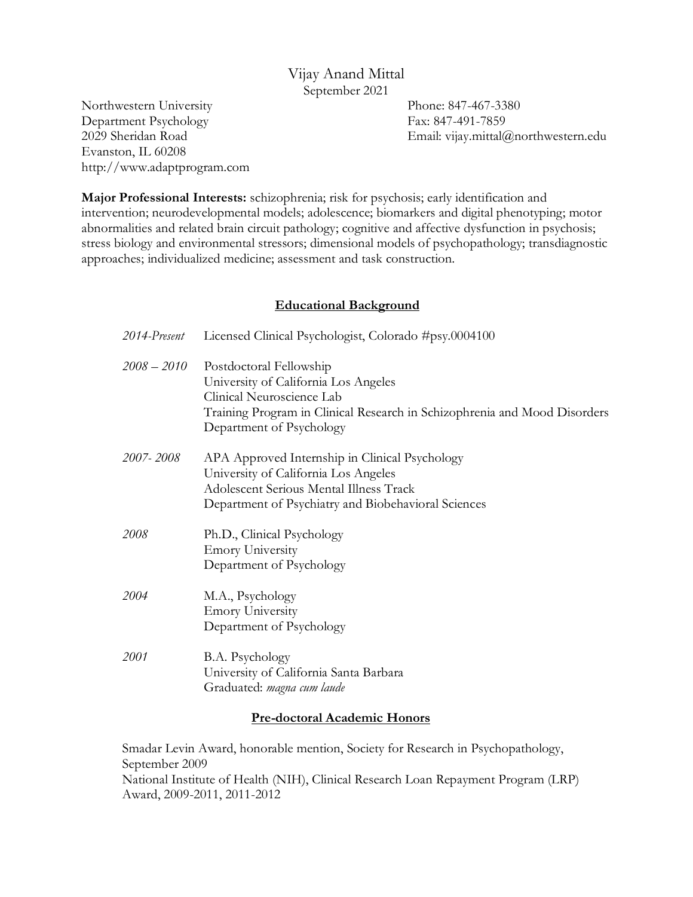# Vijay Anand Mittal

September 2021

Northwestern University
Department Psychology
2029 Sheridan Road
Evanston, IL 60208
http://www.adaptprogram.com

Phone: 847-467-3380
Fax: 847-491-7859
Email: vijay.mittal@northwestern.edu

**Major Professional Interests:** schizophrenia; risk for psychosis; early identification and intervention; neurodevelopmental models; adolescence; biomarkers and digital phenotyping; motor abnormalities and related brain circuit pathology; cognitive and affective dysfunction in psychosis; stress biology and environmental stressors; dimensional models of psychopathology; transdiagnostic approaches; individualized medicine; assessment and task construction.

## Educational Background

*2014-Present* Licensed Clinical Psychologist, Colorado #psy.0004100

*2008 – 2010* Postdoctoral Fellowship
University of California Los Angeles
Clinical Neuroscience Lab
Training Program in Clinical Research in Schizophrenia and Mood Disorders
Department of Psychology

*2007- 2008* APA Approved Internship in Clinical Psychology
University of California Los Angeles
Adolescent Serious Mental Illness Track
Department of Psychiatry and Biobehavioral Sciences

*2008* Ph.D., Clinical Psychology
Emory University
Department of Psychology

*2004* M.A., Psychology
Emory University
Department of Psychology

*2001* B.A. Psychology
University of California Santa Barbara
Graduated: *magna cum laude*

## Pre-doctoral Academic Honors

Smadar Levin Award, honorable mention, Society for Research in Psychopathology, September 2009

National Institute of Health (NIH), Clinical Research Loan Repayment Program (LRP) Award, 2009-2011, 2011-2012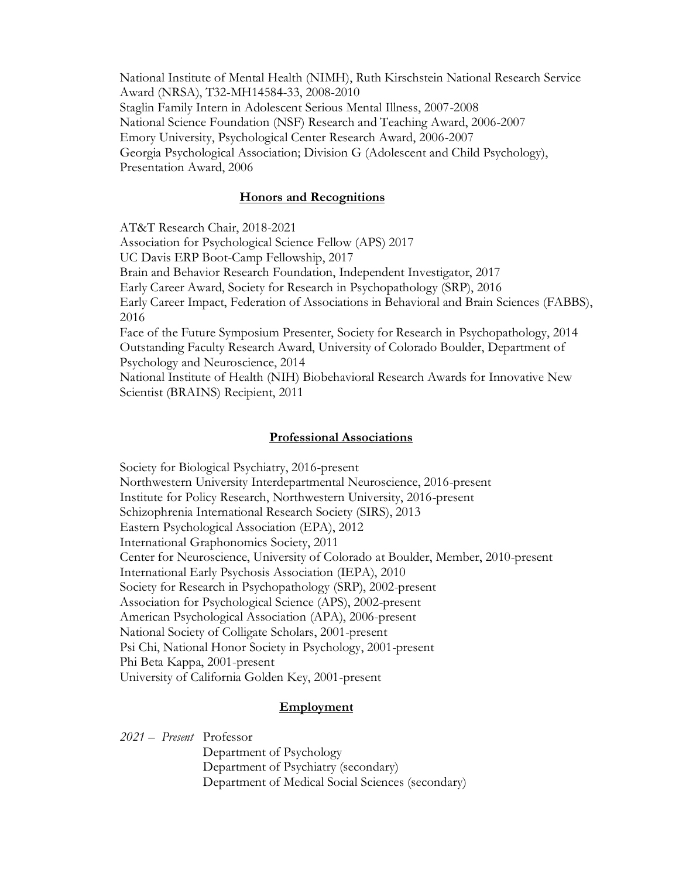National Institute of Mental Health (NIMH), Ruth Kirschstein National Research Service Award (NRSA), T32-MH14584-33, 2008-2010
Staglin Family Intern in Adolescent Serious Mental Illness, 2007-2008
National Science Foundation (NSF) Research and Teaching Award, 2006-2007
Emory University, Psychological Center Research Award, 2006-2007
Georgia Psychological Association; Division G (Adolescent and Child Psychology), Presentation Award, 2006

## Honors and Recognitions

AT&T Research Chair, 2018-2021
Association for Psychological Science Fellow (APS) 2017
UC Davis ERP Boot-Camp Fellowship, 2017
Brain and Behavior Research Foundation, Independent Investigator, 2017
Early Career Award, Society for Research in Psychopathology (SRP), 2016
Early Career Impact, Federation of Associations in Behavioral and Brain Sciences (FABBS), 2016
Face of the Future Symposium Presenter, Society for Research in Psychopathology, 2014
Outstanding Faculty Research Award, University of Colorado Boulder, Department of Psychology and Neuroscience, 2014
National Institute of Health (NIH) Biobehavioral Research Awards for Innovative New Scientist (BRAINS) Recipient, 2011

## Professional Associations

Society for Biological Psychiatry, 2016-present
Northwestern University Interdepartmental Neuroscience, 2016-present
Institute for Policy Research, Northwestern University, 2016-present
Schizophrenia International Research Society (SIRS), 2013
Eastern Psychological Association (EPA), 2012
International Graphonomics Society, 2011
Center for Neuroscience, University of Colorado at Boulder, Member, 2010-present
International Early Psychosis Association (IEPA), 2010
Society for Research in Psychopathology (SRP), 2002-present
Association for Psychological Science (APS), 2002-present
American Psychological Association (APA), 2006-present
National Society of Colligate Scholars, 2001-present
Psi Chi, National Honor Society in Psychology, 2001-present
Phi Beta Kappa, 2001-present
University of California Golden Key, 2001-present

## Employment

*2021 – Present* Professor
Department of Psychology
Department of Psychiatry (secondary)
Department of Medical Social Sciences (secondary)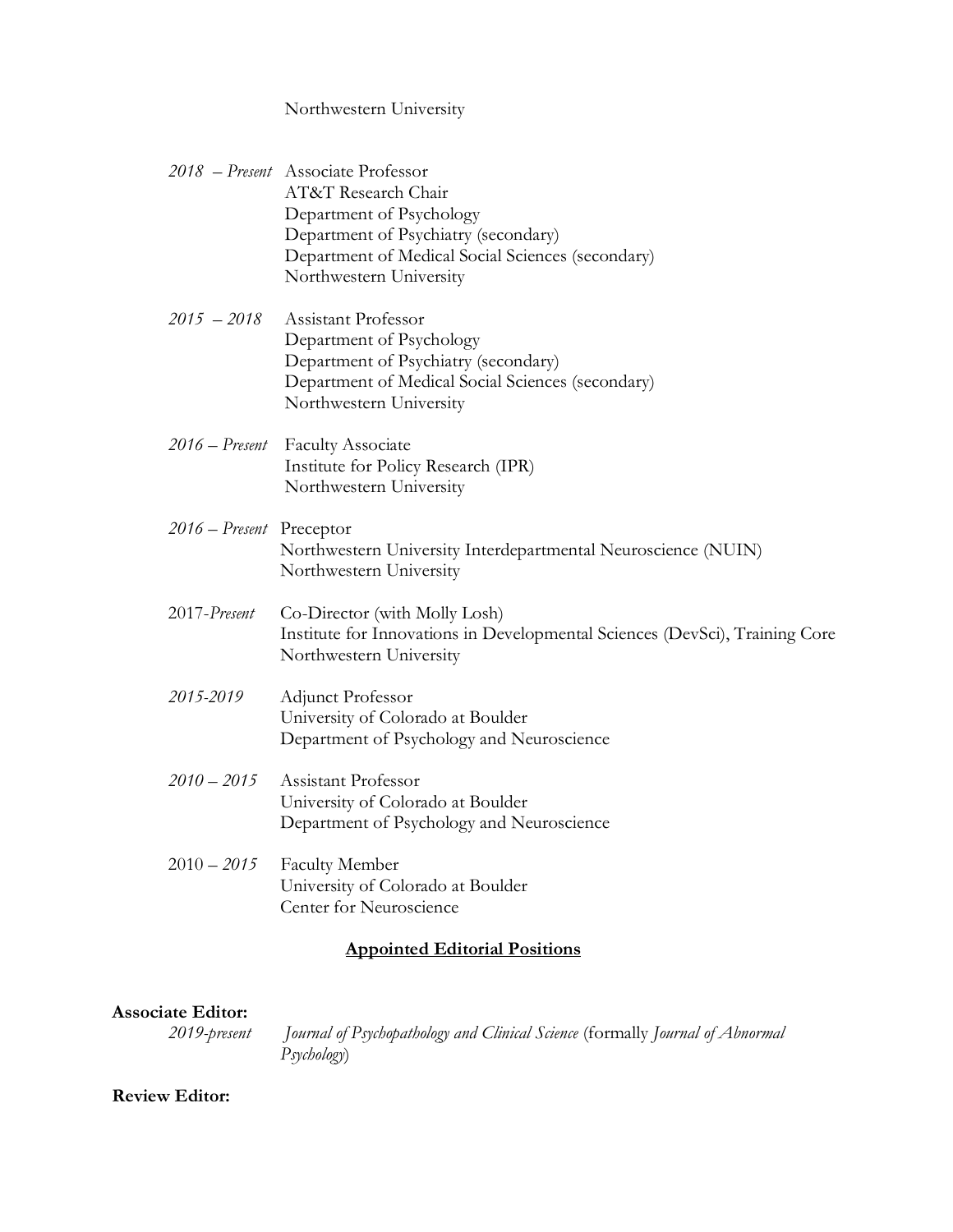Northwestern University

*2018 – Present* Associate Professor
AT&T Research Chair
Department of Psychology
Department of Psychiatry (secondary)
Department of Medical Social Sciences (secondary)
Northwestern University

*2015 – 2018* Assistant Professor
Department of Psychology
Department of Psychiatry (secondary)
Department of Medical Social Sciences (secondary)
Northwestern University

*2016 – Present* Faculty Associate
Institute for Policy Research (IPR)
Northwestern University

*2016 – Present* Preceptor
Northwestern University Interdepartmental Neuroscience (NUIN)
Northwestern University

2017-*Present* Co-Director (with Molly Losh)
Institute for Innovations in Developmental Sciences (DevSci), Training Core
Northwestern University

*2015-2019* Adjunct Professor
University of Colorado at Boulder
Department of Psychology and Neuroscience

*2010 – 2015* Assistant Professor
University of Colorado at Boulder
Department of Psychology and Neuroscience

2010 – *2015* Faculty Member
University of Colorado at Boulder
Center for Neuroscience

## Appointed Editorial Positions

**Associate Editor:**

*2019-present* *Journal of Psychopathology and Clinical Science* (formally *Journal of Abnormal Psychology*)

**Review Editor:**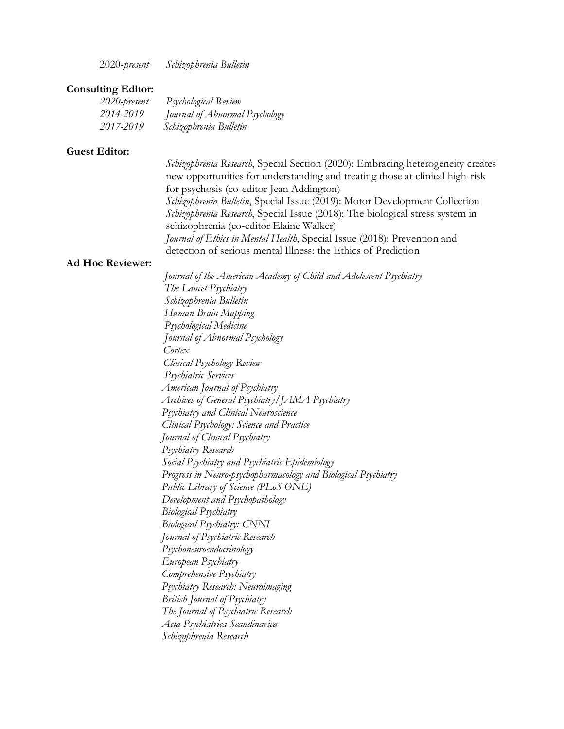2020-*present* *Schizophrenia Bulletin*

**Consulting Editor:**

*2020-present* *Psychological Review*
*2014-2019* *Journal of Abnormal Psychology*
*2017-2019* *Schizophrenia Bulletin*

**Guest Editor:**

*Schizophrenia Research*, Special Section (2020): Embracing heterogeneity creates new opportunities for understanding and treating those at clinical high-risk for psychosis (co-editor Jean Addington)
*Schizophrenia Bulletin*, Special Issue (2019): Motor Development Collection
*Schizophrenia Research*, Special Issue (2018): The biological stress system in schizophrenia (co-editor Elaine Walker)
*Journal of Ethics in Mental Health*, Special Issue (2018): Prevention and detection of serious mental Illness: the Ethics of Prediction

**Ad Hoc Reviewer:**

*Journal of the American Academy of Child and Adolescent Psychiatry*
*The Lancet Psychiatry*
*Schizophrenia Bulletin*
*Human Brain Mapping*
*Psychological Medicine*
*Journal of Abnormal Psychology*
*Cortex*
*Clinical Psychology Review*
*Psychiatric Services*
*American Journal of Psychiatry*
*Archives of General Psychiatry/JAMA Psychiatry*
*Psychiatry and Clinical Neuroscience*
*Clinical Psychology: Science and Practice*
*Journal of Clinical Psychiatry*
*Psychiatry Research*
*Social Psychiatry and Psychiatric Epidemiology*
*Progress in Neuro-psychopharmacology and Biological Psychiatry*
*Public Library of Science (PLoS ONE)*
*Development and Psychopathology*
*Biological Psychiatry*
*Biological Psychiatry: CNNI*
*Journal of Psychiatric Research*
*Psychoneuroendocrinology*
*European Psychiatry*
*Comprehensive Psychiatry*
*Psychiatry Research: Neuroimaging*
*British Journal of Psychiatry*
*The Journal of Psychiatric Research*
*Acta Psychiatrica Scandinavica*
*Schizophrenia Research*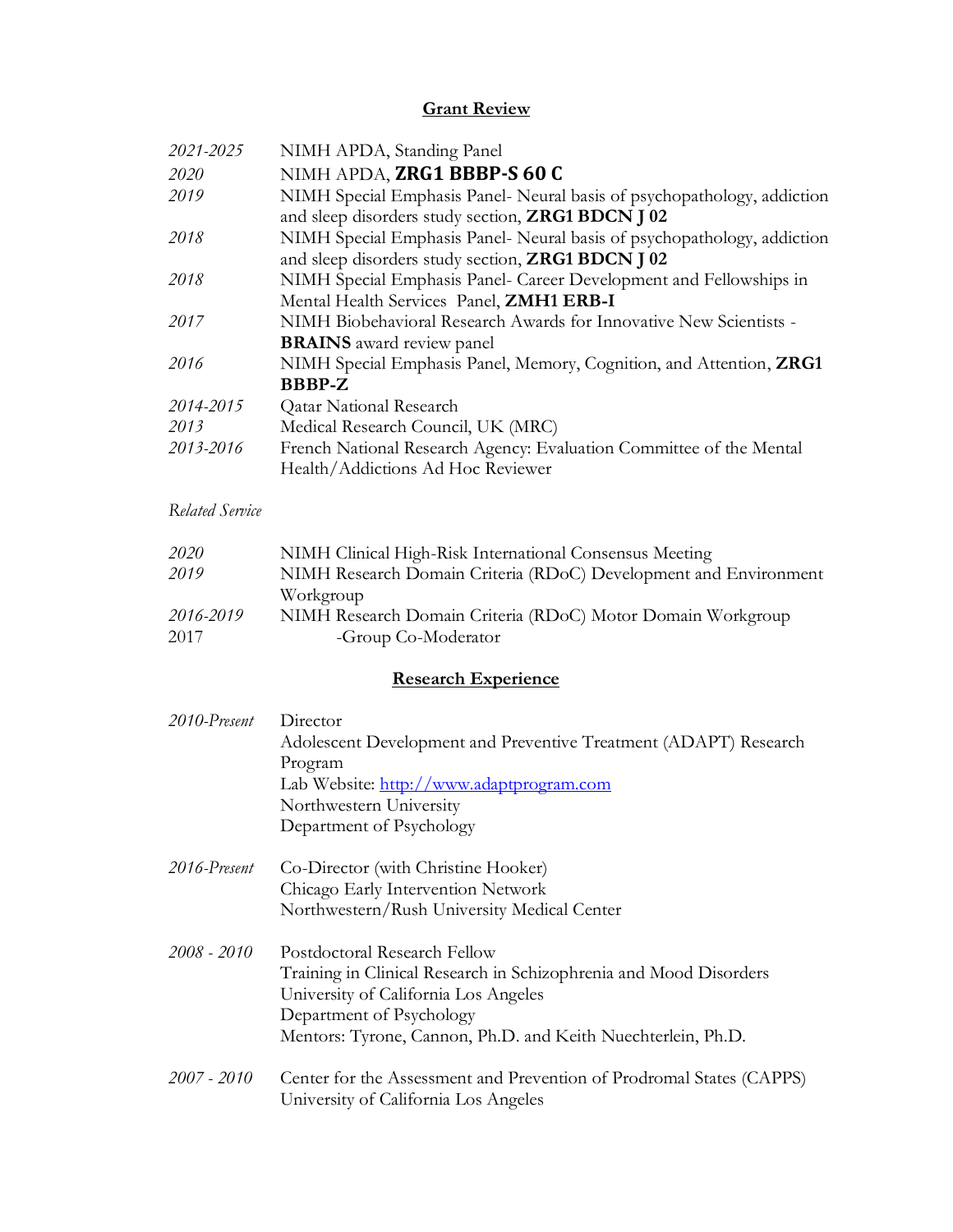## **Grant Review**

| | |
|---|---|
| *2021-2025* | NIMH APDA, Standing Panel |
| *2020* | NIMH APDA, **ZRG1 BBBP-S 60 C** |
| *2019* | NIMH Special Emphasis Panel- Neural basis of psychopathology, addiction and sleep disorders study section, **ZRG1 BDCN J 02** |
| *2018* | NIMH Special Emphasis Panel- Neural basis of psychopathology, addiction and sleep disorders study section, **ZRG1 BDCN J 02** |
| *2018* | NIMH Special Emphasis Panel- Career Development and Fellowships in Mental Health Services Panel, **ZMH1 ERB-I** |
| *2017* | NIMH Biobehavioral Research Awards for Innovative New Scientists - **BRAINS** award review panel |
| *2016* | NIMH Special Emphasis Panel, Memory, Cognition, and Attention, **ZRG1 BBBP-Z** |
| *2014-2015* | Qatar National Research |
| *2013* | Medical Research Council, UK (MRC) |
| *2013-2016* | French National Research Agency: Evaluation Committee of the Mental Health/Addictions Ad Hoc Reviewer |

*Related Service*

| | |
|---|---|
| *2020* | NIMH Clinical High-Risk International Consensus Meeting |
| *2019* | NIMH Research Domain Criteria (RDoC) Development and Environment Workgroup |
| *2016-2019* | NIMH Research Domain Criteria (RDoC) Motor Domain Workgroup |
| 2017 | -Group Co-Moderator |

## **Research Experience**

*2010-Present*
Director
Adolescent Development and Preventive Treatment (ADAPT) Research Program
Lab Website: [http://www.adaptprogram.com](http://www.adaptprogram.com)
Northwestern University
Department of Psychology

*2016-Present*
Co-Director (with Christine Hooker)
Chicago Early Intervention Network
Northwestern/Rush University Medical Center

*2008 - 2010*
Postdoctoral Research Fellow
Training in Clinical Research in Schizophrenia and Mood Disorders
University of California Los Angeles
Department of Psychology
Mentors: Tyrone, Cannon, Ph.D. and Keith Nuechterlein, Ph.D.

*2007 - 2010*
Center for the Assessment and Prevention of Prodromal States (CAPPS)
University of California Los Angeles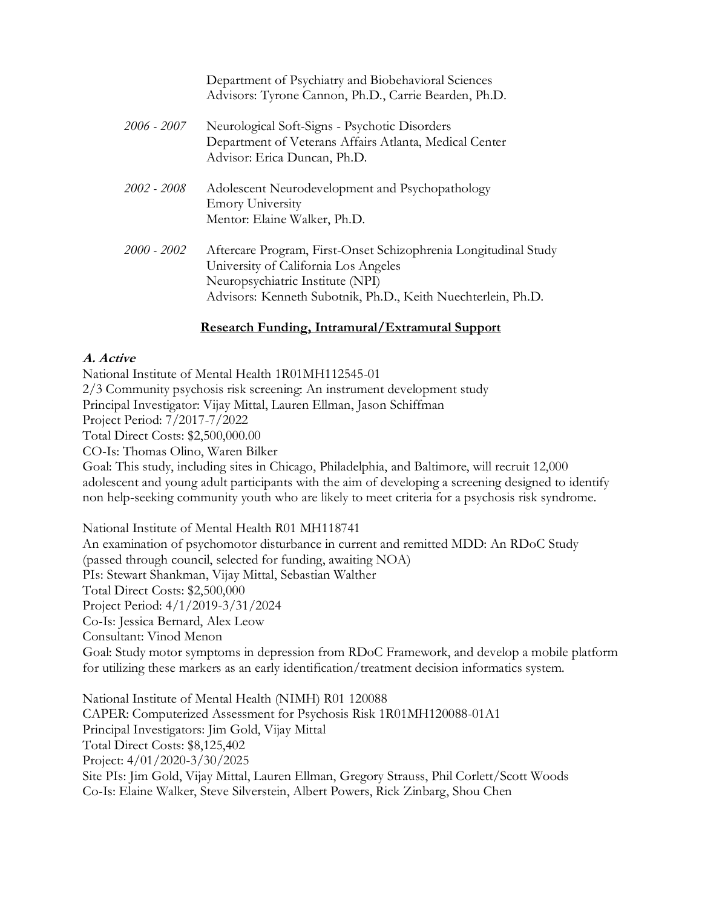Department of Psychiatry and Biobehavioral Sciences
Advisors: Tyrone Cannon, Ph.D., Carrie Bearden, Ph.D.

*2006 - 2007* Neurological Soft-Signs - Psychotic Disorders
Department of Veterans Affairs Atlanta, Medical Center
Advisor: Erica Duncan, Ph.D.

*2002 - 2008* Adolescent Neurodevelopment and Psychopathology
Emory University
Mentor: Elaine Walker, Ph.D.

*2000 - 2002* Aftercare Program, First-Onset Schizophrenia Longitudinal Study
University of California Los Angeles
Neuropsychiatric Institute (NPI)
Advisors: Kenneth Subotnik, Ph.D., Keith Nuechterlein, Ph.D.

## Research Funding, Intramural/Extramural Support

### *A. Active*

National Institute of Mental Health 1R01MH112545-01
2/3 Community psychosis risk screening: An instrument development study
Principal Investigator: Vijay Mittal, Lauren Ellman, Jason Schiffman
Project Period: 7/2017-7/2022
Total Direct Costs: $2,500,000.00
CO-Is: Thomas Olino, Waren Bilker
Goal: This study, including sites in Chicago, Philadelphia, and Baltimore, will recruit 12,000 adolescent and young adult participants with the aim of developing a screening designed to identify non help-seeking community youth who are likely to meet criteria for a psychosis risk syndrome.

National Institute of Mental Health R01 MH118741
An examination of psychomotor disturbance in current and remitted MDD: An RDoC Study (passed through council, selected for funding, awaiting NOA)
PIs: Stewart Shankman, Vijay Mittal, Sebastian Walther
Total Direct Costs: $2,500,000
Project Period: 4/1/2019-3/31/2024
Co-Is: Jessica Bernard, Alex Leow
Consultant: Vinod Menon
Goal: Study motor symptoms in depression from RDoC Framework, and develop a mobile platform for utilizing these markers as an early identification/treatment decision informatics system.

National Institute of Mental Health (NIMH) R01 120088
CAPER: Computerized Assessment for Psychosis Risk 1R01MH120088-01A1
Principal Investigators: Jim Gold, Vijay Mittal
Total Direct Costs: $8,125,402
Project: 4/01/2020-3/30/2025
Site PIs: Jim Gold, Vijay Mittal, Lauren Ellman, Gregory Strauss, Phil Corlett/Scott Woods
Co-Is: Elaine Walker, Steve Silverstein, Albert Powers, Rick Zinbarg, Shou Chen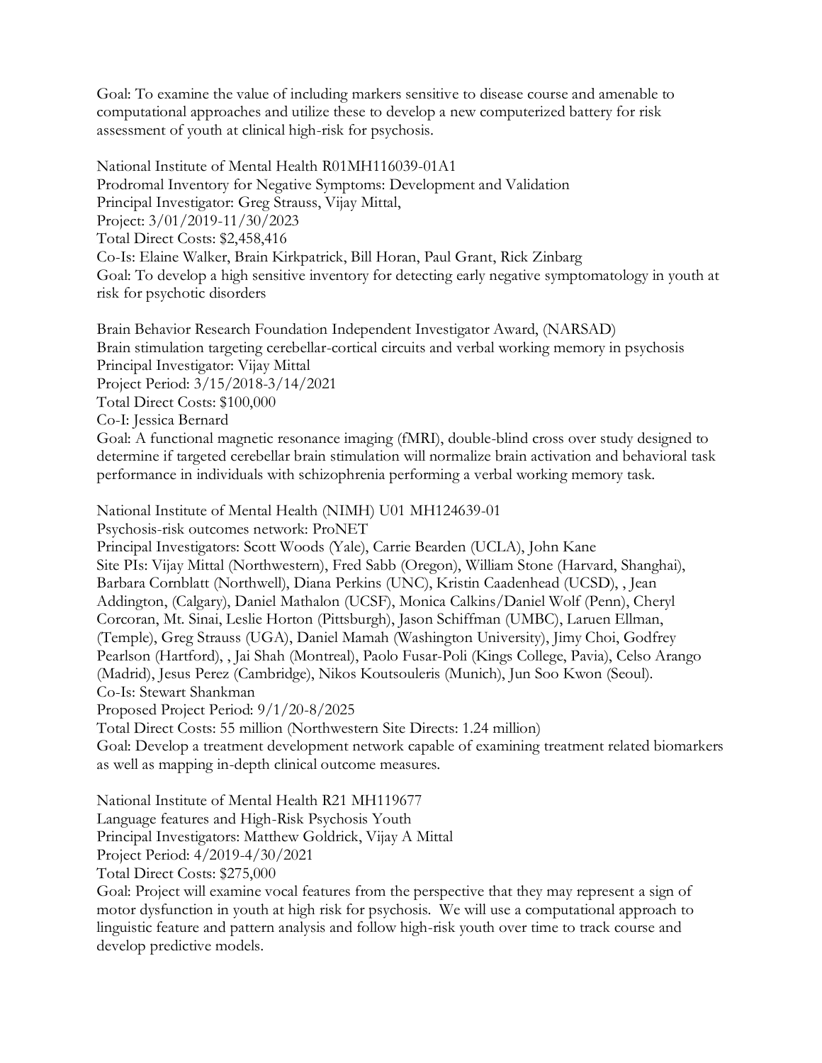Goal: To examine the value of including markers sensitive to disease course and amenable to computational approaches and utilize these to develop a new computerized battery for risk assessment of youth at clinical high-risk for psychosis.

National Institute of Mental Health R01MH116039-01A1
Prodromal Inventory for Negative Symptoms: Development and Validation
Principal Investigator: Greg Strauss, Vijay Mittal,
Project: 3/01/2019-11/30/2023
Total Direct Costs: $2,458,416
Co-Is: Elaine Walker, Brain Kirkpatrick, Bill Horan, Paul Grant, Rick Zinbarg
Goal: To develop a high sensitive inventory for detecting early negative symptomatology in youth at risk for psychotic disorders

Brain Behavior Research Foundation Independent Investigator Award, (NARSAD)
Brain stimulation targeting cerebellar-cortical circuits and verbal working memory in psychosis
Principal Investigator: Vijay Mittal
Project Period: 3/15/2018-3/14/2021
Total Direct Costs: $100,000
Co-I: Jessica Bernard
Goal: A functional magnetic resonance imaging (fMRI), double-blind cross over study designed to determine if targeted cerebellar brain stimulation will normalize brain activation and behavioral task performance in individuals with schizophrenia performing a verbal working memory task.

National Institute of Mental Health (NIMH) U01 MH124639-01
Psychosis-risk outcomes network: ProNET
Principal Investigators: Scott Woods (Yale), Carrie Bearden (UCLA), John Kane
Site PIs: Vijay Mittal (Northwestern), Fred Sabb (Oregon), William Stone (Harvard, Shanghai), Barbara Cornblatt (Northwell), Diana Perkins (UNC), Kristin Caadenhead (UCSD), , Jean Addington, (Calgary), Daniel Mathalon (UCSF), Monica Calkins/Daniel Wolf (Penn), Cheryl Corcoran, Mt. Sinai, Leslie Horton (Pittsburgh), Jason Schiffman (UMBC), Laruen Ellman, (Temple), Greg Strauss (UGA), Daniel Mamah (Washington University), Jimy Choi, Godfrey Pearlson (Hartford), , Jai Shah (Montreal), Paolo Fusar-Poli (Kings College, Pavia), Celso Arango (Madrid), Jesus Perez (Cambridge), Nikos Koutsouleris (Munich), Jun Soo Kwon (Seoul).
Co-Is: Stewart Shankman
Proposed Project Period: 9/1/20-8/2025
Total Direct Costs: 55 million (Northwestern Site Directs: 1.24 million)
Goal: Develop a treatment development network capable of examining treatment related biomarkers as well as mapping in-depth clinical outcome measures.

National Institute of Mental Health R21 MH119677
Language features and High-Risk Psychosis Youth
Principal Investigators: Matthew Goldrick, Vijay A Mittal
Project Period: 4/2019-4/30/2021
Total Direct Costs: $275,000
Goal: Project will examine vocal features from the perspective that they may represent a sign of motor dysfunction in youth at high risk for psychosis. We will use a computational approach to linguistic feature and pattern analysis and follow high-risk youth over time to track course and develop predictive models.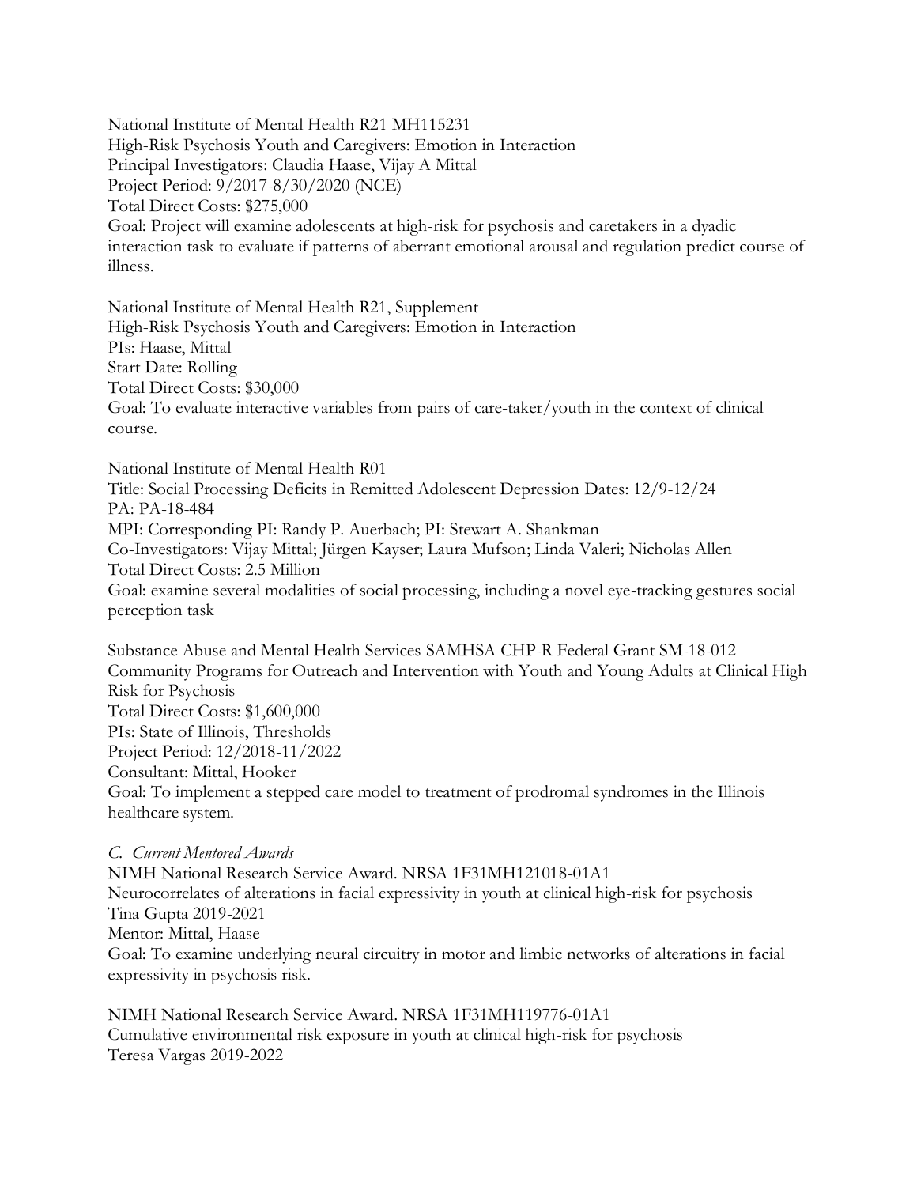National Institute of Mental Health R21 MH115231
High-Risk Psychosis Youth and Caregivers: Emotion in Interaction
Principal Investigators: Claudia Haase, Vijay A Mittal
Project Period: 9/2017-8/30/2020 (NCE)
Total Direct Costs: $275,000
Goal: Project will examine adolescents at high-risk for psychosis and caretakers in a dyadic interaction task to evaluate if patterns of aberrant emotional arousal and regulation predict course of illness.

National Institute of Mental Health R21, Supplement
High-Risk Psychosis Youth and Caregivers: Emotion in Interaction
PIs: Haase, Mittal
Start Date: Rolling
Total Direct Costs: $30,000
Goal: To evaluate interactive variables from pairs of care-taker/youth in the context of clinical course.

National Institute of Mental Health R01
Title: Social Processing Deficits in Remitted Adolescent Depression Dates: 12/9-12/24
PA: PA-18-484
MPI: Corresponding PI: Randy P. Auerbach; PI: Stewart A. Shankman
Co-Investigators: Vijay Mittal; Jürgen Kayser; Laura Mufson; Linda Valeri; Nicholas Allen
Total Direct Costs: 2.5 Million
Goal: examine several modalities of social processing, including a novel eye-tracking gestures social perception task

Substance Abuse and Mental Health Services SAMHSA CHP-R Federal Grant SM-18-012
Community Programs for Outreach and Intervention with Youth and Young Adults at Clinical High Risk for Psychosis
Total Direct Costs: $1,600,000
PIs: State of Illinois, Thresholds
Project Period: 12/2018-11/2022
Consultant: Mittal, Hooker
Goal: To implement a stepped care model to treatment of prodromal syndromes in the Illinois healthcare system.

*C. Current Mentored Awards*

NIMH National Research Service Award. NRSA 1F31MH121018-01A1
Neurocorrelates of alterations in facial expressivity in youth at clinical high-risk for psychosis
Tina Gupta 2019-2021
Mentor: Mittal, Haase
Goal: To examine underlying neural circuitry in motor and limbic networks of alterations in facial expressivity in psychosis risk.

NIMH National Research Service Award. NRSA 1F31MH119776-01A1
Cumulative environmental risk exposure in youth at clinical high-risk for psychosis
Teresa Vargas 2019-2022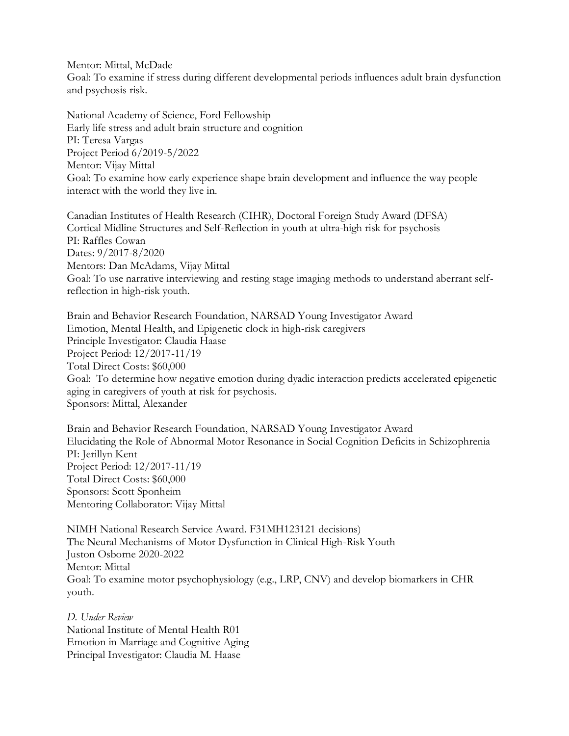Mentor: Mittal, McDade
Goal: To examine if stress during different developmental periods influences adult brain dysfunction and psychosis risk.

National Academy of Science, Ford Fellowship
Early life stress and adult brain structure and cognition
PI: Teresa Vargas
Project Period 6/2019-5/2022
Mentor: Vijay Mittal
Goal: To examine how early experience shape brain development and influence the way people interact with the world they live in.

Canadian Institutes of Health Research (CIHR), Doctoral Foreign Study Award (DFSA)
Cortical Midline Structures and Self-Reflection in youth at ultra-high risk for psychosis
PI: Raffles Cowan
Dates: 9/2017-8/2020
Mentors: Dan McAdams, Vijay Mittal
Goal: To use narrative interviewing and resting stage imaging methods to understand aberrant self-reflection in high-risk youth.

Brain and Behavior Research Foundation, NARSAD Young Investigator Award
Emotion, Mental Health, and Epigenetic clock in high-risk caregivers
Principle Investigator: Claudia Haase
Project Period: 12/2017-11/19
Total Direct Costs: $60,000
Goal: To determine how negative emotion during dyadic interaction predicts accelerated epigenetic aging in caregivers of youth at risk for psychosis.
Sponsors: Mittal, Alexander

Brain and Behavior Research Foundation, NARSAD Young Investigator Award
Elucidating the Role of Abnormal Motor Resonance in Social Cognition Deficits in Schizophrenia
PI: Jerillyn Kent
Project Period: 12/2017-11/19
Total Direct Costs: $60,000
Sponsors: Scott Sponheim
Mentoring Collaborator: Vijay Mittal

NIMH National Research Service Award. F31MH123121 decisions)
The Neural Mechanisms of Motor Dysfunction in Clinical High-Risk Youth
Juston Osborne 2020-2022
Mentor: Mittal
Goal: To examine motor psychophysiology (e.g., LRP, CNV) and develop biomarkers in CHR youth.

*D. Under Review*
National Institute of Mental Health R01
Emotion in Marriage and Cognitive Aging
Principal Investigator: Claudia M. Haase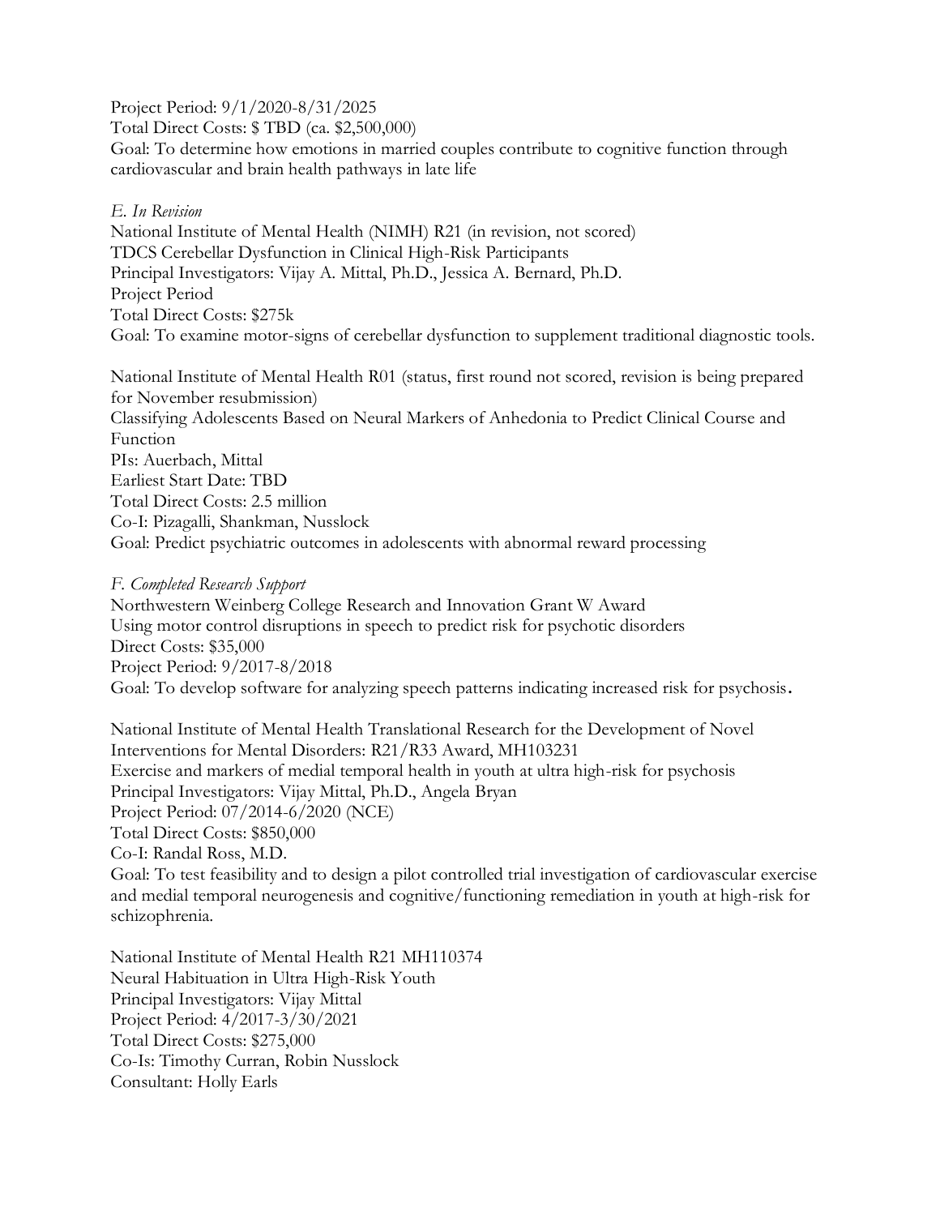Project Period: 9/1/2020-8/31/2025
Total Direct Costs: $ TBD (ca. $2,500,000)
Goal: To determine how emotions in married couples contribute to cognitive function through cardiovascular and brain health pathways in late life

*E. In Revision*

National Institute of Mental Health (NIMH) R21 (in revision, not scored)
TDCS Cerebellar Dysfunction in Clinical High-Risk Participants
Principal Investigators: Vijay A. Mittal, Ph.D., Jessica A. Bernard, Ph.D.
Project Period
Total Direct Costs: $275k
Goal: To examine motor-signs of cerebellar dysfunction to supplement traditional diagnostic tools.

National Institute of Mental Health R01 (status, first round not scored, revision is being prepared for November resubmission)
Classifying Adolescents Based on Neural Markers of Anhedonia to Predict Clinical Course and Function
PIs: Auerbach, Mittal
Earliest Start Date: TBD
Total Direct Costs: 2.5 million
Co-I: Pizagalli, Shankman, Nusslock
Goal: Predict psychiatric outcomes in adolescents with abnormal reward processing

*F. Completed Research Support*

Northwestern Weinberg College Research and Innovation Grant W Award
Using motor control disruptions in speech to predict risk for psychotic disorders
Direct Costs: $35,000
Project Period: 9/2017-8/2018
Goal: To develop software for analyzing speech patterns indicating increased risk for psychosis.

National Institute of Mental Health Translational Research for the Development of Novel Interventions for Mental Disorders: R21/R33 Award, MH103231
Exercise and markers of medial temporal health in youth at ultra high-risk for psychosis
Principal Investigators: Vijay Mittal, Ph.D., Angela Bryan
Project Period: 07/2014-6/2020 (NCE)
Total Direct Costs: $850,000
Co-I: Randal Ross, M.D.
Goal: To test feasibility and to design a pilot controlled trial investigation of cardiovascular exercise and medial temporal neurogenesis and cognitive/functioning remediation in youth at high-risk for schizophrenia.

National Institute of Mental Health R21 MH110374
Neural Habituation in Ultra High-Risk Youth
Principal Investigators: Vijay Mittal
Project Period: 4/2017-3/30/2021
Total Direct Costs: $275,000
Co-Is: Timothy Curran, Robin Nusslock
Consultant: Holly Earls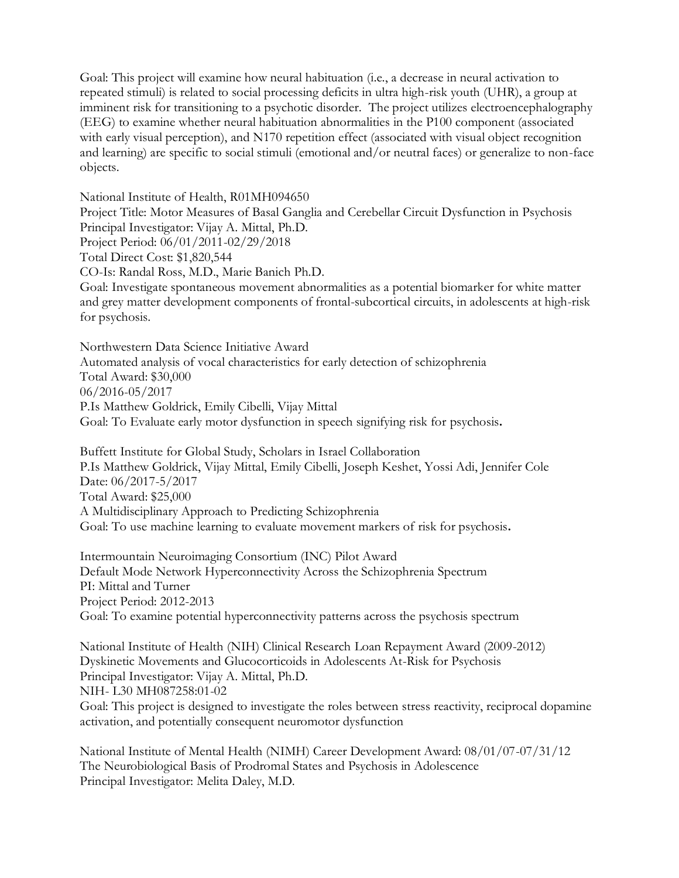Goal: This project will examine how neural habituation (i.e., a decrease in neural activation to repeated stimuli) is related to social processing deficits in ultra high-risk youth (UHR), a group at imminent risk for transitioning to a psychotic disorder. The project utilizes electroencephalography (EEG) to examine whether neural habituation abnormalities in the P100 component (associated with early visual perception), and N170 repetition effect (associated with visual object recognition and learning) are specific to social stimuli (emotional and/or neutral faces) or generalize to non-face objects.

National Institute of Health, R01MH094650
Project Title: Motor Measures of Basal Ganglia and Cerebellar Circuit Dysfunction in Psychosis
Principal Investigator: Vijay A. Mittal, Ph.D.
Project Period: 06/01/2011-02/29/2018
Total Direct Cost: $1,820,544
CO-Is: Randal Ross, M.D., Marie Banich Ph.D.
Goal: Investigate spontaneous movement abnormalities as a potential biomarker for white matter and grey matter development components of frontal-subcortical circuits, in adolescents at high-risk for psychosis.

Northwestern Data Science Initiative Award
Automated analysis of vocal characteristics for early detection of schizophrenia
Total Award: $30,000
06/2016-05/2017
P.Is Matthew Goldrick, Emily Cibelli, Vijay Mittal
Goal: To Evaluate early motor dysfunction in speech signifying risk for psychosis**.**

Buffett Institute for Global Study, Scholars in Israel Collaboration
P.Is Matthew Goldrick, Vijay Mittal, Emily Cibelli, Joseph Keshet, Yossi Adi, Jennifer Cole
Date: 06/2017-5/2017
Total Award: $25,000
A Multidisciplinary Approach to Predicting Schizophrenia
Goal: To use machine learning to evaluate movement markers of risk for psychosis**.**

Intermountain Neuroimaging Consortium (INC) Pilot Award
Default Mode Network Hyperconnectivity Across the Schizophrenia Spectrum
PI: Mittal and Turner
Project Period: 2012-2013
Goal: To examine potential hyperconnectivity patterns across the psychosis spectrum

National Institute of Health (NIH) Clinical Research Loan Repayment Award (2009-2012)
Dyskinetic Movements and Glucocorticoids in Adolescents At-Risk for Psychosis
Principal Investigator: Vijay A. Mittal, Ph.D.
NIH- L30 MH087258:01-02
Goal: This project is designed to investigate the roles between stress reactivity, reciprocal dopamine activation, and potentially consequent neuromotor dysfunction

National Institute of Mental Health (NIMH) Career Development Award: 08/01/07-07/31/12
The Neurobiological Basis of Prodromal States and Psychosis in Adolescence
Principal Investigator: Melita Daley, M.D.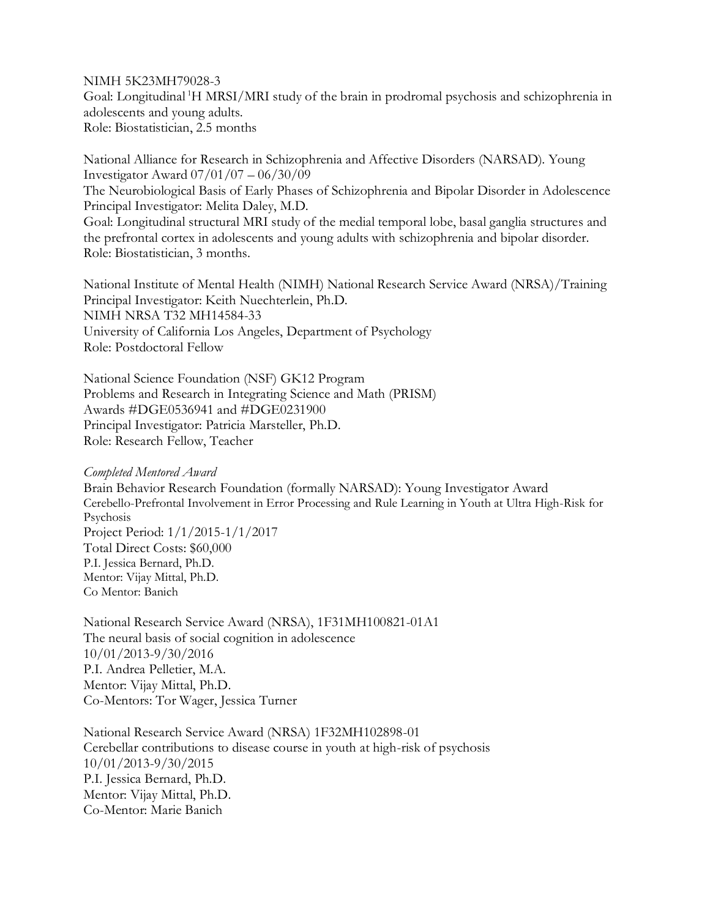NIMH 5K23MH79028-3
Goal: Longitudinal $^{1}H$ MRSI/MRI study of the brain in prodromal psychosis and schizophrenia in adolescents and young adults.
Role: Biostatistician, 2.5 months

National Alliance for Research in Schizophrenia and Affective Disorders (NARSAD). Young Investigator Award 07/01/07 – 06/30/09
The Neurobiological Basis of Early Phases of Schizophrenia and Bipolar Disorder in Adolescence
Principal Investigator: Melita Daley, M.D.
Goal: Longitudinal structural MRI study of the medial temporal lobe, basal ganglia structures and the prefrontal cortex in adolescents and young adults with schizophrenia and bipolar disorder.
Role: Biostatistician, 3 months.

National Institute of Mental Health (NIMH) National Research Service Award (NRSA)/Training
Principal Investigator: Keith Nuechterlein, Ph.D.
NIMH NRSA T32 MH14584-33
University of California Los Angeles, Department of Psychology
Role: Postdoctoral Fellow

National Science Foundation (NSF) GK12 Program
Problems and Research in Integrating Science and Math (PRISM)
Awards #DGE0536941 and #DGE0231900
Principal Investigator: Patricia Marsteller, Ph.D.
Role: Research Fellow, Teacher

*Completed Mentored Award*
Brain Behavior Research Foundation (formally NARSAD): Young Investigator Award
Cerebello-Prefrontal Involvement in Error Processing and Rule Learning in Youth at Ultra High-Risk for Psychosis
Project Period: 1/1/2015-1/1/2017
Total Direct Costs: $60,000
P.I. Jessica Bernard, Ph.D.
Mentor: Vijay Mittal, Ph.D.
Co Mentor: Banich

National Research Service Award (NRSA), 1F31MH100821-01A1
The neural basis of social cognition in adolescence
10/01/2013-9/30/2016
P.I. Andrea Pelletier, M.A.
Mentor: Vijay Mittal, Ph.D.
Co-Mentors: Tor Wager, Jessica Turner

National Research Service Award (NRSA) 1F32MH102898-01
Cerebellar contributions to disease course in youth at high-risk of psychosis
10/01/2013-9/30/2015
P.I. Jessica Bernard, Ph.D.
Mentor: Vijay Mittal, Ph.D.
Co-Mentor: Marie Banich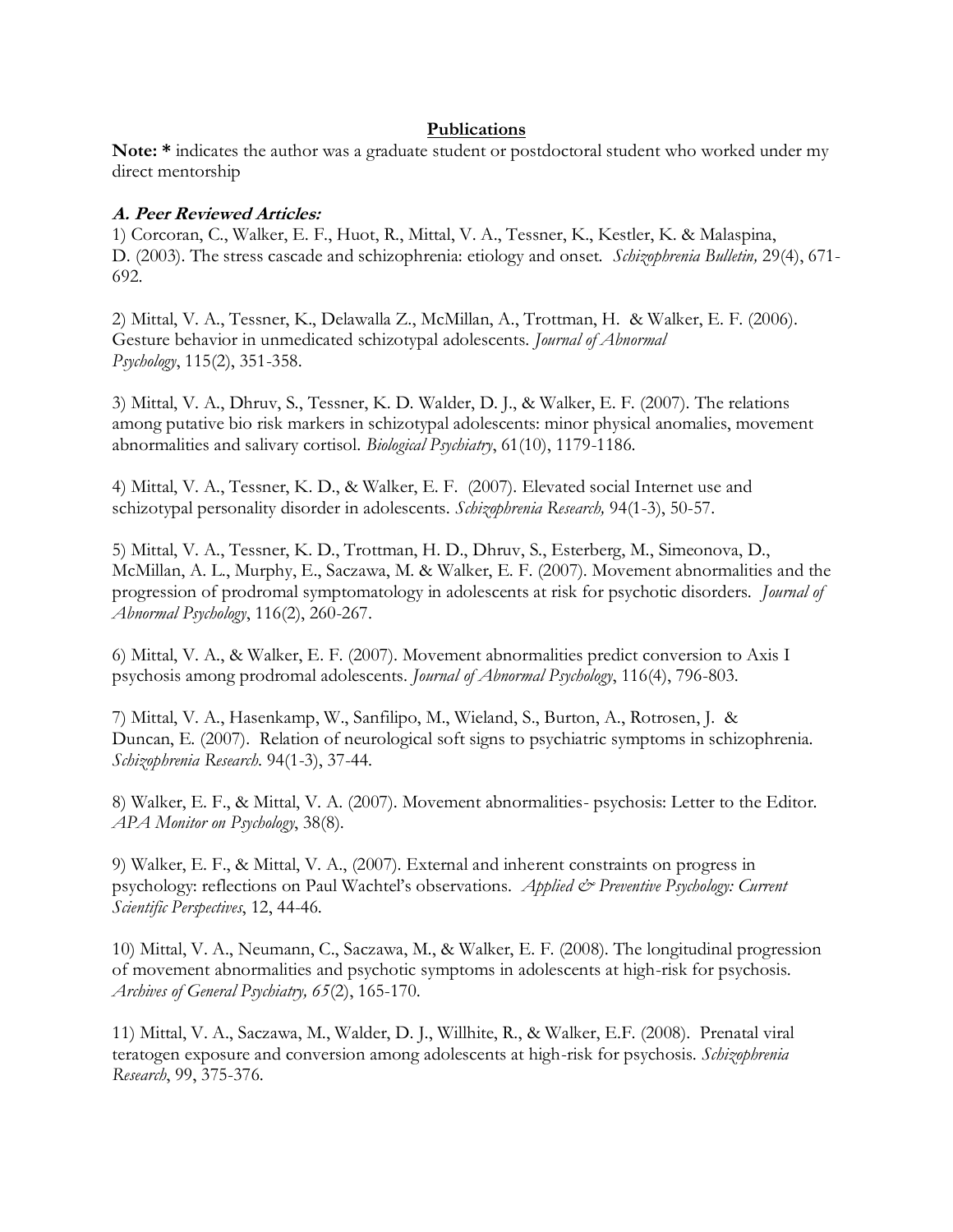## Publications

**Note:** * indicates the author was a graduate student or postdoctoral student who worked under my direct mentorship

### *A. Peer Reviewed Articles:*

1) Corcoran, C., Walker, E. F., Huot, R., Mittal, V. A., Tessner, K., Kestler, K. & Malaspina, D. (2003). The stress cascade and schizophrenia: etiology and onset. *Schizophrenia Bulletin, 29*(4), 671-692.

2) Mittal, V. A., Tessner, K., Delawalla Z., McMillan, A., Trottman, H. & Walker, E. F. (2006). Gesture behavior in unmedicated schizotypal adolescents. *Journal of Abnormal Psychology*, 115(2), 351-358.

3) Mittal, V. A., Dhruv, S., Tessner, K. D. Walder, D. J., & Walker, E. F. (2007). The relations among putative bio risk markers in schizotypal adolescents: minor physical anomalies, movement abnormalities and salivary cortisol. *Biological Psychiatry*, 61(10), 1179-1186.

4) Mittal, V. A., Tessner, K. D., & Walker, E. F. (2007). Elevated social Internet use and schizotypal personality disorder in adolescents. *Schizophrenia Research,* 94(1-3), 50-57.

5) Mittal, V. A., Tessner, K. D., Trottman, H. D., Dhruv, S., Esterberg, M., Simeonova, D., McMillan, A. L., Murphy, E., Saczawa, M. & Walker, E. F. (2007). Movement abnormalities and the progression of prodromal symptomatology in adolescents at risk for psychotic disorders. *Journal of Abnormal Psychology*, 116(2), 260-267.

6) Mittal, V. A., & Walker, E. F. (2007). Movement abnormalities predict conversion to Axis I psychosis among prodromal adolescents. *Journal of Abnormal Psychology*, 116(4), 796-803.

7) Mittal, V. A., Hasenkamp, W., Sanfilipo, M., Wieland, S., Burton, A., Rotrosen, J. & Duncan, E. (2007). Relation of neurological soft signs to psychiatric symptoms in schizophrenia. *Schizophrenia Research*. 94(1-3), 37-44.

8) Walker, E. F., & Mittal, V. A. (2007). Movement abnormalities- psychosis: Letter to the Editor. *APA Monitor on Psychology*, 38(8).

9) Walker, E. F., & Mittal, V. A., (2007). External and inherent constraints on progress in psychology: reflections on Paul Wachtel's observations. *Applied & Preventive Psychology: Current Scientific Perspectives*, 12, 44-46.

10) Mittal, V. A., Neumann, C., Saczawa, M., & Walker, E. F. (2008). The longitudinal progression of movement abnormalities and psychotic symptoms in adolescents at high-risk for psychosis. *Archives of General Psychiatry, 65*(2), 165-170.

11) Mittal, V. A., Saczawa, M., Walder, D. J., Willhite, R., & Walker, E.F. (2008). Prenatal viral teratogen exposure and conversion among adolescents at high-risk for psychosis. *Schizophrenia Research*, 99, 375-376.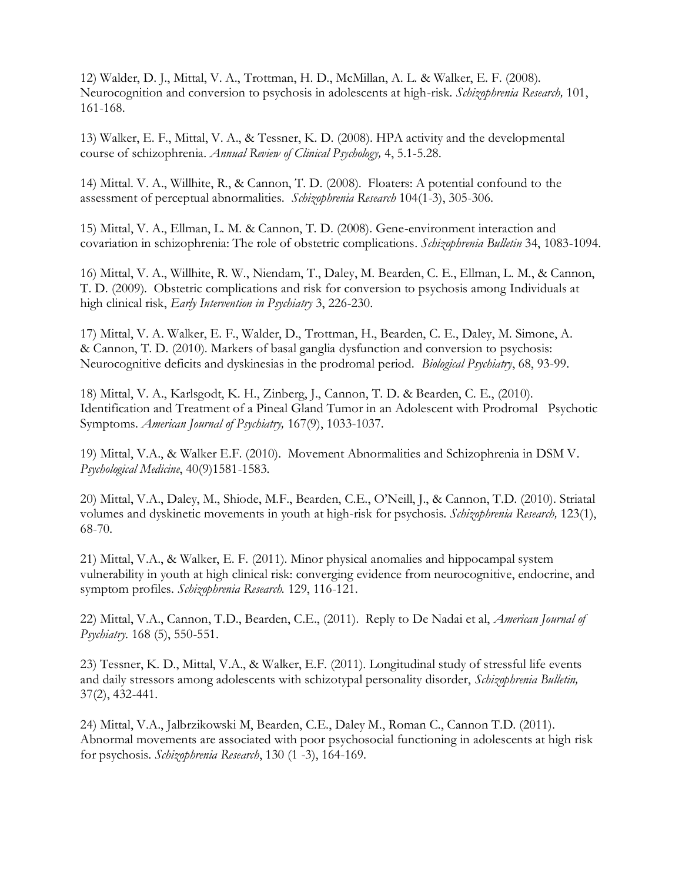12) Walder, D. J., Mittal, V. A., Trottman, H. D., McMillan, A. L. & Walker, E. F. (2008). Neurocognition and conversion to psychosis in adolescents at high-risk. *Schizophrenia Research,* 101, 161-168.

13) Walker, E. F., Mittal, V. A., & Tessner, K. D. (2008). HPA activity and the developmental course of schizophrenia. *Annual Review of Clinical Psychology,* 4, 5.1-5.28.

14) Mittal. V. A., Willhite, R., & Cannon, T. D. (2008). Floaters: A potential confound to the assessment of perceptual abnormalities. *Schizophrenia Research* 104(1-3), 305-306.

15) Mittal, V. A., Ellman, L. M. & Cannon, T. D. (2008). Gene-environment interaction and covariation in schizophrenia: The role of obstetric complications. *Schizophrenia Bulletin* 34, 1083-1094.

16) Mittal, V. A., Willhite, R. W., Niendam, T., Daley, M. Bearden, C. E., Ellman, L. M., & Cannon, T. D. (2009). Obstetric complications and risk for conversion to psychosis among Individuals at high clinical risk, *Early Intervention in Psychiatry* 3, 226-230.

17) Mittal, V. A. Walker, E. F., Walder, D., Trottman, H., Bearden, C. E., Daley, M. Simone, A. & Cannon, T. D. (2010). Markers of basal ganglia dysfunction and conversion to psychosis: Neurocognitive deficits and dyskinesias in the prodromal period. *Biological Psychiatry*, 68, 93-99.

18) Mittal, V. A., Karlsgodt, K. H., Zinberg, J., Cannon, T. D. & Bearden, C. E., (2010). Identification and Treatment of a Pineal Gland Tumor in an Adolescent with Prodromal Psychotic Symptoms. *American Journal of Psychiatry,* 167(9), 1033-1037.

19) Mittal, V.A., & Walker E.F. (2010). Movement Abnormalities and Schizophrenia in DSM V. *Psychological Medicine*, 40(9)1581-1583.

20) Mittal, V.A., Daley, M., Shiode, M.F., Bearden, C.E., O'Neill, J., & Cannon, T.D. (2010). Striatal volumes and dyskinetic movements in youth at high-risk for psychosis. *Schizophrenia Research,* 123(1), 68-70.

21) Mittal, V.A., & Walker, E. F. (2011). Minor physical anomalies and hippocampal system vulnerability in youth at high clinical risk: converging evidence from neurocognitive, endocrine, and symptom profiles. *Schizophrenia Research.* 129, 116-121.

22) Mittal, V.A., Cannon, T.D., Bearden, C.E., (2011). Reply to De Nadai et al, *American Journal of Psychiatry.* 168 (5), 550-551.

23) Tessner, K. D., Mittal, V.A., & Walker, E.F. (2011). Longitudinal study of stressful life events and daily stressors among adolescents with schizotypal personality disorder, *Schizophrenia Bulletin,* 37(2), 432-441.

24) Mittal, V.A., Jalbrzikowski M, Bearden, C.E., Daley M., Roman C., Cannon T.D. (2011). Abnormal movements are associated with poor psychosocial functioning in adolescents at high risk for psychosis. *Schizophrenia Research*, 130 (1 -3), 164-169.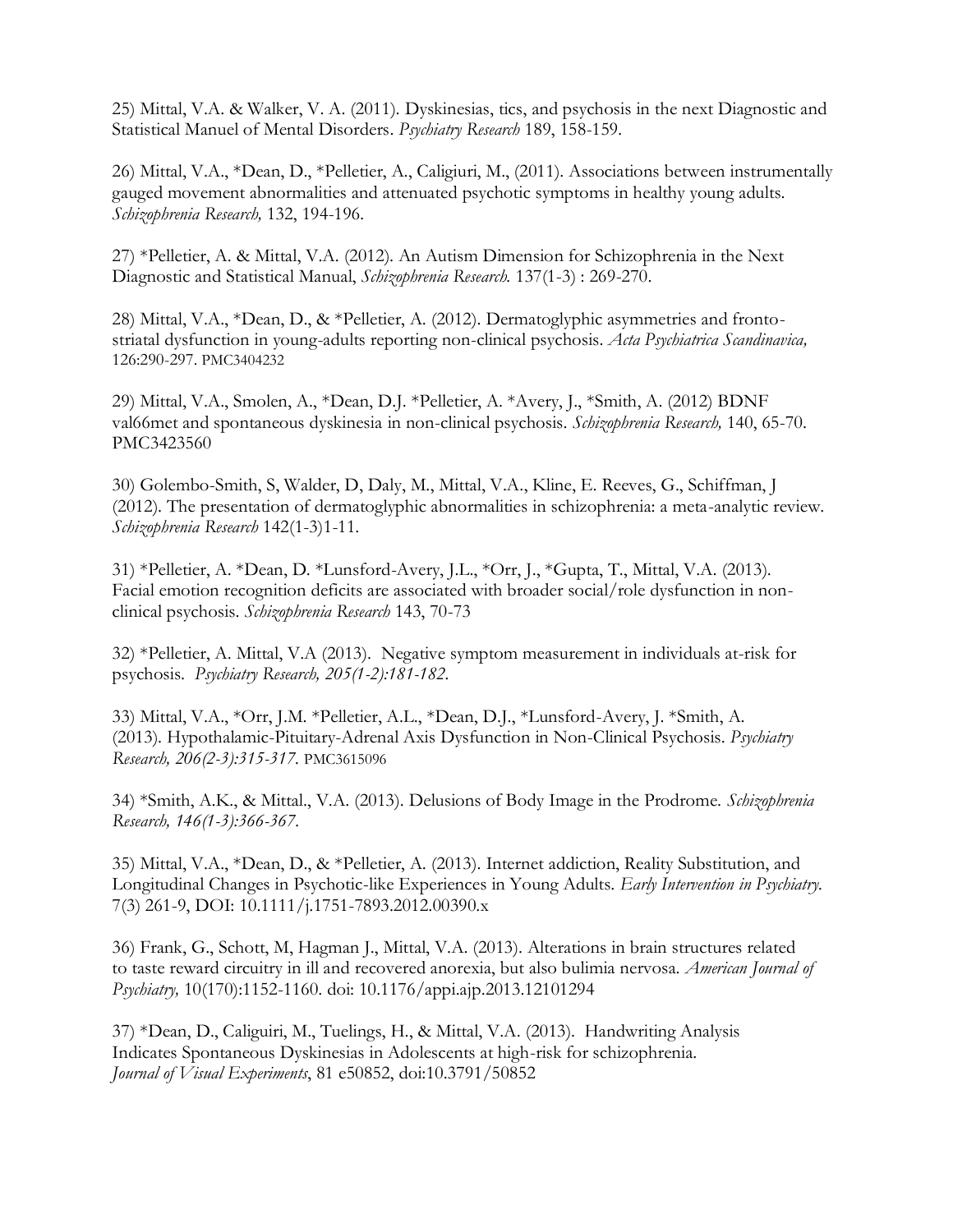25) Mittal, V.A. & Walker, V. A. (2011). Dyskinesias, tics, and psychosis in the next Diagnostic and Statistical Manuel of Mental Disorders. *Psychiatry Research* 189, 158-159.

26) Mittal, V.A., *Dean, D., *Pelletier, A., Caligiuri, M., (2011). Associations between instrumentally gauged movement abnormalities and attenuated psychotic symptoms in healthy young adults. *Schizophrenia Research,* 132, 194-196.

27) *Pelletier, A. & Mittal, V.A. (2012). An Autism Dimension for Schizophrenia in the Next Diagnostic and Statistical Manual, *Schizophrenia Research.* 137(1-3) : 269-270.

28) Mittal, V.A., *Dean, D., & *Pelletier, A. (2012). Dermatoglyphic asymmetries and fronto-striatal dysfunction in young-adults reporting non-clinical psychosis. *Acta Psychiatrica Scandinavica,* 126:290-297. PMC3404232

29) Mittal, V.A., Smolen, A., *Dean, D.J. *Pelletier, A. *Avery, J., *Smith, A. (2012) BDNF val66met and spontaneous dyskinesia in non-clinical psychosis. *Schizophrenia Research,* 140, 65-70. PMC3423560

30) Golembo-Smith, S, Walder, D, Daly, M., Mittal, V.A., Kline, E. Reeves, G., Schiffman, J (2012). The presentation of dermatoglyphic abnormalities in schizophrenia: a meta-analytic review. *Schizophrenia Research* 142(1-3)1-11.

31) *Pelletier, A. *Dean, D. *Lunsford-Avery, J.L., *Orr, J., *Gupta, T., Mittal, V.A. (2013). Facial emotion recognition deficits are associated with broader social/role dysfunction in non-clinical psychosis. *Schizophrenia Research* 143, 70-73

32) *Pelletier, A. Mittal, V.A (2013). Negative symptom measurement in individuals at-risk for psychosis. *Psychiatry Research, 205(1-2):181-182.*

33) Mittal, V.A., *Orr, J.M. *Pelletier, A.L., *Dean, D.J., *Lunsford-Avery, J. *Smith, A. (2013). Hypothalamic-Pituitary-Adrenal Axis Dysfunction in Non-Clinical Psychosis. *Psychiatry Research, 206(2-3):315-317.* PMC3615096

34) *Smith, A.K., & Mittal., V.A. (2013). Delusions of Body Image in the Prodrome. *Schizophrenia Research, 146(1-3):366-367.*

35) Mittal, V.A., *Dean, D., & *Pelletier, A. (2013). Internet addiction, Reality Substitution, and Longitudinal Changes in Psychotic-like Experiences in Young Adults. *Early Intervention in Psychiatry.* 7(3) 261-9, DOI: 10.1111/j.1751-7893.2012.00390.x

36) Frank, G., Schott, M, Hagman J., Mittal, V.A. (2013). Alterations in brain structures related to taste reward circuitry in ill and recovered anorexia, but also bulimia nervosa. *American Journal of Psychiatry,* 10(170):1152-1160. doi: 10.1176/appi.ajp.2013.12101294

37) *Dean, D., Caliguiri, M., Tuelings, H., & Mittal, V.A. (2013). Handwriting Analysis Indicates Spontaneous Dyskinesias in Adolescents at high-risk for schizophrenia. *Journal of Visual Experiments*, 81 e50852, doi:10.3791/50852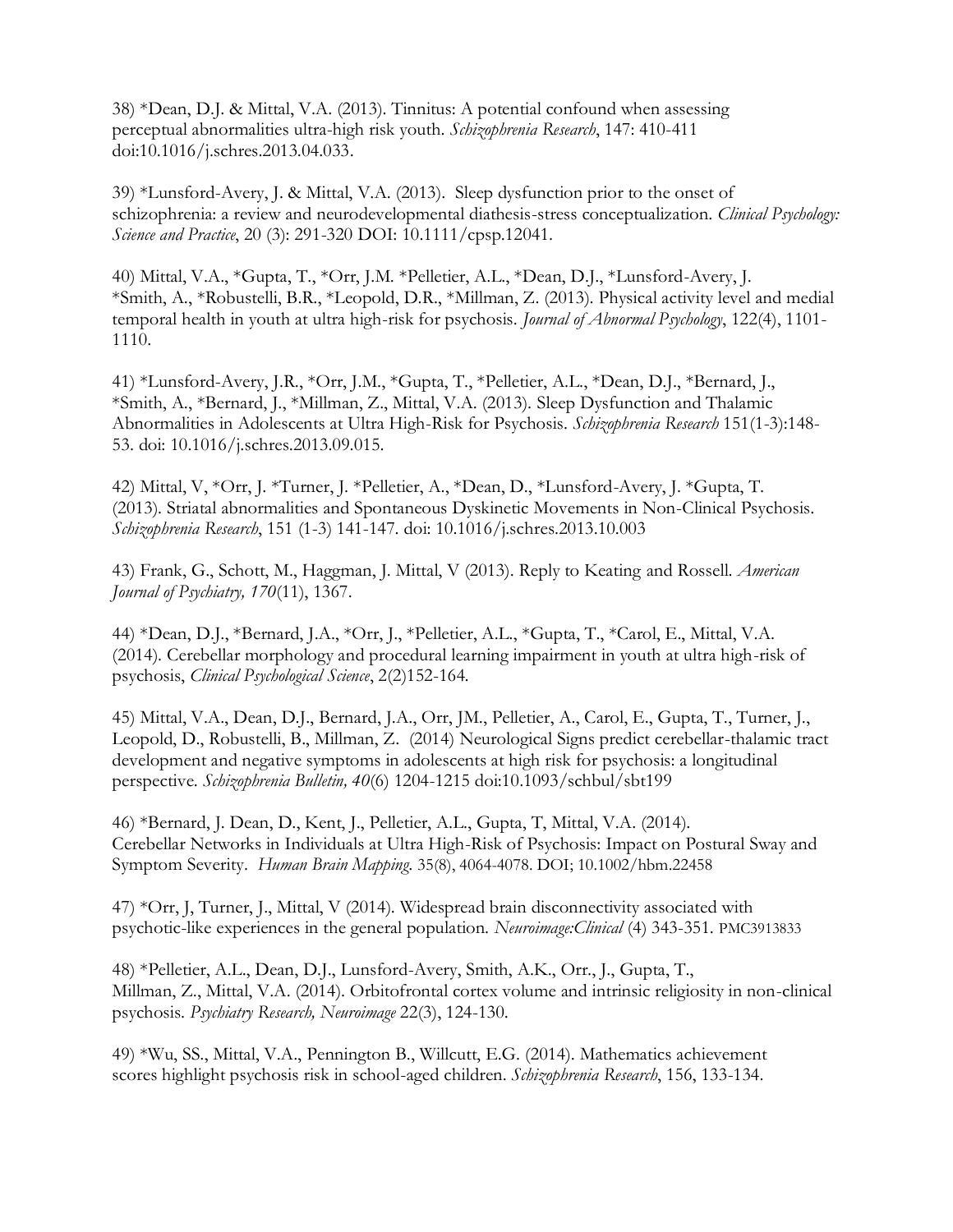38) *Dean, D.J. & Mittal, V.A. (2013). Tinnitus: A potential confound when assessing perceptual abnormalities ultra-high risk youth. *Schizophrenia Research*, 147: 410-411 doi:10.1016/j.schres.2013.04.033.

39) *Lunsford-Avery, J. & Mittal, V.A. (2013). Sleep dysfunction prior to the onset of schizophrenia: a review and neurodevelopmental diathesis-stress conceptualization. *Clinical Psychology: Science and Practice*, 20 (3): 291-320 DOI: 10.1111/cpsp.12041.

40) Mittal, V.A., *Gupta, T., *Orr, J.M. *Pelletier, A.L., *Dean, D.J., *Lunsford-Avery, J. *Smith, A., *Robustelli, B.R., *Leopold, D.R., *Millman, Z. (2013). Physical activity level and medial temporal health in youth at ultra high-risk for psychosis. *Journal of Abnormal Psychology*, 122(4), 1101-1110.

41) *Lunsford-Avery, J.R., *Orr, J.M., *Gupta, T., *Pelletier, A.L., *Dean, D.J., *Bernard, J., *Smith, A., *Bernard, J., *Millman, Z., Mittal, V.A. (2013). Sleep Dysfunction and Thalamic Abnormalities in Adolescents at Ultra High-Risk for Psychosis. *Schizophrenia Research* 151(1-3):148-53. doi: 10.1016/j.schres.2013.09.015.

42) Mittal, V, *Orr, J. *Turner, J. *Pelletier, A., *Dean, D., *Lunsford-Avery, J. *Gupta, T. (2013). Striatal abnormalities and Spontaneous Dyskinetic Movements in Non-Clinical Psychosis. *Schizophrenia Research*, 151 (1-3) 141-147. doi: 10.1016/j.schres.2013.10.003

43) Frank, G., Schott, M., Haggman, J. Mittal, V (2013). Reply to Keating and Rossell. *American Journal of Psychiatry, 170*(11), 1367.

44) *Dean, D.J., *Bernard, J.A., *Orr, J., *Pelletier, A.L., *Gupta, T., *Carol, E., Mittal, V.A. (2014). Cerebellar morphology and procedural learning impairment in youth at ultra high-risk of psychosis, *Clinical Psychological Science*, 2(2)152-164.

45) Mittal, V.A., Dean, D.J., Bernard, J.A., Orr, JM., Pelletier, A., Carol, E., Gupta, T., Turner, J., Leopold, D., Robustelli, B., Millman, Z. (2014) Neurological Signs predict cerebellar-thalamic tract development and negative symptoms in adolescents at high risk for psychosis: a longitudinal perspective. *Schizophrenia Bulletin, 40*(6) 1204-1215 doi:10.1093/schbul/sbt199

46) *Bernard, J. Dean, D., Kent, J., Pelletier, A.L., Gupta, T, Mittal, V.A. (2014). Cerebellar Networks in Individuals at Ultra High-Risk of Psychosis: Impact on Postural Sway and Symptom Severity. *Human Brain Mapping*. 35(8), 4064-4078. DOI; 10.1002/hbm.22458

47) *Orr, J, Turner, J., Mittal, V (2014). Widespread brain disconnectivity associated with psychotic-like experiences in the general population. *Neuroimage:Clinical* (4) 343-351. PMC3913833

48) *Pelletier, A.L., Dean, D.J., Lunsford-Avery, Smith, A.K., Orr., J., Gupta, T., Millman, Z., Mittal, V.A. (2014). Orbitofrontal cortex volume and intrinsic religiosity in non-clinical psychosis. *Psychiatry Research, Neuroimage* 22(3), 124-130.

49) *Wu, SS., Mittal, V.A., Pennington B., Willcutt, E.G. (2014). Mathematics achievement scores highlight psychosis risk in school-aged children. *Schizophrenia Research*, 156, 133-134.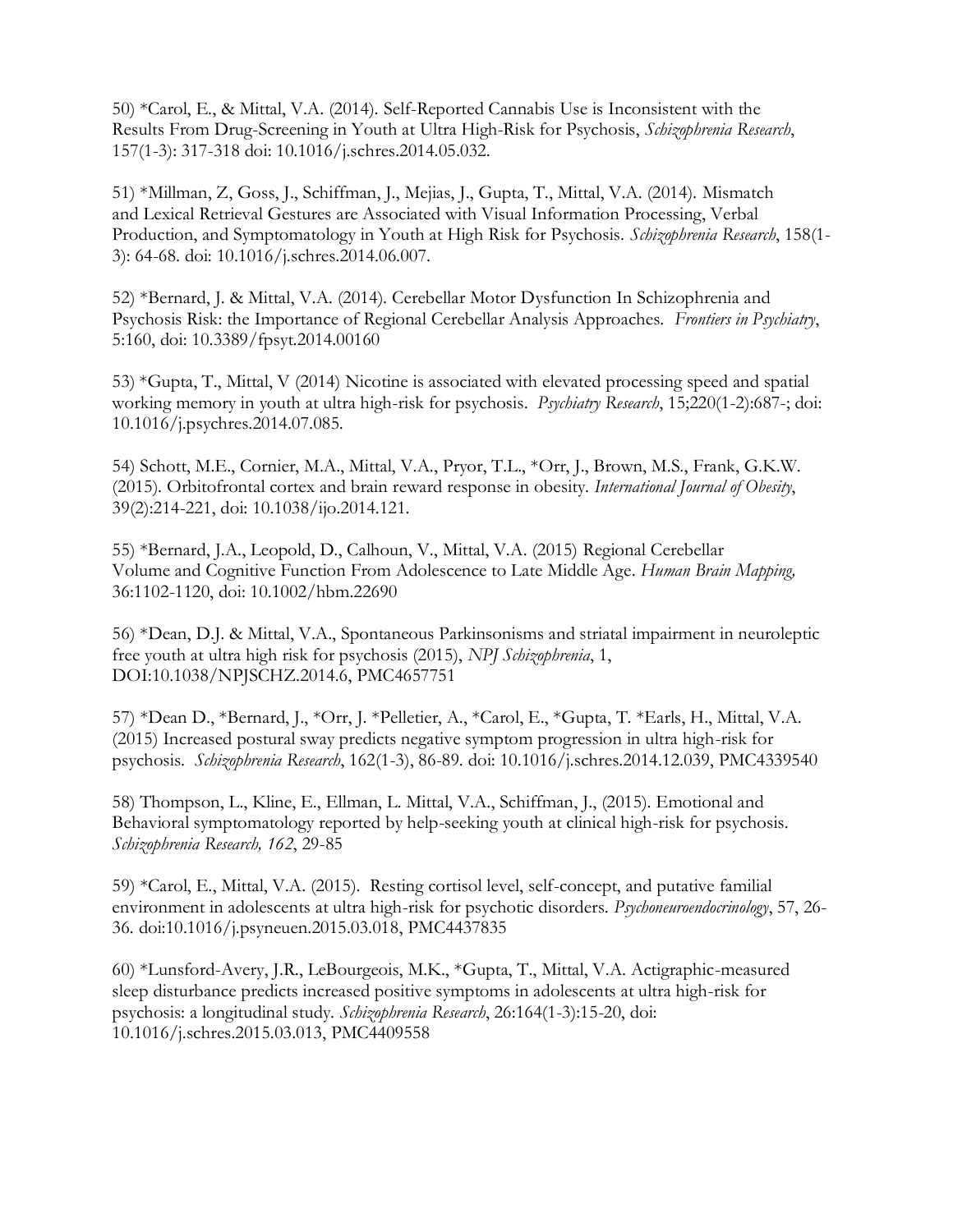50) *Carol, E., & Mittal, V.A. (2014). Self-Reported Cannabis Use is Inconsistent with the Results From Drug-Screening in Youth at Ultra High-Risk for Psychosis, *Schizophrenia Research*, 157(1-3): 317-318 doi: 10.1016/j.schres.2014.05.032.

51) *Millman, Z, Goss, J., Schiffman, J., Mejias, J., Gupta, T., Mittal, V.A. (2014). Mismatch and Lexical Retrieval Gestures are Associated with Visual Information Processing, Verbal Production, and Symptomatology in Youth at High Risk for Psychosis. *Schizophrenia Research*, 158(1-3): 64-68. doi: 10.1016/j.schres.2014.06.007.

52) *Bernard, J. & Mittal, V.A. (2014). Cerebellar Motor Dysfunction In Schizophrenia and Psychosis Risk: the Importance of Regional Cerebellar Analysis Approaches. *Frontiers in Psychiatry*, 5:160, doi: 10.3389/fpsyt.2014.00160

53) *Gupta, T., Mittal, V (2014) Nicotine is associated with elevated processing speed and spatial working memory in youth at ultra high-risk for psychosis. *Psychiatry Research*, 15;220(1-2):687-; doi: 10.1016/j.psychres.2014.07.085.

54) Schott, M.E., Cornier, M.A., Mittal, V.A., Pryor, T.L., *Orr, J., Brown, M.S., Frank, G.K.W. (2015). Orbitofrontal cortex and brain reward response in obesity. *International Journal of Obesity*, 39(2):214-221, doi: 10.1038/ijo.2014.121.

55) *Bernard, J.A., Leopold, D., Calhoun, V., Mittal, V.A. (2015) Regional Cerebellar Volume and Cognitive Function From Adolescence to Late Middle Age. *Human Brain Mapping,* 36:1102-1120, doi: 10.1002/hbm.22690

56) *Dean, D.J. & Mittal, V.A., Spontaneous Parkinsonisms and striatal impairment in neuroleptic free youth at ultra high risk for psychosis (2015), *NPJ Schizophrenia*, 1, DOI:10.1038/NPJSCHZ.2014.6, PMC4657751

57) *Dean D., *Bernard, J., *Orr, J. *Pelletier, A., *Carol, E., *Gupta, T. *Earls, H., Mittal, V.A. (2015) Increased postural sway predicts negative symptom progression in ultra high-risk for psychosis. *Schizophrenia Research*, 162(1-3), 86-89. doi: 10.1016/j.schres.2014.12.039, PMC4339540

58) Thompson, L., Kline, E., Ellman, L. Mittal, V.A., Schiffman, J., (2015). Emotional and Behavioral symptomatology reported by help-seeking youth at clinical high-risk for psychosis. *Schizophrenia Research, 162*, 29-85

59) *Carol, E., Mittal, V.A. (2015). Resting cortisol level, self-concept, and putative familial environment in adolescents at ultra high-risk for psychotic disorders. *Psychoneuroendocrinology*, 57, 26-36. doi:10.1016/j.psyneuen.2015.03.018, PMC4437835

60) *Lunsford-Avery, J.R., LeBourgeois, M.K., *Gupta, T., Mittal, V.A. Actigraphic-measured sleep disturbance predicts increased positive symptoms in adolescents at ultra high-risk for psychosis: a longitudinal study. *Schizophrenia Research*, 26:164(1-3):15-20, doi: 10.1016/j.schres.2015.03.013, PMC4409558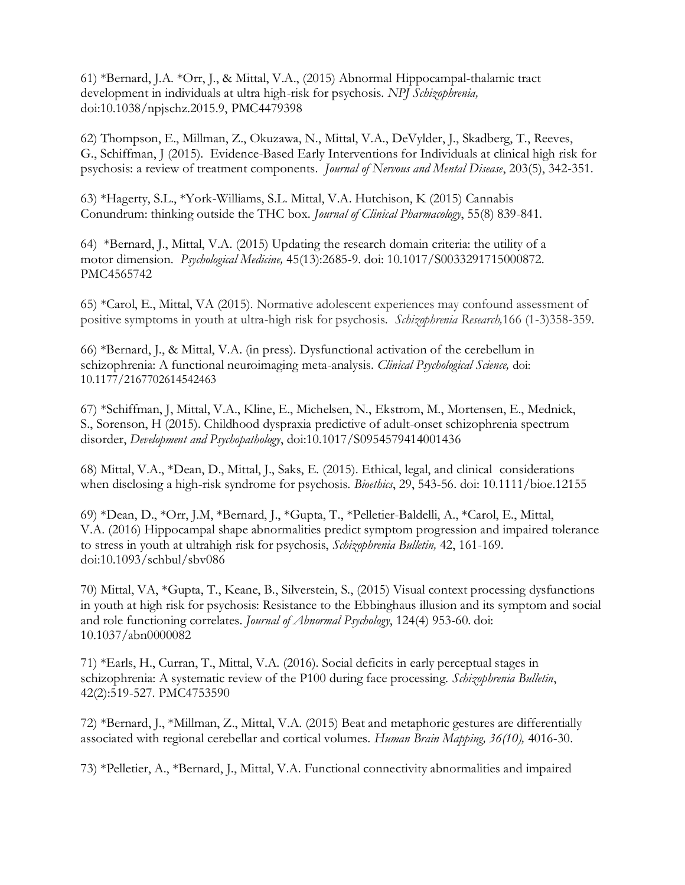61) *Bernard, J.A. *Orr, J., & Mittal, V.A., (2015) Abnormal Hippocampal-thalamic tract development in individuals at ultra high-risk for psychosis. *NPJ Schizophrenia,* doi:10.1038/npjschz.2015.9, PMC4479398

62) Thompson, E., Millman, Z., Okuzawa, N., Mittal, V.A., DeVylder, J., Skadberg, T., Reeves, G., Schiffman, J (2015). Evidence-Based Early Interventions for Individuals at clinical high risk for psychosis: a review of treatment components. *Journal of Nervous and Mental Disease*, 203(5), 342-351.

63) *Hagerty, S.L., *York-Williams, S.L. Mittal, V.A. Hutchison, K (2015) Cannabis Conundrum: thinking outside the THC box. *Journal of Clinical Pharmacology*, 55(8) 839-841.

64) *Bernard, J., Mittal, V.A. (2015) Updating the research domain criteria: the utility of a motor dimension. *Psychological Medicine,* 45(13):2685-9. doi: 10.1017/S0033291715000872. PMC4565742

65) *Carol, E., Mittal, VA (2015). Normative adolescent experiences may confound assessment of positive symptoms in youth at ultra-high risk for psychosis. *Schizophrenia Research,*166 (1-3)358-359.

66) *Bernard, J., & Mittal, V.A. (in press). Dysfunctional activation of the cerebellum in schizophrenia: A functional neuroimaging meta-analysis. *Clinical Psychological Science,* doi: 10.1177/2167702614542463

67) *Schiffman, J, Mittal, V.A., Kline, E., Michelsen, N., Ekstrom, M., Mortensen, E., Mednick, S., Sorenson, H (2015). Childhood dyspraxia predictive of adult-onset schizophrenia spectrum disorder, *Development and Psychopathology*, doi:10.1017/S0954579414001436

68) Mittal, V.A., *Dean, D., Mittal, J., Saks, E. (2015). Ethical, legal, and clinical considerations when disclosing a high-risk syndrome for psychosis. *Bioethics*, 29, 543-56. doi: 10.1111/bioe.12155

69) *Dean, D., *Orr, J.M, *Bernard, J., *Gupta, T., *Pelletier-Baldelli, A., *Carol, E., Mittal, V.A. (2016) Hippocampal shape abnormalities predict symptom progression and impaired tolerance to stress in youth at ultrahigh risk for psychosis, *Schizophrenia Bulletin,* 42, 161-169. doi:10.1093/schbul/sbv086

70) Mittal, VA, *Gupta, T., Keane, B., Silverstein, S., (2015) Visual context processing dysfunctions in youth at high risk for psychosis: Resistance to the Ebbinghaus illusion and its symptom and social and role functioning correlates. *Journal of Abnormal Psychology*, 124(4) 953-60. doi: 10.1037/abn0000082

71) *Earls, H., Curran, T., Mittal, V.A. (2016). Social deficits in early perceptual stages in schizophrenia: A systematic review of the P100 during face processing. *Schizophrenia Bulletin*, 42(2):519-527. PMC4753590

72) *Bernard, J., *Millman, Z., Mittal, V.A. (2015) Beat and metaphoric gestures are differentially associated with regional cerebellar and cortical volumes. *Human Brain Mapping, 36(10),* 4016-30.

73) *Pelletier, A., *Bernard, J., Mittal, V.A. Functional connectivity abnormalities and impaired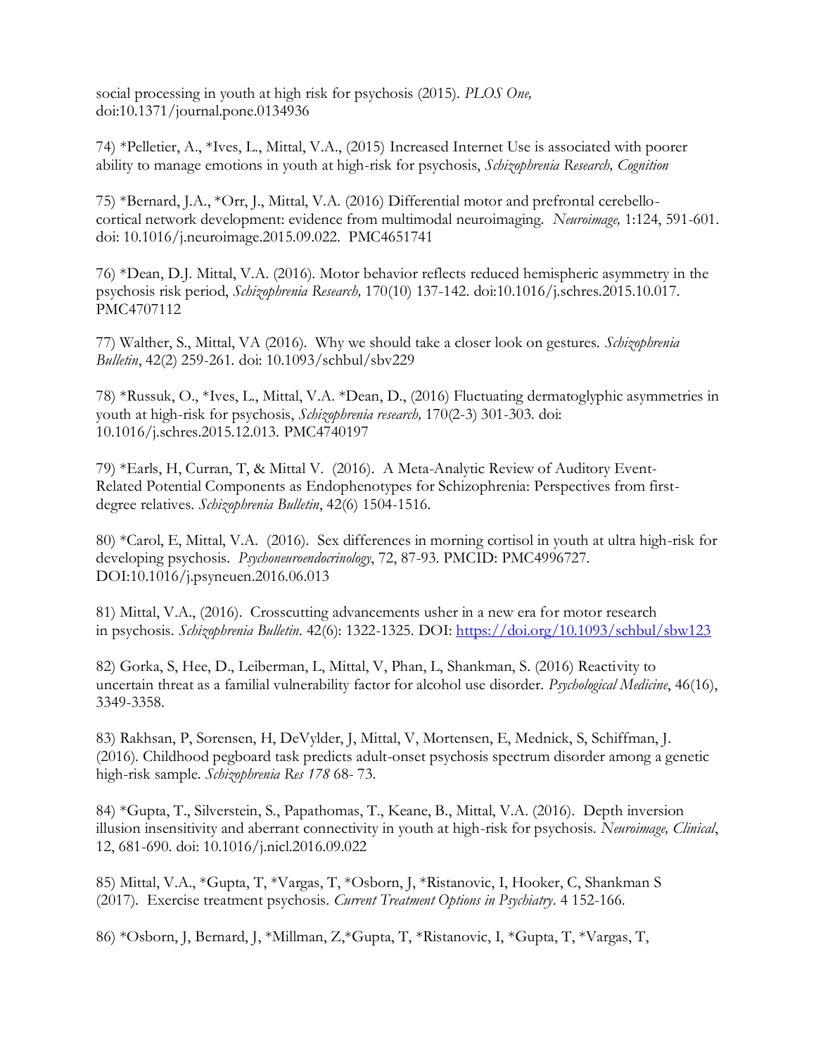social processing in youth at high risk for psychosis (2015). *PLOS One,* doi:10.1371/journal.pone.0134936

74) *Pelletier, A., *Ives, L., Mittal, V.A., (2015) Increased Internet Use is associated with poorer ability to manage emotions in youth at high-risk for psychosis, *Schizophrenia Research, Cognition*

75) *Bernard, J.A., *Orr, J., Mittal, V.A. (2016) Differential motor and prefrontal cerebello-cortical network development: evidence from multimodal neuroimaging. *Neuroimage,* 1:124, 591-601. doi: 10.1016/j.neuroimage.2015.09.022. PMC4651741

76) *Dean, D.J. Mittal, V.A. (2016). Motor behavior reflects reduced hemispheric asymmetry in the psychosis risk period, *Schizophrenia Research,* 170(10) 137-142. doi:10.1016/j.schres.2015.10.017. PMC4707112

77) Walther, S., Mittal, VA (2016). Why we should take a closer look on gestures. *Schizophrenia Bulletin*, 42(2) 259-261. doi: 10.1093/schbul/sbv229

78) *Russuk, O., *Ives, L., Mittal, V.A. *Dean, D., (2016) Fluctuating dermatoglyphic asymmetries in youth at high-risk for psychosis, *Schizophrenia research,* 170(2-3) 301-303. doi: 10.1016/j.schres.2015.12.013. PMC4740197

79) *Earls, H, Curran, T, & Mittal V. (2016). A Meta-Analytic Review of Auditory Event-Related Potential Components as Endophenotypes for Schizophrenia: Perspectives from first-degree relatives. *Schizophrenia Bulletin*, 42(6) 1504-1516.

80) *Carol, E, Mittal, V.A. (2016). Sex differences in morning cortisol in youth at ultra high-risk for developing psychosis. *Psychoneuroendocrinology*, 72, 87-93. PMCID: PMC4996727. DOI:10.1016/j.psyneuen.2016.06.013

81) Mittal, V.A., (2016). Crosscutting advancements usher in a new era for motor research in psychosis. *Schizophrenia Bulletin*. 42(6): 1322-1325. DOI: https://doi.org/10.1093/schbul/sbw123

82) Gorka, S, Hee, D., Leiberman, L, Mittal, V, Phan, L, Shankman, S. (2016) Reactivity to uncertain threat as a familial vulnerability factor for alcohol use disorder. *Psychological Medicine*, 46(16), 3349-3358.

83) Rakhsan, P, Sorensen, H, DeVylder, J, Mittal, V, Mortensen, E, Mednick, S, Schiffman, J. (2016). Childhood pegboard task predicts adult-onset psychosis spectrum disorder among a genetic high-risk sample. *Schizophrenia Res 178* 68- 73.

84) *Gupta, T., Silverstein, S., Papathomas, T., Keane, B., Mittal, V.A. (2016). Depth inversion illusion insensitivity and aberrant connectivity in youth at high-risk for psychosis. *Neuroimage, Clinical*, 12, 681-690. doi: 10.1016/j.nicl.2016.09.022

85) Mittal, V.A., *Gupta, T, *Vargas, T, *Osborn, J, *Ristanovic, I, Hooker, C, Shankman S (2017). Exercise treatment psychosis. *Current Treatment Options in Psychiatry*. 4 152-166.

86) *Osborn, J, Bernard, J, *Millman, Z,*Gupta, T, *Ristanovic, I, *Gupta, T, *Vargas, T,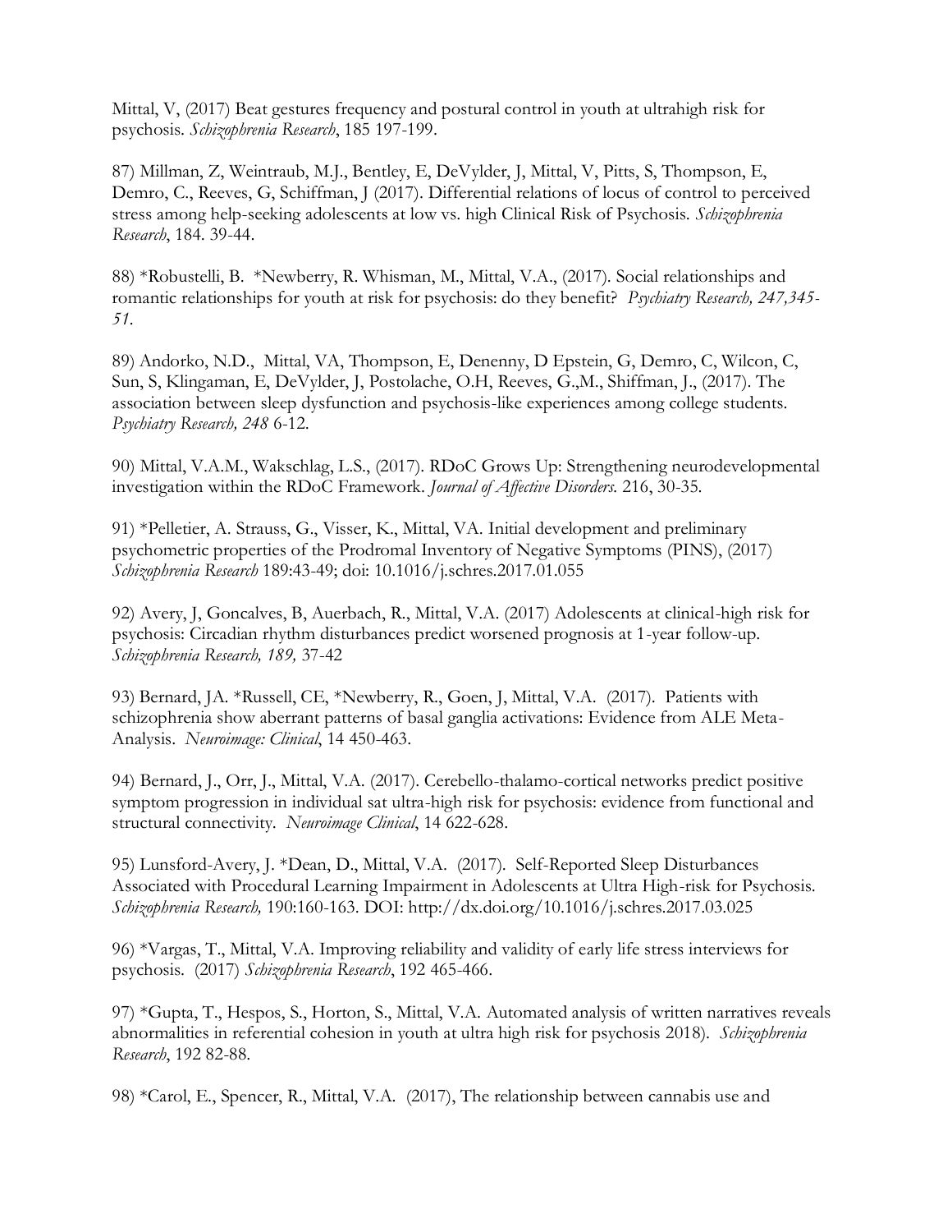Mittal, V, (2017) Beat gestures frequency and postural control in youth at ultrahigh risk for psychosis. *Schizophrenia Research*, 185 197-199.

87) Millman, Z, Weintraub, M.J., Bentley, E, DeVylder, J, Mittal, V, Pitts, S, Thompson, E, Demro, C., Reeves, G, Schiffman, J (2017). Differential relations of locus of control to perceived stress among help-seeking adolescents at low vs. high Clinical Risk of Psychosis. *Schizophrenia Research*, 184. 39-44.

88) *Robustelli, B. *Newberry, R. Whisman, M., Mittal, V.A., (2017). Social relationships and romantic relationships for youth at risk for psychosis: do they benefit? *Psychiatry Research, 247,345-51.*

89) Andorko, N.D., Mittal, VA, Thompson, E, Denenny, D Epstein, G, Demro, C, Wilcon, C, Sun, S, Klingaman, E, DeVylder, J, Postolache, O.H, Reeves, G.,M., Shiffman, J., (2017). The association between sleep dysfunction and psychosis-like experiences among college students. *Psychiatry Research, 248* 6-12.

90) Mittal, V.A.M., Wakschlag, L.S., (2017). RDoC Grows Up: Strengthening neurodevelopmental investigation within the RDoC Framework. *Journal of Affective Disorders.* 216, 30-35.

91) *Pelletier, A. Strauss, G., Visser, K., Mittal, VA. Initial development and preliminary psychometric properties of the Prodromal Inventory of Negative Symptoms (PINS), (2017) *Schizophrenia Research* 189:43-49; doi: 10.1016/j.schres.2017.01.055

92) Avery, J, Goncalves, B, Auerbach, R., Mittal, V.A. (2017) Adolescents at clinical-high risk for psychosis: Circadian rhythm disturbances predict worsened prognosis at 1-year follow-up. *Schizophrenia Research, 189,* 37-42

93) Bernard, JA. *Russell, CE, *Newberry, R., Goen, J, Mittal, V.A. (2017). Patients with schizophrenia show aberrant patterns of basal ganglia activations: Evidence from ALE Meta-Analysis. *Neuroimage: Clinical*, 14 450-463.

94) Bernard, J., Orr, J., Mittal, V.A. (2017). Cerebello-thalamo-cortical networks predict positive symptom progression in individual sat ultra-high risk for psychosis: evidence from functional and structural connectivity. *Neuroimage Clinical*, 14 622-628.

95) Lunsford-Avery, J. *Dean, D., Mittal, V.A. (2017). Self-Reported Sleep Disturbances Associated with Procedural Learning Impairment in Adolescents at Ultra High-risk for Psychosis. *Schizophrenia Research,* 190:160-163. DOI: http://dx.doi.org/10.1016/j.schres.2017.03.025

96) *Vargas, T., Mittal, V.A. Improving reliability and validity of early life stress interviews for psychosis. (2017) *Schizophrenia Research*, 192 465-466.

97) *Gupta, T., Hespos, S., Horton, S., Mittal, V.A. Automated analysis of written narratives reveals abnormalities in referential cohesion in youth at ultra high risk for psychosis 2018). *Schizophrenia Research*, 192 82-88.

98) *Carol, E., Spencer, R., Mittal, V.A. (2017), The relationship between cannabis use and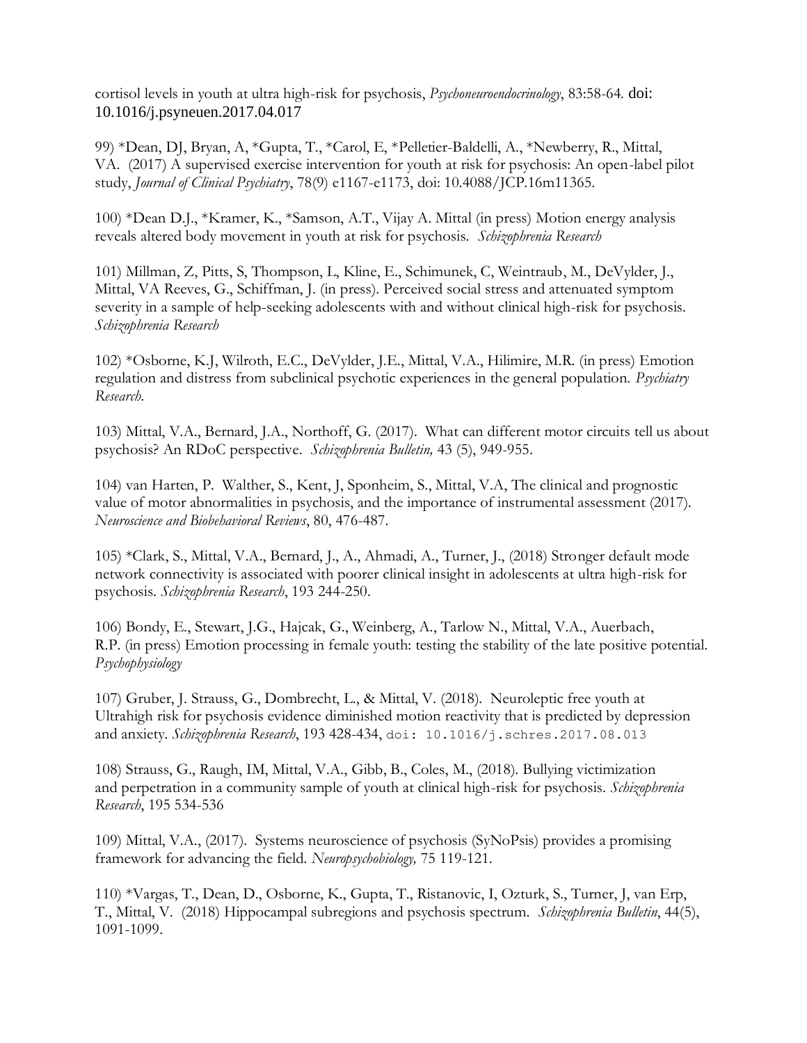cortisol levels in youth at ultra high-risk for psychosis, *Psychoneuroendocrinology*, 83:58-64. doi: 10.1016/j.psyneuen.2017.04.017

99) *Dean, DJ, Bryan, A, *Gupta, T., *Carol, E, *Pelletier-Baldelli, A., *Newberry, R., Mittal, VA. (2017) A supervised exercise intervention for youth at risk for psychosis: An open-label pilot study, *Journal of Clinical Psychiatry*, 78(9) e1167-e1173, doi: 10.4088/JCP.16m11365.

100) *Dean D.J., *Kramer, K., *Samson, A.T., Vijay A. Mittal (in press) Motion energy analysis reveals altered body movement in youth at risk for psychosis. *Schizophrenia Research*

101) Millman, Z, Pitts, S, Thompson, L, Kline, E., Schimunek, C, Weintraub, M., DeVylder, J., Mittal, VA Reeves, G., Schiffman, J. (in press). Perceived social stress and attenuated symptom severity in a sample of help-seeking adolescents with and without clinical high-risk for psychosis. *Schizophrenia Research*

102) *Osborne, K.J, Wilroth, E.C., DeVylder, J.E., Mittal, V.A., Hilimire, M.R. (in press) Emotion regulation and distress from subclinical psychotic experiences in the general population. *Psychiatry Research.*

103) Mittal, V.A., Bernard, J.A., Northoff, G. (2017). What can different motor circuits tell us about psychosis? An RDoC perspective. *Schizophrenia Bulletin,* 43 (5), 949-955.

104) van Harten, P. Walther, S., Kent, J, Sponheim, S., Mittal, V.A, The clinical and prognostic value of motor abnormalities in psychosis, and the importance of instrumental assessment (2017). *Neuroscience and Biobehavioral Reviews*, 80, 476-487.

105) *Clark, S., Mittal, V.A., Bernard, J., A., Ahmadi, A., Turner, J., (2018) Stronger default mode network connectivity is associated with poorer clinical insight in adolescents at ultra high-risk for psychosis. *Schizophrenia Research*, 193 244-250.

106) Bondy, E., Stewart, J.G., Hajcak, G., Weinberg, A., Tarlow N., Mittal, V.A., Auerbach, R.P. (in press) Emotion processing in female youth: testing the stability of the late positive potential. *Psychophysiology*

107) Gruber, J. Strauss, G., Dombrecht, L., & Mittal, V. (2018). Neuroleptic free youth at Ultrahigh risk for psychosis evidence diminished motion reactivity that is predicted by depression and anxiety. *Schizophrenia Research*, 193 428-434, doi: 10.1016/j.schres.2017.08.013

108) Strauss, G., Raugh, IM, Mittal, V.A., Gibb, B., Coles, M., (2018). Bullying victimization and perpetration in a community sample of youth at clinical high-risk for psychosis. *Schizophrenia Research*, 195 534-536

109) Mittal, V.A., (2017). Systems neuroscience of psychosis (SyNoPsis) provides a promising framework for advancing the field. *Neuropsychobiology,* 75 119-121.

110) *Vargas, T., Dean, D., Osborne, K., Gupta, T., Ristanovic, I, Ozturk, S., Turner, J, van Erp, T., Mittal, V. (2018) Hippocampal subregions and psychosis spectrum. *Schizophrenia Bulletin*, 44(5), 1091-1099.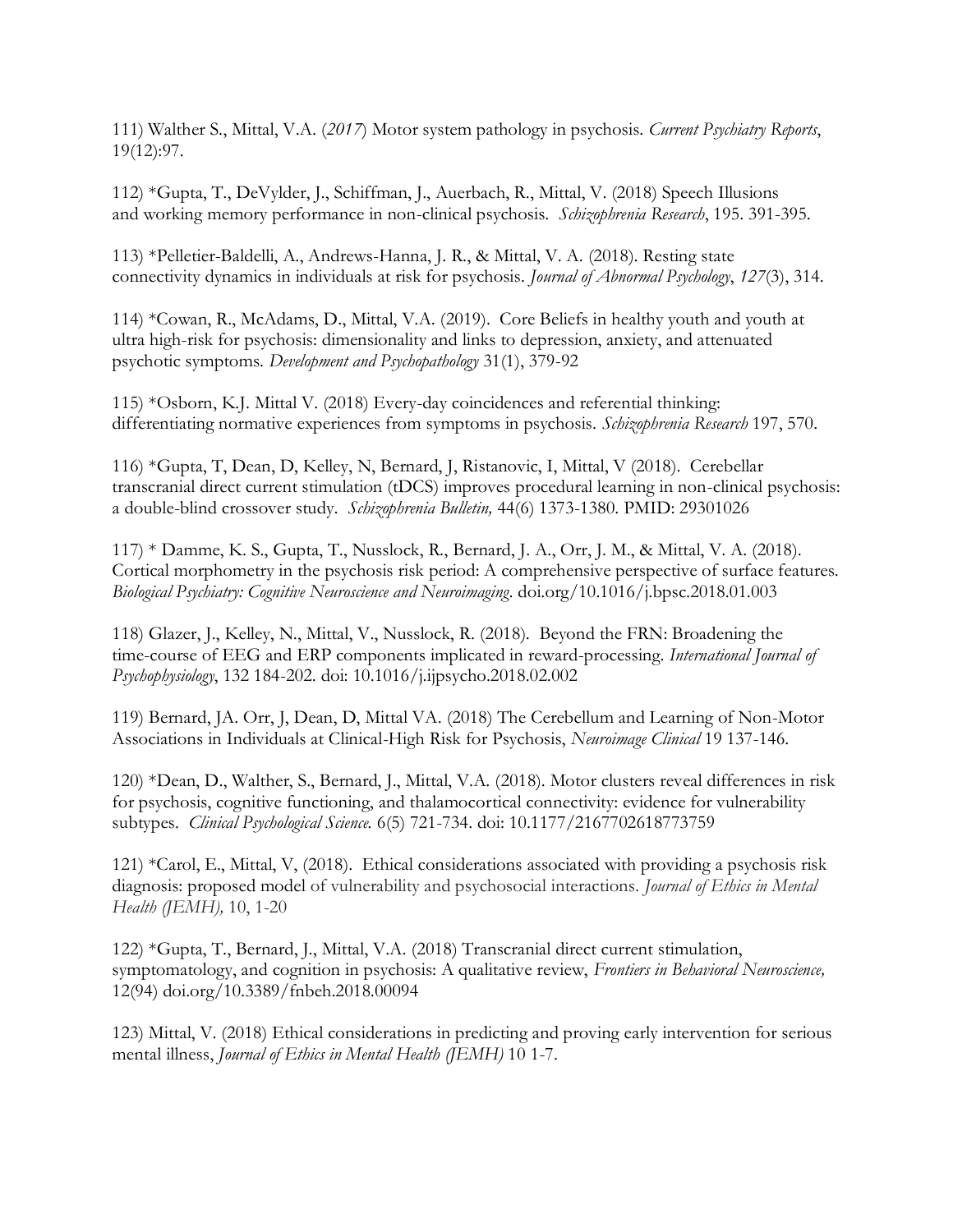111) Walther S., Mittal, V.A. (*2017*) Motor system pathology in psychosis. *Current Psychiatry Reports*, 19(12):97.

112) *Gupta, T., DeVylder, J., Schiffman, J., Auerbach, R., Mittal, V. (2018) Speech Illusions and working memory performance in non-clinical psychosis. *Schizophrenia Research*, 195. 391-395.

113) *Pelletier-Baldelli, A., Andrews-Hanna, J. R., & Mittal, V. A. (2018). Resting state connectivity dynamics in individuals at risk for psychosis. *Journal of Abnormal Psychology*, *127*(3), 314.

114) *Cowan, R., McAdams, D., Mittal, V.A. (2019). Core Beliefs in healthy youth and youth at ultra high-risk for psychosis: dimensionality and links to depression, anxiety, and attenuated psychotic symptoms. *Development and Psychopathology* 31(1), 379-92

115) *Osborn, K.J. Mittal V. (2018) Every-day coincidences and referential thinking: differentiating normative experiences from symptoms in psychosis. *Schizophrenia Research* 197, 570.

116) *Gupta, T, Dean, D, Kelley, N, Bernard, J, Ristanovic, I, Mittal, V (2018). Cerebellar transcranial direct current stimulation (tDCS) improves procedural learning in non-clinical psychosis: a double-blind crossover study. *Schizophrenia Bulletin,* 44(6) 1373-1380. PMID: 29301026

117) * Damme, K. S., Gupta, T., Nusslock, R., Bernard, J. A., Orr, J. M., & Mittal, V. A. (2018). Cortical morphometry in the psychosis risk period: A comprehensive perspective of surface features. *Biological Psychiatry: Cognitive Neuroscience and Neuroimaging*. doi.org/10.1016/j.bpsc.2018.01.003

118) Glazer, J., Kelley, N., Mittal, V., Nusslock, R. (2018). Beyond the FRN: Broadening the time-course of EEG and ERP components implicated in reward-processing. *International Journal of Psychophysiology*, 132 184-202. doi: 10.1016/j.ijpsycho.2018.02.002

119) Bernard, JA. Orr, J, Dean, D, Mittal VA. (2018) The Cerebellum and Learning of Non-Motor Associations in Individuals at Clinical-High Risk for Psychosis, *Neuroimage Clinical* 19 137-146.

120) *Dean, D., Walther, S., Bernard, J., Mittal, V.A. (2018). Motor clusters reveal differences in risk for psychosis, cognitive functioning, and thalamocortical connectivity: evidence for vulnerability subtypes. *Clinical Psychological Science.* 6(5) 721-734. doi: 10.1177/2167702618773759

121) *Carol, E., Mittal, V, (2018). Ethical considerations associated with providing a psychosis risk diagnosis: proposed model of vulnerability and psychosocial interactions. *Journal of Ethics in Mental Health (JEMH),* 10, 1-20

122) *Gupta, T., Bernard, J., Mittal, V.A. (2018) Transcranial direct current stimulation, symptomatology, and cognition in psychosis: A qualitative review, *Frontiers in Behavioral Neuroscience,* 12(94) doi.org/10.3389/fnbeh.2018.00094

123) Mittal, V. (2018) Ethical considerations in predicting and proving early intervention for serious mental illness, *Journal of Ethics in Mental Health (JEMH)* 10 1-7.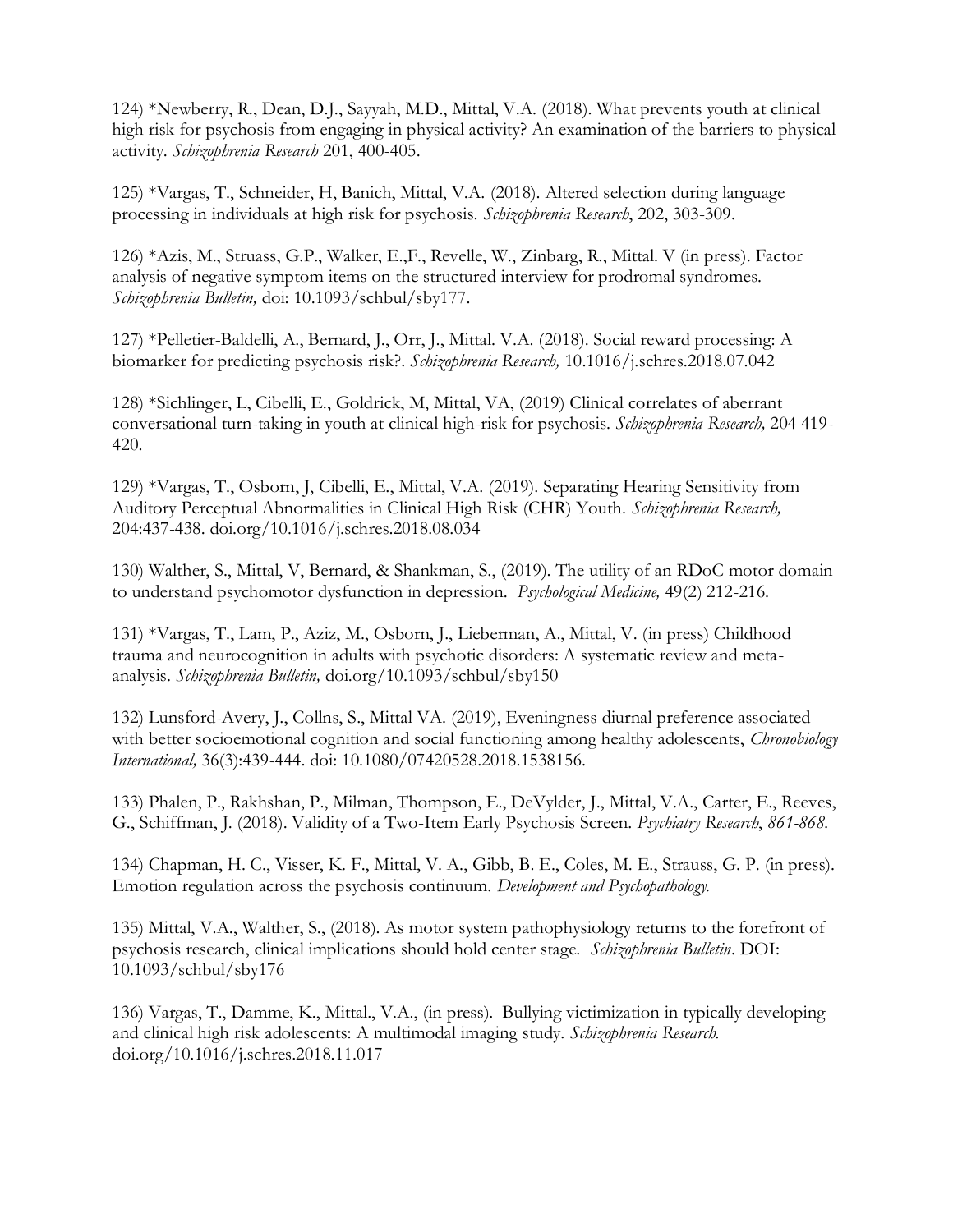124) *Newberry, R., Dean, D.J., Sayyah, M.D., Mittal, V.A. (2018). What prevents youth at clinical high risk for psychosis from engaging in physical activity? An examination of the barriers to physical activity. *Schizophrenia Research* 201, 400-405.

125) *Vargas, T., Schneider, H, Banich, Mittal, V.A. (2018). Altered selection during language processing in individuals at high risk for psychosis. *Schizophrenia Research*, 202, 303-309.

126) *Azis, M., Struass, G.P., Walker, E.,F., Revelle, W., Zinbarg, R., Mittal. V (in press). Factor analysis of negative symptom items on the structured interview for prodromal syndromes. *Schizophrenia Bulletin,* doi: 10.1093/schbul/sby177.

127) *Pelletier-Baldelli, A., Bernard, J., Orr, J., Mittal. V.A. (2018). Social reward processing: A biomarker for predicting psychosis risk?. *Schizophrenia Research,* 10.1016/j.schres.2018.07.042

128) *Sichlinger, L, Cibelli, E., Goldrick, M, Mittal, VA, (2019) Clinical correlates of aberrant conversational turn-taking in youth at clinical high-risk for psychosis. *Schizophrenia Research,* 204 419-420.

129) *Vargas, T., Osborn, J, Cibelli, E., Mittal, V.A. (2019). Separating Hearing Sensitivity from Auditory Perceptual Abnormalities in Clinical High Risk (CHR) Youth. *Schizophrenia Research,* 204:437-438. doi.org/10.1016/j.schres.2018.08.034

130) Walther, S., Mittal, V, Bernard, & Shankman, S., (2019). The utility of an RDoC motor domain to understand psychomotor dysfunction in depression. *Psychological Medicine,* 49(2) 212-216.

131) *Vargas, T., Lam, P., Aziz, M., Osborn, J., Lieberman, A., Mittal, V. (in press) Childhood trauma and neurocognition in adults with psychotic disorders: A systematic review and meta-analysis. *Schizophrenia Bulletin,* doi.org/10.1093/schbul/sby150

132) Lunsford-Avery, J., Collns, S., Mittal VA. (2019), Eveningness diurnal preference associated with better socioemotional cognition and social functioning among healthy adolescents, *Chronobiology International,* 36(3):439-444. doi: 10.1080/07420528.2018.1538156.

133) Phalen, P., Rakhshan, P., Milman, Thompson, E., DeVylder, J., Mittal, V.A., Carter, E., Reeves, G., Schiffman, J. (2018). Validity of a Two-Item Early Psychosis Screen. *Psychiatry Research*, *861-868.*

134) Chapman, H. C., Visser, K. F., Mittal, V. A., Gibb, B. E., Coles, M. E., Strauss, G. P. (in press). Emotion regulation across the psychosis continuum. *Development and Psychopathology.*

135) Mittal, V.A., Walther, S., (2018). As motor system pathophysiology returns to the forefront of psychosis research, clinical implications should hold center stage. *Schizophrenia Bulletin*. DOI: 10.1093/schbul/sby176

136) Vargas, T., Damme, K., Mittal., V.A., (in press). Bullying victimization in typically developing and clinical high risk adolescents: A multimodal imaging study. *Schizophrenia Research.* doi.org/10.1016/j.schres.2018.11.017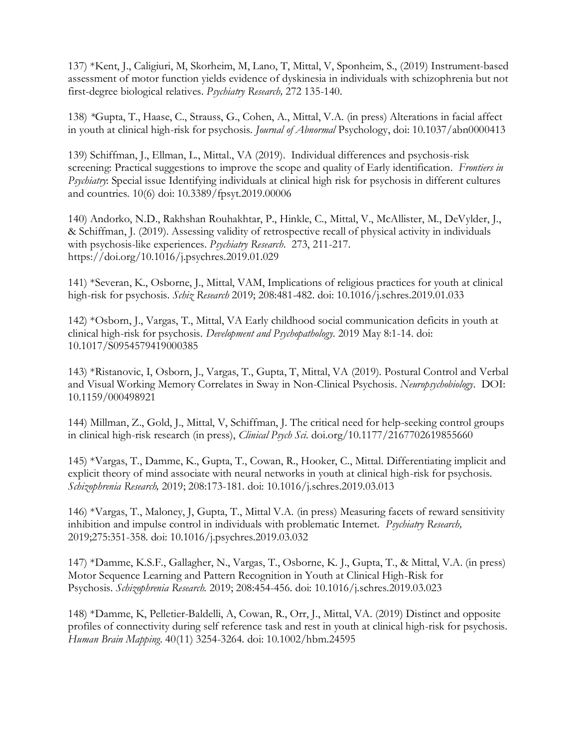137) *Kent, J., Caligiuri, M, Skorheim, M, Lano, T, Mittal, V, Sponheim, S., (2019) Instrument-based assessment of motor function yields evidence of dyskinesia in individuals with schizophrenia but not first-degree biological relatives. *Psychiatry Research,* 272 135-140.

138) *Gupta, T., Haase, C., Strauss, G., Cohen, A., Mittal, V.A. (in press) Alterations in facial affect in youth at clinical high-risk for psychosis. *Journal of Abnormal* Psychology, doi: 10.1037/abn0000413

139) Schiffman, J., Ellman, L., Mittal., VA (2019). Individual differences and psychosis-risk screening: Practical suggestions to improve the scope and quality of Early identification. *Frontiers in Psychiatry*: Special issue Identifying individuals at clinical high risk for psychosis in different cultures and countries. 10(6) doi: 10.3389/fpsyt.2019.00006

140) Andorko, N.D., Rakhshan Rouhakhtar, P., Hinkle, C., Mittal, V., McAllister, M., DeVylder, J., & Schiffman, J. (2019). Assessing validity of retrospective recall of physical activity in individuals with psychosis-like experiences. *Psychiatry Research*. 273, 211-217. https://doi.org/10.1016/j.psychres.2019.01.029

141) *Severan, K., Osborne, J., Mittal, VAM, Implications of religious practices for youth at clinical high-risk for psychosis. *Schiz Research* 2019; 208:481-482. doi: 10.1016/j.schres.2019.01.033

142) *Osborn, J., Vargas, T., Mittal, VA Early childhood social communication deficits in youth at clinical high-risk for psychosis. *Development and Psychopathology*. 2019 May 8:1-14. doi: 10.1017/S0954579419000385

143) *Ristanovic, I, Osborn, J., Vargas, T., Gupta, T, Mittal, VA (2019). Postural Control and Verbal and Visual Working Memory Correlates in Sway in Non-Clinical Psychosis. *Neuropsychobiology*. DOI: 10.1159/000498921

144) Millman, Z., Gold, J., Mittal, V, Schiffman, J. The critical need for help-seeking control groups in clinical high-risk research (in press), *Clinical Psych Sci*. doi.org/10.1177/2167702619855660

145) *Vargas, T., Damme, K., Gupta, T., Cowan, R., Hooker, C., Mittal. Differentiating implicit and explicit theory of mind associate with neural networks in youth at clinical high-risk for psychosis. *Schizophrenia Research,* 2019; 208:173-181. doi: 10.1016/j.schres.2019.03.013

146) *Vargas, T., Maloney, J, Gupta, T., Mittal V.A. (in press) Measuring facets of reward sensitivity inhibition and impulse control in individuals with problematic Internet. *Psychiatry Research,* 2019;275:351-358. doi: 10.1016/j.psychres.2019.03.032

147) *Damme, K.S.F., Gallagher, N., Vargas, T., Osborne, K. J., Gupta, T., & Mittal, V.A. (in press) Motor Sequence Learning and Pattern Recognition in Youth at Clinical High-Risk for Psychosis. *Schizophrenia Research.* 2019; 208:454-456. doi: 10.1016/j.schres.2019.03.023

148) *Damme, K, Pelletier-Baldelli, A, Cowan, R., Orr, J., Mittal, VA. (2019) Distinct and opposite profiles of connectivity during self reference task and rest in youth at clinical high-risk for psychosis. *Human Brain Mapping.* 40(11) 3254-3264. doi: 10.1002/hbm.24595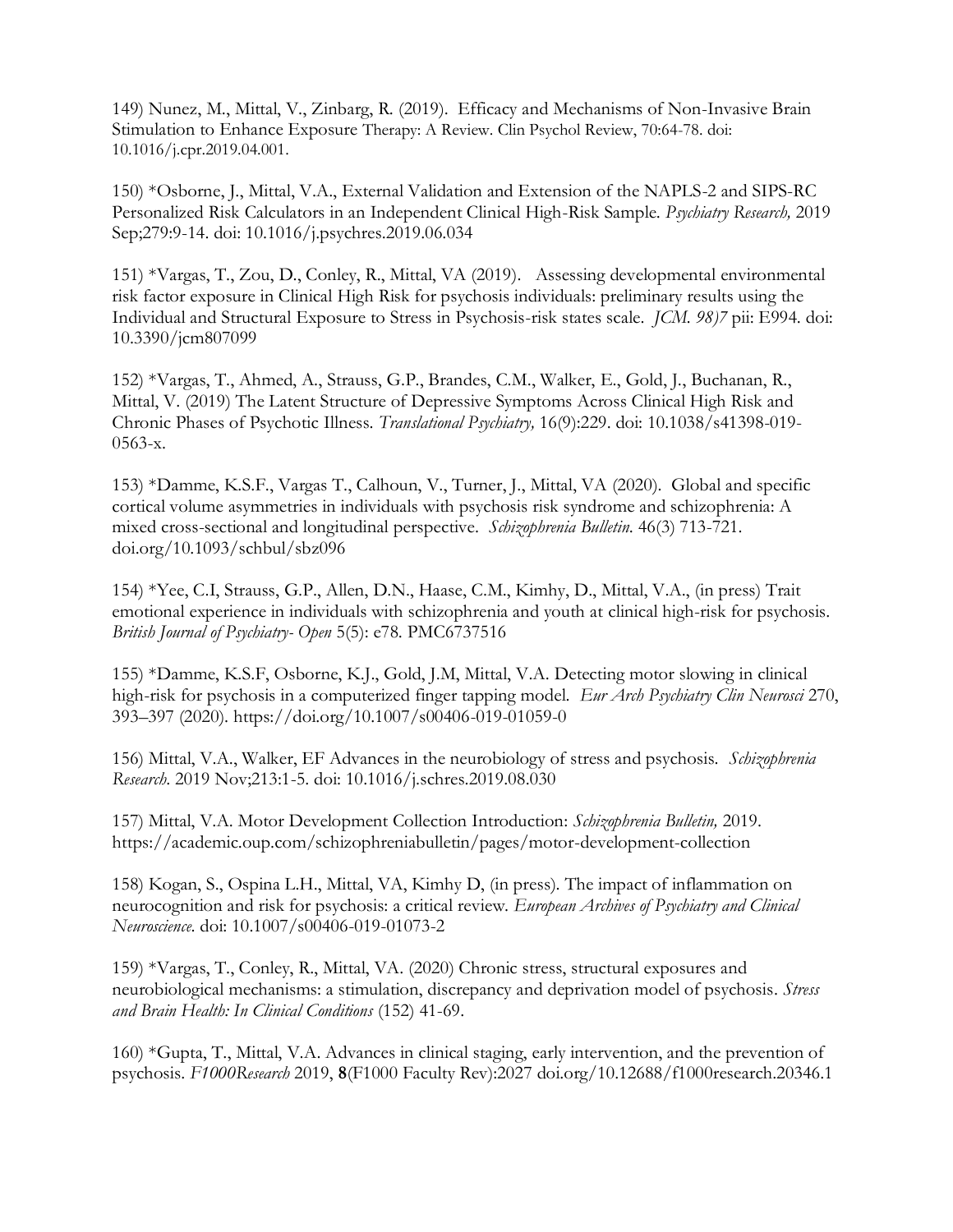149) Nunez, M., Mittal, V., Zinbarg, R. (2019). Efficacy and Mechanisms of Non-Invasive Brain Stimulation to Enhance Exposure Therapy: A Review. Clin Psychol Review, 70:64-78. doi: 10.1016/j.cpr.2019.04.001.

150) *Osborne, J., Mittal, V.A., External Validation and Extension of the NAPLS-2 and SIPS-RC Personalized Risk Calculators in an Independent Clinical High-Risk Sample. *Psychiatry Research,* 2019 Sep;279:9-14. doi: 10.1016/j.psychres.2019.06.034

151) *Vargas, T., Zou, D., Conley, R., Mittal, VA (2019). Assessing developmental environmental risk factor exposure in Clinical High Risk for psychosis individuals: preliminary results using the Individual and Structural Exposure to Stress in Psychosis-risk states scale. *JCM. 98)7* pii: E994. doi: 10.3390/jcm807099

152) *Vargas, T., Ahmed, A., Strauss, G.P., Brandes, C.M., Walker, E., Gold, J., Buchanan, R., Mittal, V. (2019) The Latent Structure of Depressive Symptoms Across Clinical High Risk and Chronic Phases of Psychotic Illness. *Translational Psychiatry,* 16(9):229. doi: 10.1038/s41398-019-0563-x.

153) *Damme, K.S.F., Vargas T., Calhoun, V., Turner, J., Mittal, VA (2020). Global and specific cortical volume asymmetries in individuals with psychosis risk syndrome and schizophrenia: A mixed cross-sectional and longitudinal perspective. *Schizophrenia Bulletin*. 46(3) 713-721. doi.org/10.1093/schbul/sbz096

154) *Yee, C.I, Strauss, G.P., Allen, D.N., Haase, C.M., Kimhy, D., Mittal, V.A., (in press) Trait emotional experience in individuals with schizophrenia and youth at clinical high-risk for psychosis. *British Journal of Psychiatry- Open* 5(5): e78. PMC6737516

155) *Damme, K.S.F, Osborne, K.J., Gold, J.M, Mittal, V.A. Detecting motor slowing in clinical high-risk for psychosis in a computerized finger tapping model. *Eur Arch Psychiatry Clin Neurosci* 270, 393–397 (2020). https://doi.org/10.1007/s00406-019-01059-0

156) Mittal, V.A., Walker, EF Advances in the neurobiology of stress and psychosis. *Schizophrenia Research*. 2019 Nov;213:1-5. doi: 10.1016/j.schres.2019.08.030

157) Mittal, V.A. Motor Development Collection Introduction: *Schizophrenia Bulletin,* 2019. https://academic.oup.com/schizophreniabulletin/pages/motor-development-collection

158) Kogan, S., Ospina L.H., Mittal, VA, Kimhy D, (in press). The impact of inflammation on neurocognition and risk for psychosis: a critical review. *European Archives of Psychiatry and Clinical Neuroscience*. doi: 10.1007/s00406-019-01073-2

159) *Vargas, T., Conley, R., Mittal, VA. (2020) Chronic stress, structural exposures and neurobiological mechanisms: a stimulation, discrepancy and deprivation model of psychosis. *Stress and Brain Health: In Clinical Conditions* (152) 41-69.

160) *Gupta, T., Mittal, V.A. Advances in clinical staging, early intervention, and the prevention of psychosis. *F1000Research* 2019, **8**(F1000 Faculty Rev):2027 doi.org/10.12688/f1000research.20346.1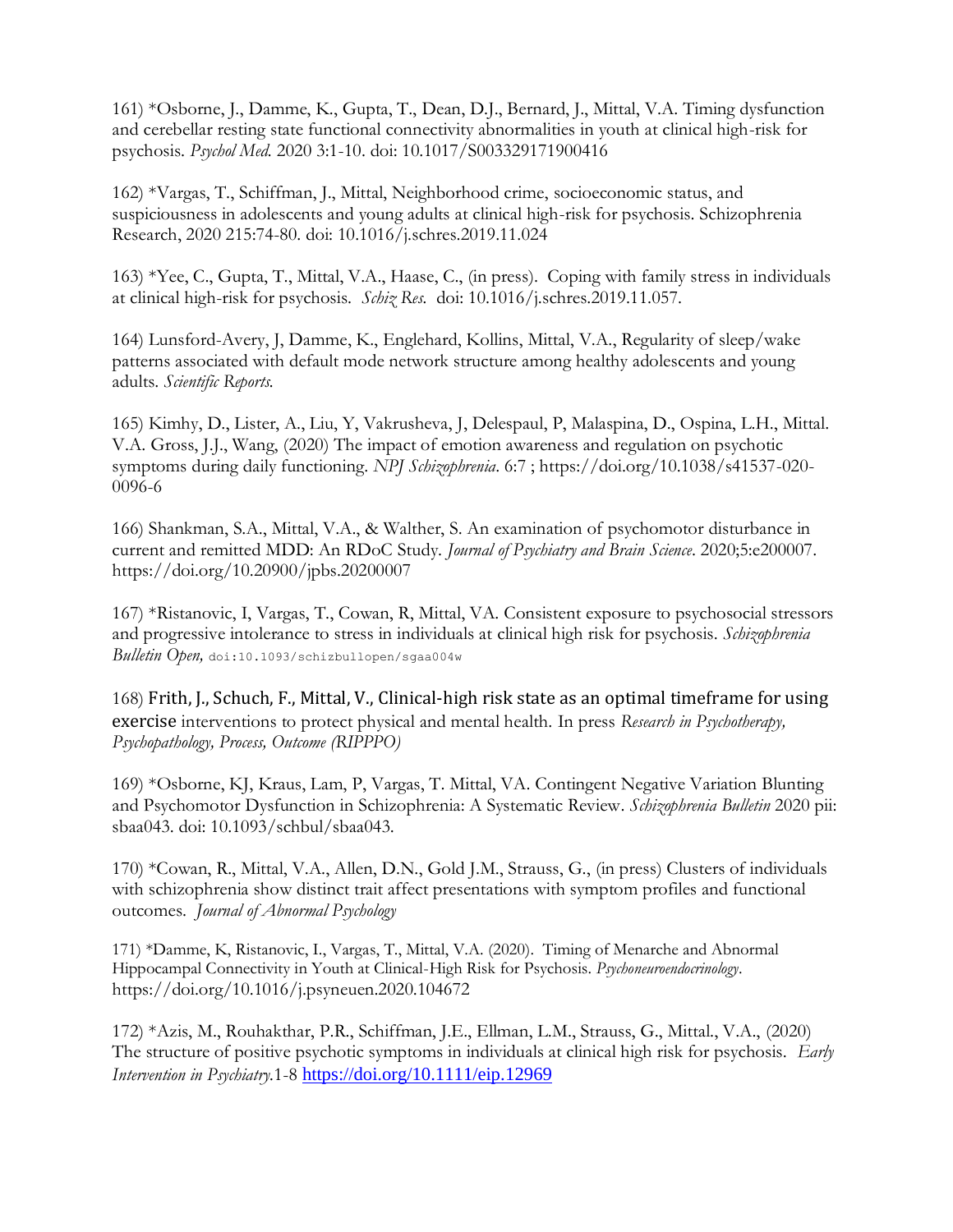161) *Osborne, J., Damme, K., Gupta, T., Dean, D.J., Bernard, J., Mittal, V.A. Timing dysfunction and cerebellar resting state functional connectivity abnormalities in youth at clinical high-risk for psychosis. *Psychol Med.* 2020 3:1-10. doi: 10.1017/S003329171900416

162) *Vargas, T., Schiffman, J., Mittal, Neighborhood crime, socioeconomic status, and suspiciousness in adolescents and young adults at clinical high-risk for psychosis. Schizophrenia Research, 2020 215:74-80. doi: 10.1016/j.schres.2019.11.024

163) *Yee, C., Gupta, T., Mittal, V.A., Haase, C., (in press). Coping with family stress in individuals at clinical high-risk for psychosis. *Schiz Res.* doi: 10.1016/j.schres.2019.11.057.

164) Lunsford-Avery, J, Damme, K., Englehard, Kollins, Mittal, V.A., Regularity of sleep/wake patterns associated with default mode network structure among healthy adolescents and young adults. *Scientific Reports.*

165) Kimhy, D., Lister, A., Liu, Y, Vakrusheva, J, Delespaul, P, Malaspina, D., Ospina, L.H., Mittal. V.A. Gross, J.J., Wang, (2020) The impact of emotion awareness and regulation on psychotic symptoms during daily functioning. *NPJ Schizophrenia*. 6:7 ; https://doi.org/10.1038/s41537-020-0096-6

166) Shankman, S.A., Mittal, V.A., & Walther, S. An examination of psychomotor disturbance in current and remitted MDD: An RDoC Study. *Journal of Psychiatry and Brain Science*. 2020;5:e200007. https://doi.org/10.20900/jpbs.20200007

167) *Ristanovic, I, Vargas, T., Cowan, R, Mittal, VA. Consistent exposure to psychosocial stressors and progressive intolerance to stress in individuals at clinical high risk for psychosis. *Schizophrenia Bulletin Open,* doi:10.1093/schizbullopen/sgaa004w

168) Frith, J., Schuch, F., Mittal, V., Clinical-high risk state as an optimal timeframe for using exercise interventions to protect physical and mental health. In press *Research in Psychotherapy, Psychopathology, Process, Outcome (RIPPPO)*

169) *Osborne, KJ, Kraus, Lam, P, Vargas, T. Mittal, VA. Contingent Negative Variation Blunting and Psychomotor Dysfunction in Schizophrenia: A Systematic Review. *Schizophrenia Bulletin* 2020 pii: sbaa043. doi: 10.1093/schbul/sbaa043.

170) *Cowan, R., Mittal, V.A., Allen, D.N., Gold J.M., Strauss, G., (in press) Clusters of individuals with schizophrenia show distinct trait affect presentations with symptom profiles and functional outcomes. *Journal of Abnormal Psychology*

171) *Damme, K, Ristanovic, I., Vargas, T., Mittal, V.A. (2020). Timing of Menarche and Abnormal Hippocampal Connectivity in Youth at Clinical-High Risk for Psychosis. *Psychoneuroendocrinology*. https://doi.org/10.1016/j.psyneuen.2020.104672

172) *Azis, M., Rouhakthar, P.R., Schiffman, J.E., Ellman, L.M., Strauss, G., Mittal., V.A., (2020) The structure of positive psychotic symptoms in individuals at clinical high risk for psychosis. *Early Intervention in Psychiatry.*1-8 https://doi.org/10.1111/eip.12969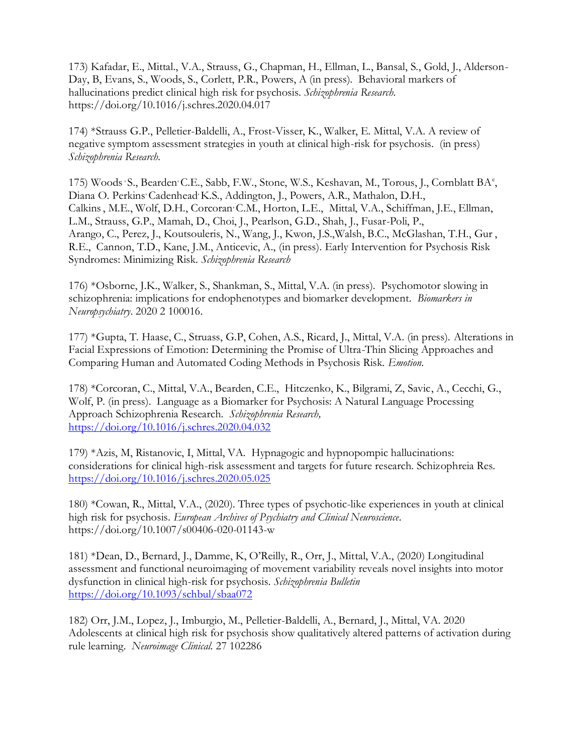173) Kafadar, E., Mittal., V.A., Strauss, G., Chapman, H., Ellman, L., Bansal, S., Gold, J., Alderson-Day, B, Evans, S., Woods, S., Corlett, P.R., Powers, A (in press). Behavioral markers of hallucinations predict clinical high risk for psychosis. *Schizophrenia Research.* https://doi.org/10.1016/j.schres.2020.04.017

174) *Strauss G.P., Pelletier-Baldelli, A., Frost-Visser, K., Walker, E. Mittal, V.A. A review of negative symptom assessment strategies in youth at clinical high-risk for psychosis. (in press) *Schizophrenia Research.*

175) Woods , S., Bearden, C.E., Sabb, F.W., Stone, W.S., Keshavan, M., Torous, J., Cornblatt BA[e], Diana O. Perkins, Cadenhead, K.S., Addington, J., Powers, A.R., Mathalon, D.H., Calkins , M.E., Wolf, D.H., Corcoran, C.M., Horton, L.E., Mittal, V.A., Schiffman, J.E., Ellman, L.M., Strauss, G.P., Mamah, D., Choi, J., Pearlson, G.D., Shah, J., Fusar-Poli, P., Arango, C., Perez, J., Koutsouleris, N., Wang, J., Kwon, J.S.,Walsh, B.C., McGlashan, T.H., Gur , R.E., Cannon, T.D., Kane, J.M., Anticevic, A., (in press). Early Intervention for Psychosis Risk Syndromes: Minimizing Risk. *Schizophrenia Research*

176) *Osborne, J.K., Walker, S., Shankman, S., Mittal, V.A. (in press). Psychomotor slowing in schizophrenia: implications for endophenotypes and biomarker development. *Biomarkers in Neuropsychiatry.* 2020 2 100016.

177) *Gupta, T. Haase, C., Struass, G.P, Cohen, A.S., Ricard, J., Mittal, V.A. (in press). Alterations in Facial Expressions of Emotion: Determining the Promise of Ultra-Thin Slicing Approaches and Comparing Human and Automated Coding Methods in Psychosis Risk. *Emotion.*

178) *Corcoran, C., Mittal, V.A., Bearden, C.E., Hitczenko, K., Bilgrami, Z, Savic, A., Cecchi, G., Wolf, P. (in press). Language as a Biomarker for Psychosis: A Natural Language Processing Approach Schizophrenia Research. *Schizophrenia Research,* https://doi.org/10.1016/j.schres.2020.04.032

179) *Azis, M, Ristanovic, I, Mittal, VA. Hypnagogic and hypnopompic hallucinations: considerations for clinical high-risk assessment and targets for future research. Schizophreia Res. https://doi.org/10.1016/j.schres.2020.05.025

180) *Cowan, R., Mittal, V.A., (2020). Three types of psychotic-like experiences in youth at clinical high risk for psychosis. *European Archives of Psychiatry and Clinical Neuroscience*. https://doi.org/10.1007/s00406-020-01143-w

181) *Dean, D., Bernard, J., Damme, K, O'Reilly, R., Orr, J., Mittal, V.A., (2020) Longitudinal assessment and functional neuroimaging of movement variability reveals novel insights into motor dysfunction in clinical high-risk for psychosis. *Schizophrenia Bulletin* https://doi.org/10.1093/schbul/sbaa072

182) Orr, J.M., Lopez, J., Imburgio, M., Pelletier-Baldelli, A., Bernard, J., Mittal, VA. 2020 Adolescents at clinical high risk for psychosis show qualitatively altered patterns of activation during rule learning. *Neuroimage Clinical.* 27 102286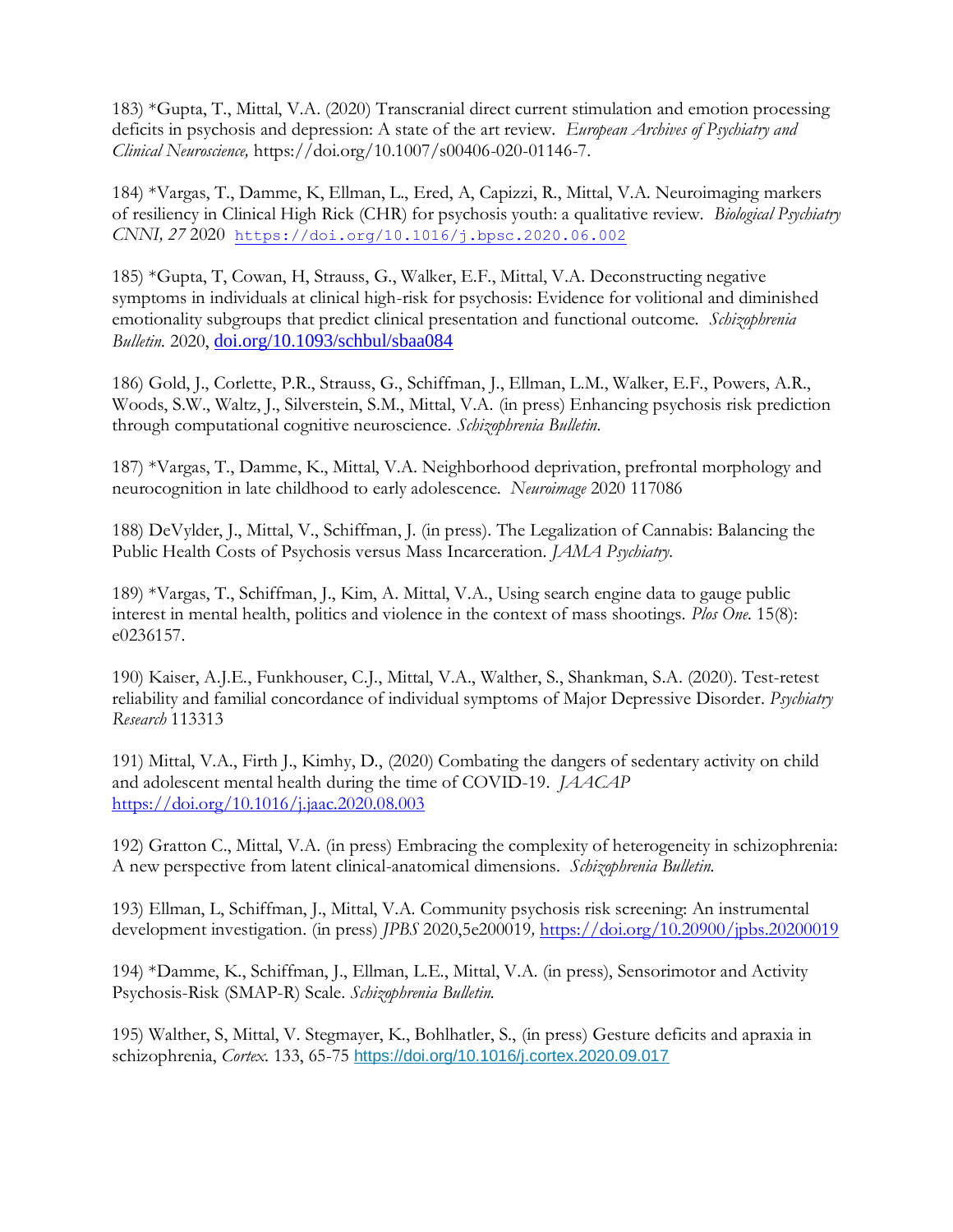183) *Gupta, T., Mittal, V.A. (2020) Transcranial direct current stimulation and emotion processing deficits in psychosis and depression: A state of the art review. *European Archives of Psychiatry and Clinical Neuroscience,* https://doi.org/10.1007/s00406-020-01146-7.

184) *Vargas, T., Damme, K, Ellman, L., Ered, A, Capizzi, R., Mittal, V.A. Neuroimaging markers of resiliency in Clinical High Rick (CHR) for psychosis youth: a qualitative review. *Biological Psychiatry CNNI, 27* 2020 https://doi.org/10.1016/j.bpsc.2020.06.002

185) *Gupta, T, Cowan, H, Strauss, G., Walker, E.F., Mittal, V.A. Deconstructing negative symptoms in individuals at clinical high-risk for psychosis: Evidence for volitional and diminished emotionality subgroups that predict clinical presentation and functional outcome. *Schizophrenia Bulletin.* 2020, doi.org/10.1093/schbul/sbaa084

186) Gold, J., Corlette, P.R., Strauss, G., Schiffman, J., Ellman, L.M., Walker, E.F., Powers, A.R., Woods, S.W., Waltz, J., Silverstein, S.M., Mittal, V.A. (in press) Enhancing psychosis risk prediction through computational cognitive neuroscience. *Schizophrenia Bulletin.*

187) *Vargas, T., Damme, K., Mittal, V.A. Neighborhood deprivation, prefrontal morphology and neurocognition in late childhood to early adolescence. *Neuroimage* 2020 117086

188) DeVylder, J., Mittal, V., Schiffman, J. (in press). The Legalization of Cannabis: Balancing the Public Health Costs of Psychosis versus Mass Incarceration. *JAMA Psychiatry.*

189) *Vargas, T., Schiffman, J., Kim, A. Mittal, V.A., Using search engine data to gauge public interest in mental health, politics and violence in the context of mass shootings. *Plos One.* 15(8): e0236157.

190) Kaiser, A.J.E., Funkhouser, C.J., Mittal, V.A., Walther, S., Shankman, S.A. (2020). Test-retest reliability and familial concordance of individual symptoms of Major Depressive Disorder. *Psychiatry Research* 113313

191) Mittal, V.A., Firth J., Kimhy, D., (2020) Combating the dangers of sedentary activity on child and adolescent mental health during the time of COVID-19. *JAACAP* https://doi.org/10.1016/j.jaac.2020.08.003

192) Gratton C., Mittal, V.A. (in press) Embracing the complexity of heterogeneity in schizophrenia: A new perspective from latent clinical-anatomical dimensions. *Schizophrenia Bulletin.*

193) Ellman, L, Schiffman, J., Mittal, V.A. Community psychosis risk screening: An instrumental development investigation. (in press) *JPBS* 2020,5e200019*,* https://doi.org/10.20900/jpbs.20200019

194) *Damme, K., Schiffman, J., Ellman, L.E., Mittal, V.A. (in press), Sensorimotor and Activity Psychosis-Risk (SMAP-R) Scale. *Schizophrenia Bulletin.*

195) Walther, S, Mittal, V. Stegmayer, K., Bohlhatler, S., (in press) Gesture deficits and apraxia in schizophrenia, *Cortex.* 133, 65-75 https://doi.org/10.1016/j.cortex.2020.09.017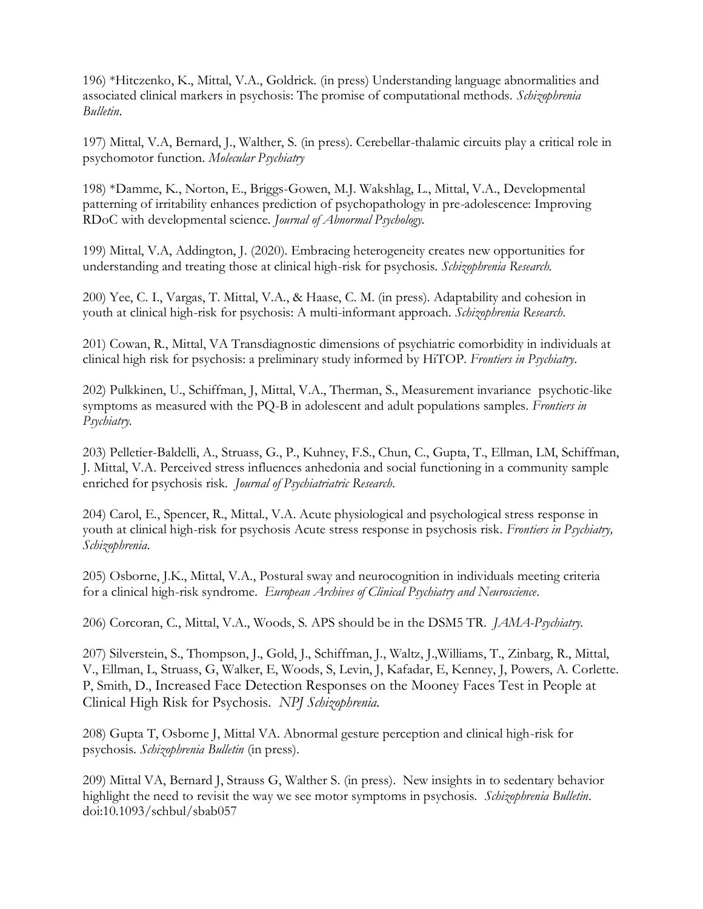196) *Hitczenko, K., Mittal, V.A., Goldrick. (in press) Understanding language abnormalities and associated clinical markers in psychosis: The promise of computational methods. *Schizophrenia Bulletin*.

197) Mittal, V.A, Bernard, J., Walther, S. (in press). Cerebellar-thalamic circuits play a critical role in psychomotor function. *Molecular Psychiatry*

198) *Damme, K., Norton, E., Briggs-Gowen, M.J. Wakshlag, L., Mittal, V.A., Developmental patterning of irritability enhances prediction of psychopathology in pre-adolescence: Improving RDoC with developmental science. *Journal of Abnormal Psychology*.

199) Mittal, V.A, Addington, J. (2020). Embracing heterogeneity creates new opportunities for understanding and treating those at clinical high-risk for psychosis. *Schizophrenia Research*.

200) Yee, C. I., Vargas, T. Mittal, V.A., & Haase, C. M. (in press). Adaptability and cohesion in youth at clinical high-risk for psychosis: A multi-informant approach. *Schizophrenia Research*.

201) Cowan, R., Mittal, VA Transdiagnostic dimensions of psychiatric comorbidity in individuals at clinical high risk for psychosis: a preliminary study informed by HiTOP. *Frontiers in Psychiatry*.

202) Pulkkinen, U., Schiffman, J, Mittal, V.A., Therman, S., Measurement invariance psychotic-like symptoms as measured with the PQ-B in adolescent and adult populations samples. *Frontiers in Psychiatry*.

203) Pelletier-Baldelli, A., Struass, G., P., Kuhney, F.S., Chun, C., Gupta, T., Ellman, LM, Schiffman, J. Mittal, V.A. Perceived stress influences anhedonia and social functioning in a community sample enriched for psychosis risk. *Journal of Psychiatriatric Research*.

204) Carol, E., Spencer, R., Mittal., V.A. Acute physiological and psychological stress response in youth at clinical high-risk for psychosis Acute stress response in psychosis risk. *Frontiers in Psychiatry, Schizophrenia*.

205) Osborne, J.K., Mittal, V.A., Postural sway and neurocognition in individuals meeting criteria for a clinical high-risk syndrome. *European Archives of Clinical Psychiatry and Neuroscience*.

206) Corcoran, C., Mittal, V.A., Woods, S. APS should be in the DSM5 TR. *JAMA-Psychiatry*.

207) Silverstein, S., Thompson, J., Gold, J., Schiffman, J., Waltz, J.,Williams, T., Zinbarg, R., Mittal, V., Ellman, L, Struass, G, Walker, E, Woods, S, Levin, J, Kafadar, E, Kenney, J, Powers, A. Corlette. P, Smith, D., Increased Face Detection Responses on the Mooney Faces Test in People at Clinical High Risk for Psychosis. *NPJ Schizophrenia*.

208) Gupta T, Osborne J, Mittal VA. Abnormal gesture perception and clinical high-risk for psychosis. *Schizophrenia Bulletin* (in press).

209) Mittal VA, Bernard J, Strauss G, Walther S. (in press). New insights in to sedentary behavior highlight the need to revisit the way we see motor symptoms in psychosis. *Schizophrenia Bulletin*. doi:10.1093/schbul/sbab057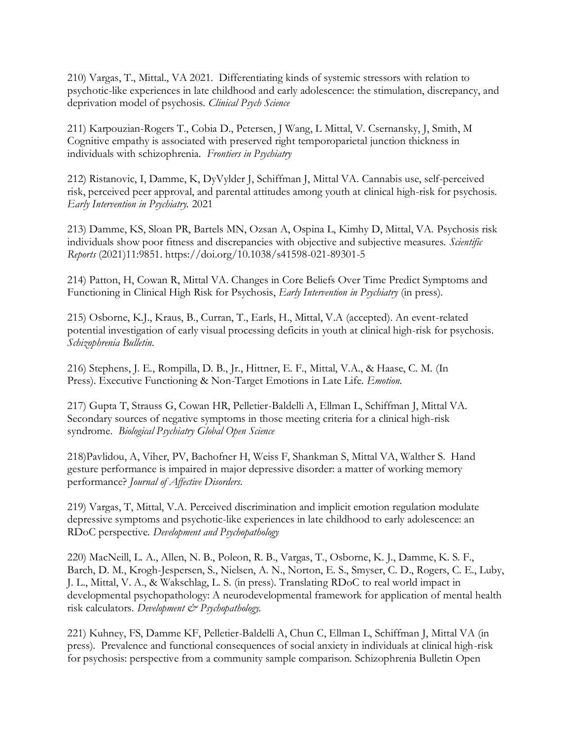210) Vargas, T., Mittal., VA 2021. Differentiating kinds of systemic stressors with relation to psychotic-like experiences in late childhood and early adolescence: the stimulation, discrepancy, and deprivation model of psychosis. *Clinical Psych Science*

211) Karpouzian-Rogers T., Cobia D., Petersen, J Wang, L Mittal, V. Csernansky, J, Smith, M Cognitive empathy is associated with preserved right temporoparietal junction thickness in individuals with schizophrenia. *Frontiers in Psychiatry*

212) Ristanovic, I, Damme, K, DyVylder J, Schiffman J, Mittal VA. Cannabis use, self-perceived risk, perceived peer approval, and parental attitudes among youth at clinical high-risk for psychosis. *Early Intervention in Psychiatry.* 2021

213) Damme, KS, Sloan PR, Bartels MN, Ozsan A, Ospina L, Kimhy D, Mittal, VA. Psychosis risk individuals show poor fitness and discrepancies with objective and subjective measures. *Scientific Reports* (2021)11:9851. https://doi.org/10.1038/s41598-021-89301-5

214) Patton, H, Cowan R, Mittal VA. Changes in Core Beliefs Over Time Predict Symptoms and Functioning in Clinical High Risk for Psychosis, *Early Intervention in Psychiatry* (in press).

215) Osborne, K.J., Kraus, B., Curran, T., Earls, H., Mittal, V.A (accepted). An event-related potential investigation of early visual processing deficits in youth at clinical high-risk for psychosis. *Schizophrenia Bulletin*.

216) Stephens, J. E., Rompilla, D. B., Jr., Hittner, E. F., Mittal, V.A., & Haase, C. M. (In Press). Executive Functioning & Non-Target Emotions in Late Life. *Emotion*.

217) Gupta T, Strauss G, Cowan HR, Pelletier-Baldelli A, Ellman L, Schiffman J, Mittal VA. Secondary sources of negative symptoms in those meeting criteria for a clinical high-risk syndrome. *Biological Psychiatry Global Open Science*

218)Pavlidou, A, Viher, PV, Bachofner H, Weiss F, Shankman S, Mittal VA, Walther S. Hand gesture performance is impaired in major depressive disorder: a matter of working memory performance? *Journal of Affective Disorders*.

219) Vargas, T, Mittal, V.A. Perceived discrimination and implicit emotion regulation modulate depressive symptoms and psychotic-like experiences in late childhood to early adolescence: an RDoC perspective. *Development and Psychopathology*

220) MacNeill, L. A., Allen, N. B., Poleon, R. B., Vargas, T., Osborne, K. J., Damme, K. S. F., Barch, D. M., Krogh-Jespersen, S., Nielsen, A. N., Norton, E. S., Smyser, C. D., Rogers, C. E., Luby, J. L., Mittal, V. A., & Wakschlag, L. S. (in press). Translating RDoC to real world impact in developmental psychopathology: A neurodevelopmental framework for application of mental health risk calculators. *Development & Psychopathology*.

221) Kuhney, FS, Damme KF, Pelletier-Baldelli A, Chun C, Ellman L, Schiffman J, Mittal VA (in press). Prevalence and functional consequences of social anxiety in individuals at clinical high-risk for psychosis: perspective from a community sample comparison. Schizophrenia Bulletin Open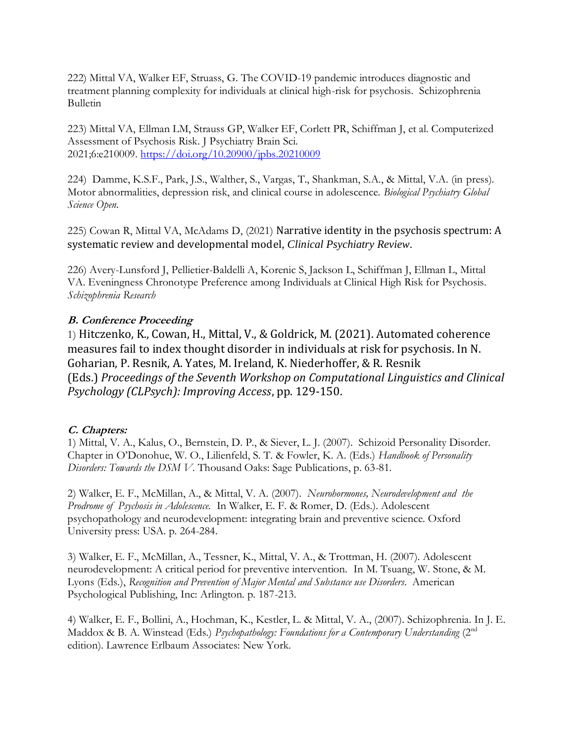222) Mittal VA, Walker EF, Struass, G. The COVID-19 pandemic introduces diagnostic and treatment planning complexity for individuals at clinical high-risk for psychosis. Schizophrenia Bulletin

223) Mittal VA, Ellman LM, Strauss GP, Walker EF, Corlett PR, Schiffman J, et al. Computerized Assessment of Psychosis Risk. J Psychiatry Brain Sci. 2021;6:e210009. https://doi.org/10.20900/jpbs.20210009

224) Damme, K.S.F., Park, J.S., Walther, S., Vargas, T., Shankman, S.A., & Mittal, V.A. (in press). Motor abnormalities, depression risk, and clinical course in adolescence. *Biological Psychiatry Global Science Open.*

225) Cowan R, Mittal VA, McAdams D, (2021) Narrative identity in the psychosis spectrum: A systematic review and developmental model, *Clinical Psychiatry Review*.

226) Avery-Lunsford J, Pellietier-Baldelli A, Korenic S, Jackson L, Schiffman J, Ellman L, Mittal VA. Eveningness Chronotype Preference among Individuals at Clinical High Risk for Psychosis. *Schizophrenia Research*

### *B. Conference Proceeding*

1) Hitczenko, K., Cowan, H., Mittal, V., & Goldrick, M. (2021). Automated coherence measures fail to index thought disorder in individuals at risk for psychosis. In N. Goharian, P. Resnik, A. Yates, M. Ireland, K. Niederhoffer, & R. Resnik (Eds.) *Proceedings of the Seventh Workshop on Computational Linguistics and Clinical Psychology (CLPsych): Improving Access*, pp. 129-150.

### *C. Chapters:*

1) Mittal, V. A., Kalus, O., Bernstein, D. P., & Siever, L. J. (2007). Schizoid Personality Disorder. Chapter in O'Donohue, W. O., Lilienfeld, S. T. & Fowler, K. A. (Eds.) *Handbook of Personality Disorders: Towards the DSM V*. Thousand Oaks: Sage Publications, p. 63-81.

2) Walker, E. F., McMillan, A., & Mittal, V. A. (2007). *Neurohormones, Neurodevelopment and the Prodrome of Psychosis in Adolescence.* In Walker, E. F. & Romer, D. (Eds.). Adolescent psychopathology and neurodevelopment: integrating brain and preventive science. Oxford University press: USA. p. 264-284.

3) Walker, E. F., McMillan, A., Tessner, K., Mittal, V. A., & Trottman, H. (2007). Adolescent neurodevelopment: A critical period for preventive intervention. In M. Tsuang, W. Stone, & M. Lyons (Eds.), *Recognition and Prevention of Major Mental and Substance use Disorders*. American Psychological Publishing, Inc: Arlington. p. 187-213.

4) Walker, E. F., Bollini, A., Hochman, K., Kestler, L. & Mittal, V. A., (2007). Schizophrenia. In J. E. Maddox & B. A. Winstead (Eds.) *Psychopathology: Foundations for a Contemporary Understanding* (2nd edition). Lawrence Erlbaum Associates: New York.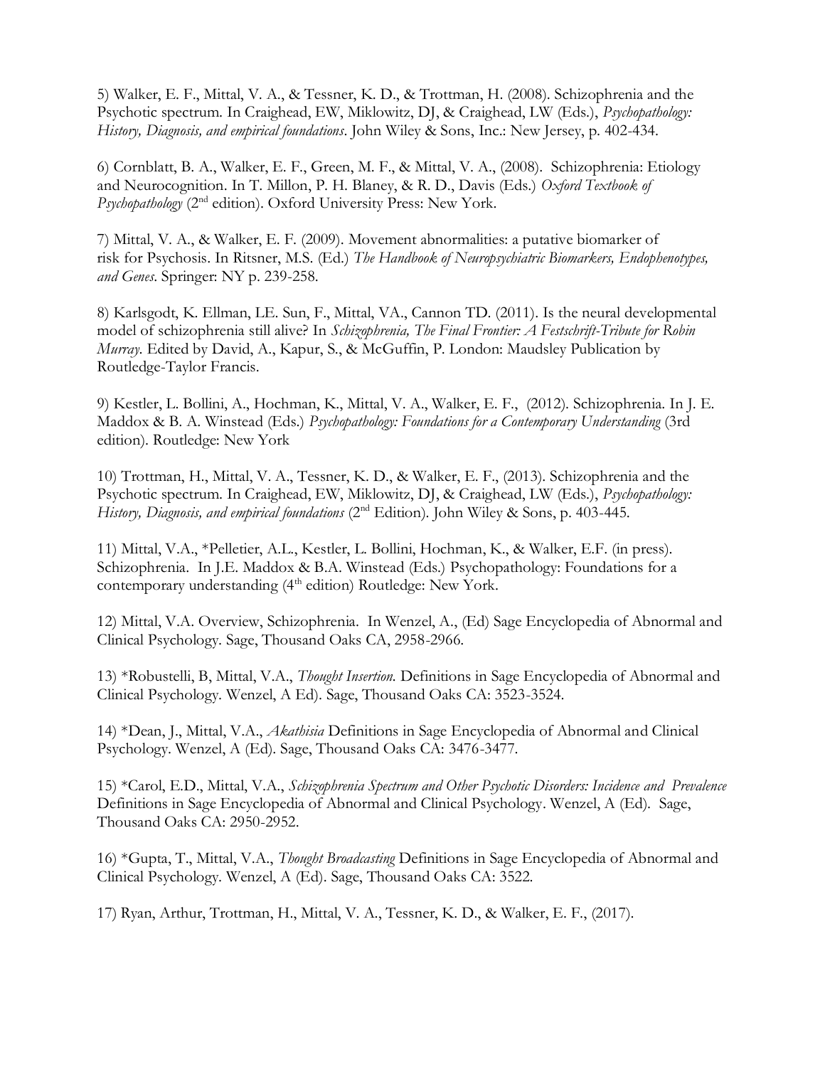5) Walker, E. F., Mittal, V. A., & Tessner, K. D., & Trottman, H. (2008). Schizophrenia and the Psychotic spectrum. In Craighead, EW, Miklowitz, DJ, & Craighead, LW (Eds.), *Psychopathology: History, Diagnosis, and empirical foundations*. John Wiley & Sons, Inc.: New Jersey, p. 402-434.

6) Cornblatt, B. A., Walker, E. F., Green, M. F., & Mittal, V. A., (2008). Schizophrenia: Etiology and Neurocognition. In T. Millon, P. H. Blaney, & R. D., Davis (Eds.) *Oxford Textbook of Psychopathology* (2nd edition). Oxford University Press: New York.

7) Mittal, V. A., & Walker, E. F. (2009). Movement abnormalities: a putative biomarker of risk for Psychosis. In Ritsner, M.S. (Ed.) *The Handbook of Neuropsychiatric Biomarkers, Endophenotypes, and Genes*. Springer: NY p. 239-258.

8) Karlsgodt, K. Ellman, LE. Sun, F., Mittal, VA., Cannon TD. (2011). Is the neural developmental model of schizophrenia still alive? In *Schizophrenia, The Final Frontier: A Festschrift-Tribute for Robin Murray*. Edited by David, A., Kapur, S., & McGuffin, P. London: Maudsley Publication by Routledge-Taylor Francis.

9) Kestler, L. Bollini, A., Hochman, K., Mittal, V. A., Walker, E. F., (2012). Schizophrenia. In J. E. Maddox & B. A. Winstead (Eds.) *Psychopathology: Foundations for a Contemporary Understanding* (3rd edition). Routledge: New York

10) Trottman, H., Mittal, V. A., Tessner, K. D., & Walker, E. F., (2013). Schizophrenia and the Psychotic spectrum. In Craighead, EW, Miklowitz, DJ, & Craighead, LW (Eds.), *Psychopathology: History, Diagnosis, and empirical foundations* (2nd Edition). John Wiley & Sons, p. 403-445.

11) Mittal, V.A., *Pelletier, A.L., Kestler, L. Bollini, Hochman, K., & Walker, E.F. (in press). Schizophrenia. In J.E. Maddox & B.A. Winstead (Eds.) Psychopathology: Foundations for a contemporary understanding (4th edition) Routledge: New York.

12) Mittal, V.A. Overview, Schizophrenia. In Wenzel, A., (Ed) Sage Encyclopedia of Abnormal and Clinical Psychology. Sage, Thousand Oaks CA, 2958-2966.

13) *Robustelli, B, Mittal, V.A., *Thought Insertion.* Definitions in Sage Encyclopedia of Abnormal and Clinical Psychology. Wenzel, A Ed). Sage, Thousand Oaks CA: 3523-3524.

14) *Dean, J., Mittal, V.A., *Akathisia* Definitions in Sage Encyclopedia of Abnormal and Clinical Psychology. Wenzel, A (Ed). Sage, Thousand Oaks CA: 3476-3477.

15) *Carol, E.D., Mittal, V.A., *Schizophrenia Spectrum and Other Psychotic Disorders: Incidence and Prevalence* Definitions in Sage Encyclopedia of Abnormal and Clinical Psychology. Wenzel, A (Ed). Sage, Thousand Oaks CA: 2950-2952.

16) *Gupta, T., Mittal, V.A., *Thought Broadcasting* Definitions in Sage Encyclopedia of Abnormal and Clinical Psychology. Wenzel, A (Ed). Sage, Thousand Oaks CA: 3522.

17) Ryan, Arthur, Trottman, H., Mittal, V. A., Tessner, K. D., & Walker, E. F., (2017).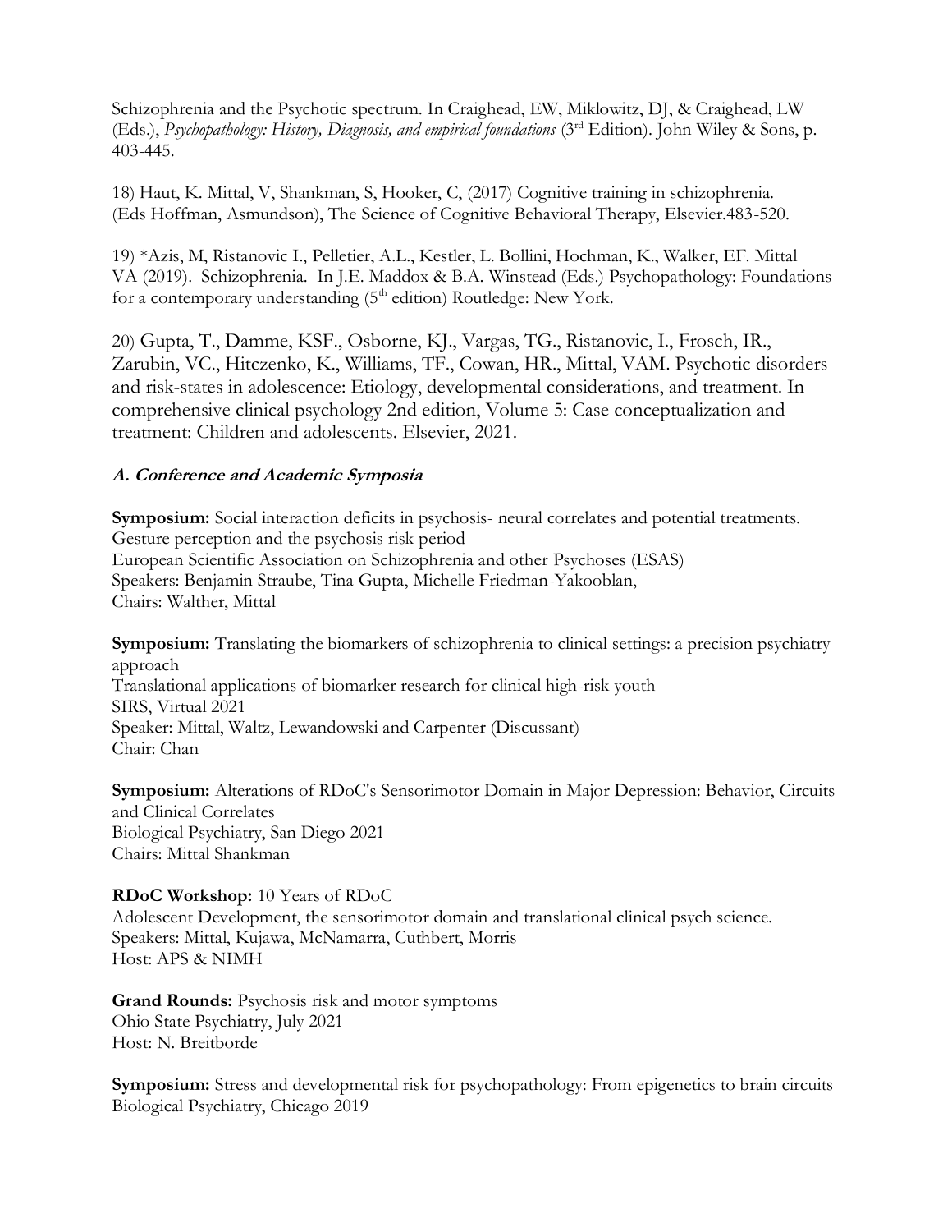Schizophrenia and the Psychotic spectrum. In Craighead, EW, Miklowitz, DJ, & Craighead, LW (Eds.), *Psychopathology: History, Diagnosis, and empirical foundations* (3rd Edition). John Wiley & Sons, p. 403-445.

18) Haut, K. Mittal, V, Shankman, S, Hooker, C, (2017) Cognitive training in schizophrenia. (Eds Hoffman, Asmundson), The Science of Cognitive Behavioral Therapy, Elsevier.483-520.

19) *Azis, M, Ristanovic I., Pelletier, A.L., Kestler, L. Bollini, Hochman, K., Walker, EF. Mittal VA (2019). Schizophrenia. In J.E. Maddox & B.A. Winstead (Eds.) Psychopathology: Foundations for a contemporary understanding (5th edition) Routledge: New York.

20) Gupta, T., Damme, KSF., Osborne, KJ., Vargas, TG., Ristanovic, I., Frosch, IR., Zarubin, VC., Hitczenko, K., Williams, TF., Cowan, HR., Mittal, VAM. Psychotic disorders and risk-states in adolescence: Etiology, developmental considerations, and treatment. In comprehensive clinical psychology 2nd edition, Volume 5: Case conceptualization and treatment: Children and adolescents. Elsevier, 2021.

### *A. Conference and Academic Symposia*

**Symposium:** Social interaction deficits in psychosis- neural correlates and potential treatments.
Gesture perception and the psychosis risk period
European Scientific Association on Schizophrenia and other Psychoses (ESAS)
Speakers: Benjamin Straube, Tina Gupta, Michelle Friedman-Yakooblan,
Chairs: Walther, Mittal

**Symposium:** Translating the biomarkers of schizophrenia to clinical settings: a precision psychiatry approach
Translational applications of biomarker research for clinical high-risk youth
SIRS, Virtual 2021
Speaker: Mittal, Waltz, Lewandowski and Carpenter (Discussant)
Chair: Chan

**Symposium:** Alterations of RDoC's Sensorimotor Domain in Major Depression: Behavior, Circuits and Clinical Correlates
Biological Psychiatry, San Diego 2021
Chairs: Mittal Shankman

**RDoC Workshop:** 10 Years of RDoC
Adolescent Development, the sensorimotor domain and translational clinical psych science.
Speakers: Mittal, Kujawa, McNamarra, Cuthbert, Morris
Host: APS & NIMH

**Grand Rounds:** Psychosis risk and motor symptoms
Ohio State Psychiatry, July 2021
Host: N. Breitborde

**Symposium:** Stress and developmental risk for psychopathology: From epigenetics to brain circuits
Biological Psychiatry, Chicago 2019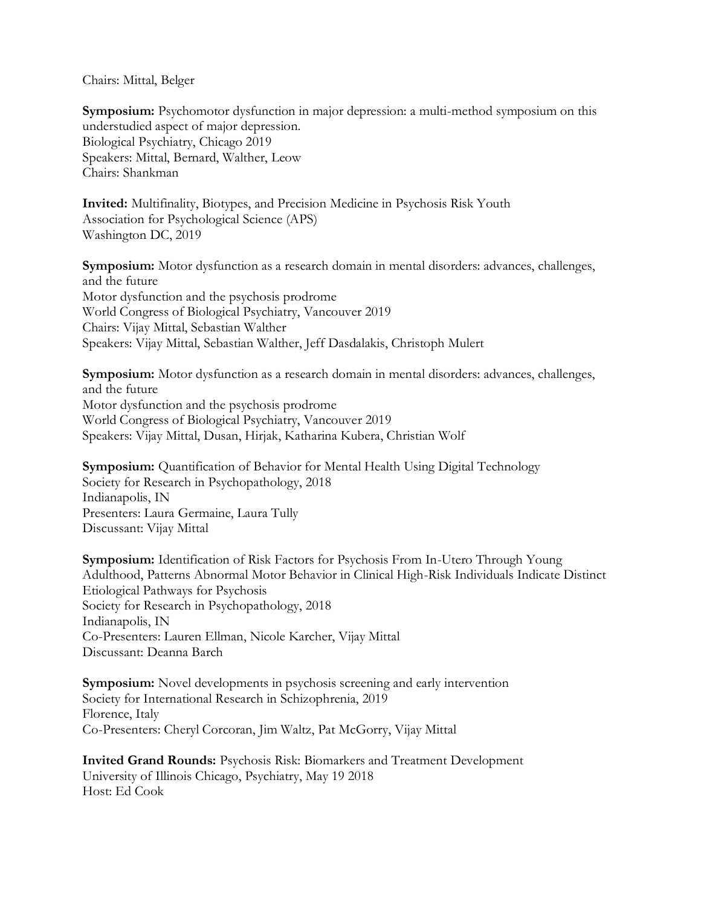Chairs: Mittal, Belger

**Symposium:** Psychomotor dysfunction in major depression: a multi-method symposium on this understudied aspect of major depression.
Biological Psychiatry, Chicago 2019
Speakers: Mittal, Bernard, Walther, Leow
Chairs: Shankman

**Invited:** Multifinality, Biotypes, and Precision Medicine in Psychosis Risk Youth
Association for Psychological Science (APS)
Washington DC, 2019

**Symposium:** Motor dysfunction as a research domain in mental disorders: advances, challenges, and the future
Motor dysfunction and the psychosis prodrome
World Congress of Biological Psychiatry, Vancouver 2019
Chairs: Vijay Mittal, Sebastian Walther
Speakers: Vijay Mittal, Sebastian Walther, Jeff Dasdalakis, Christoph Mulert

**Symposium:** Motor dysfunction as a research domain in mental disorders: advances, challenges, and the future
Motor dysfunction and the psychosis prodrome
World Congress of Biological Psychiatry, Vancouver 2019
Speakers: Vijay Mittal, Dusan, Hirjak, Katharina Kubera, Christian Wolf

**Symposium:** Quantification of Behavior for Mental Health Using Digital Technology
Society for Research in Psychopathology, 2018
Indianapolis, IN
Presenters: Laura Germaine, Laura Tully
Discussant: Vijay Mittal

**Symposium:** Identification of Risk Factors for Psychosis From In-Utero Through Young Adulthood, Patterns Abnormal Motor Behavior in Clinical High-Risk Individuals Indicate Distinct Etiological Pathways for Psychosis
Society for Research in Psychopathology, 2018
Indianapolis, IN
Co-Presenters: Lauren Ellman, Nicole Karcher, Vijay Mittal
Discussant: Deanna Barch

**Symposium:** Novel developments in psychosis screening and early intervention
Society for International Research in Schizophrenia, 2019
Florence, Italy
Co-Presenters: Cheryl Corcoran, Jim Waltz, Pat McGorry, Vijay Mittal

**Invited Grand Rounds:** Psychosis Risk: Biomarkers and Treatment Development
University of Illinois Chicago, Psychiatry, May 19 2018
Host: Ed Cook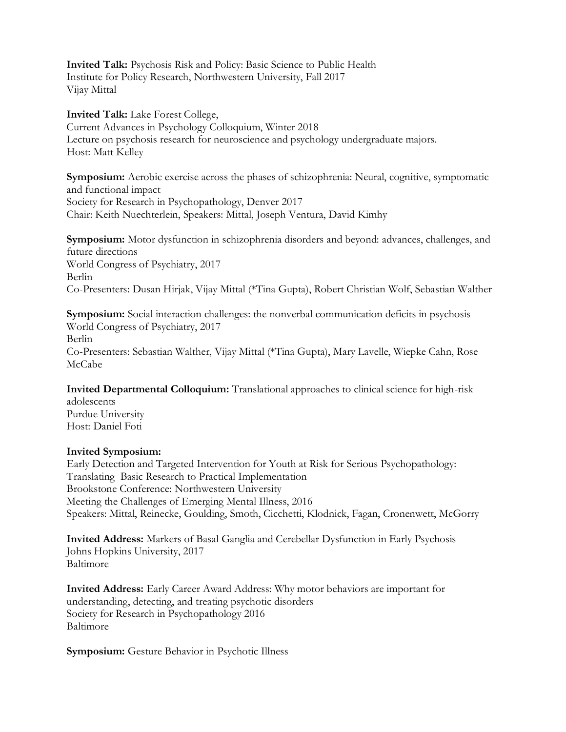**Invited Talk:** Psychosis Risk and Policy: Basic Science to Public Health
Institute for Policy Research, Northwestern University, Fall 2017
Vijay Mittal

**Invited Talk:** Lake Forest College,
Current Advances in Psychology Colloquium, Winter 2018
Lecture on psychosis research for neuroscience and psychology undergraduate majors.
Host: Matt Kelley

**Symposium:** Aerobic exercise across the phases of schizophrenia: Neural, cognitive, symptomatic and functional impact
Society for Research in Psychopathology, Denver 2017
Chair: Keith Nuechterlein, Speakers: Mittal, Joseph Ventura, David Kimhy

**Symposium:** Motor dysfunction in schizophrenia disorders and beyond: advances, challenges, and future directions
World Congress of Psychiatry, 2017
Berlin
Co-Presenters: Dusan Hirjak, Vijay Mittal (*Tina Gupta), Robert Christian Wolf, Sebastian Walther

**Symposium:** Social interaction challenges: the nonverbal communication deficits in psychosis
World Congress of Psychiatry, 2017
Berlin
Co-Presenters: Sebastian Walther, Vijay Mittal (*Tina Gupta), Mary Lavelle, Wiepke Cahn, Rose McCabe

**Invited Departmental Colloquium:** Translational approaches to clinical science for high-risk adolescents
Purdue University
Host: Daniel Foti

**Invited Symposium:**
Early Detection and Targeted Intervention for Youth at Risk for Serious Psychopathology: Translating Basic Research to Practical Implementation
Brookstone Conference: Northwestern University
Meeting the Challenges of Emerging Mental Illness, 2016
Speakers: Mittal, Reinecke, Goulding, Smoth, Cicchetti, Klodnick, Fagan, Cronenwett, McGorry

**Invited Address:** Markers of Basal Ganglia and Cerebellar Dysfunction in Early Psychosis
Johns Hopkins University, 2017
Baltimore

**Invited Address:** Early Career Award Address: Why motor behaviors are important for understanding, detecting, and treating psychotic disorders
Society for Research in Psychopathology 2016
Baltimore

**Symposium:** Gesture Behavior in Psychotic Illness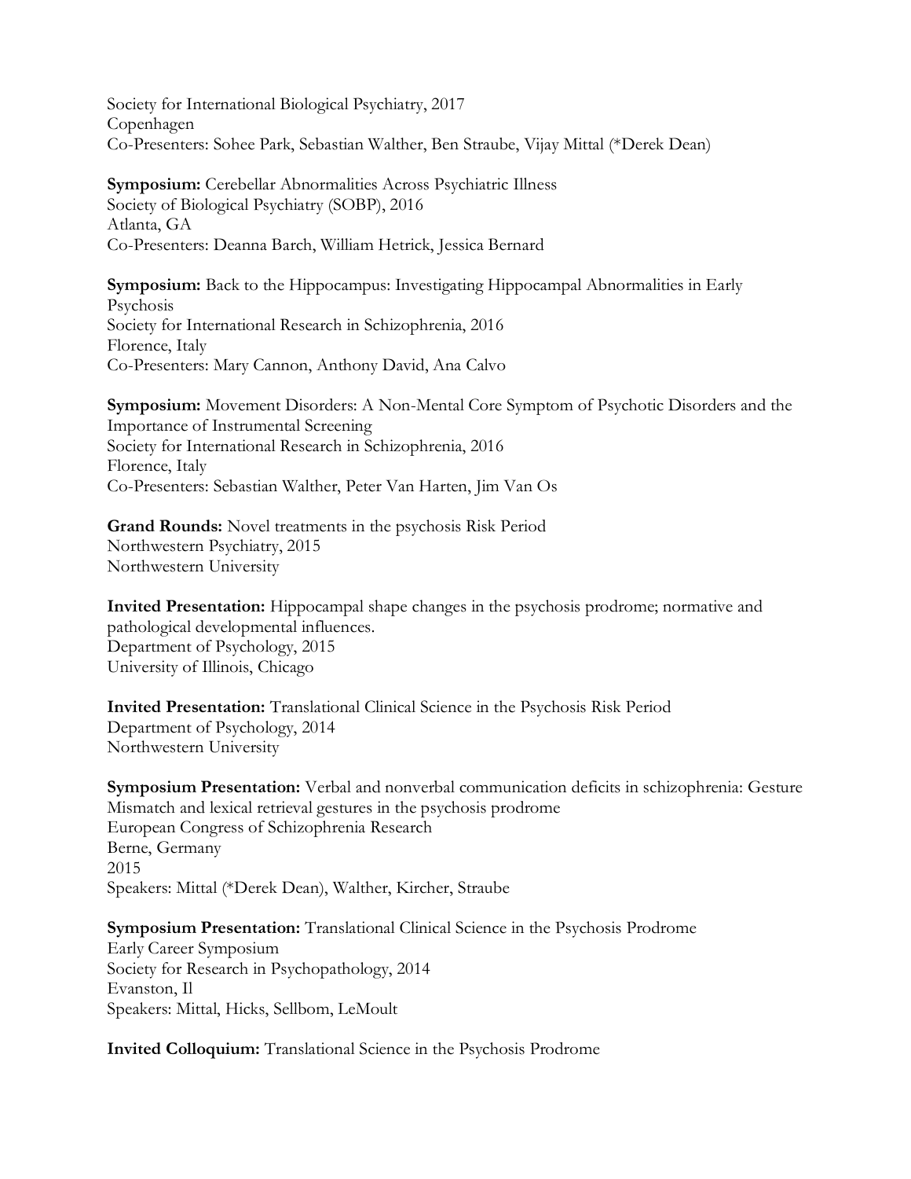Society for International Biological Psychiatry, 2017
Copenhagen
Co-Presenters: Sohee Park, Sebastian Walther, Ben Straube, Vijay Mittal (*Derek Dean)

**Symposium:** Cerebellar Abnormalities Across Psychiatric Illness
Society of Biological Psychiatry (SOBP), 2016
Atlanta, GA
Co-Presenters: Deanna Barch, William Hetrick, Jessica Bernard

**Symposium:** Back to the Hippocampus: Investigating Hippocampal Abnormalities in Early Psychosis
Society for International Research in Schizophrenia, 2016
Florence, Italy
Co-Presenters: Mary Cannon, Anthony David, Ana Calvo

**Symposium:** Movement Disorders: A Non-Mental Core Symptom of Psychotic Disorders and the Importance of Instrumental Screening
Society for International Research in Schizophrenia, 2016
Florence, Italy
Co-Presenters: Sebastian Walther, Peter Van Harten, Jim Van Os

**Grand Rounds:** Novel treatments in the psychosis Risk Period
Northwestern Psychiatry, 2015
Northwestern University

**Invited Presentation:** Hippocampal shape changes in the psychosis prodrome; normative and pathological developmental influences.
Department of Psychology, 2015
University of Illinois, Chicago

**Invited Presentation:** Translational Clinical Science in the Psychosis Risk Period
Department of Psychology, 2014
Northwestern University

**Symposium Presentation:** Verbal and nonverbal communication deficits in schizophrenia: Gesture Mismatch and lexical retrieval gestures in the psychosis prodrome
European Congress of Schizophrenia Research
Berne, Germany
2015
Speakers: Mittal (*Derek Dean), Walther, Kircher, Straube

**Symposium Presentation:** Translational Clinical Science in the Psychosis Prodrome
Early Career Symposium
Society for Research in Psychopathology, 2014
Evanston, Il
Speakers: Mittal, Hicks, Sellbom, LeMoult

**Invited Colloquium:** Translational Science in the Psychosis Prodrome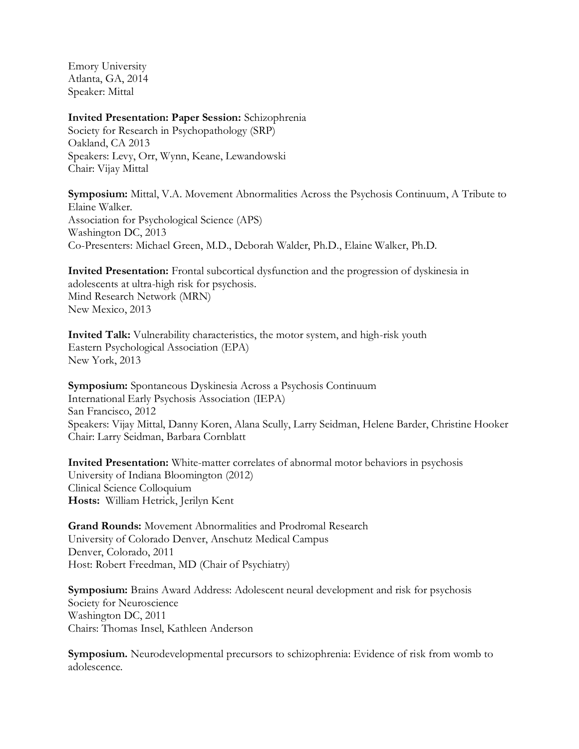Emory University
Atlanta, GA, 2014
Speaker: Mittal

**Invited Presentation: Paper Session:** Schizophrenia
Society for Research in Psychopathology (SRP)
Oakland, CA 2013
Speakers: Levy, Orr, Wynn, Keane, Lewandowski
Chair: Vijay Mittal

**Symposium:** Mittal, V.A. Movement Abnormalities Across the Psychosis Continuum, A Tribute to Elaine Walker.
Association for Psychological Science (APS)
Washington DC, 2013
Co-Presenters: Michael Green, M.D., Deborah Walder, Ph.D., Elaine Walker, Ph.D.

**Invited Presentation:** Frontal subcortical dysfunction and the progression of dyskinesia in adolescents at ultra-high risk for psychosis.
Mind Research Network (MRN)
New Mexico, 2013

**Invited Talk:** Vulnerability characteristics, the motor system, and high-risk youth
Eastern Psychological Association (EPA)
New York, 2013

**Symposium:** Spontaneous Dyskinesia Across a Psychosis Continuum
International Early Psychosis Association (IEPA)
San Francisco, 2012
Speakers: Vijay Mittal, Danny Koren, Alana Scully, Larry Seidman, Helene Barder, Christine Hooker
Chair: Larry Seidman, Barbara Cornblatt

**Invited Presentation:** White-matter correlates of abnormal motor behaviors in psychosis
University of Indiana Bloomington (2012)
Clinical Science Colloquium
**Hosts:** William Hetrick, Jerilyn Kent

**Grand Rounds:** Movement Abnormalities and Prodromal Research
University of Colorado Denver, Anschutz Medical Campus
Denver, Colorado, 2011
Host: Robert Freedman, MD (Chair of Psychiatry)

**Symposium:** Brains Award Address: Adolescent neural development and risk for psychosis
Society for Neuroscience
Washington DC, 2011
Chairs: Thomas Insel, Kathleen Anderson

**Symposium.** Neurodevelopmental precursors to schizophrenia: Evidence of risk from womb to adolescence.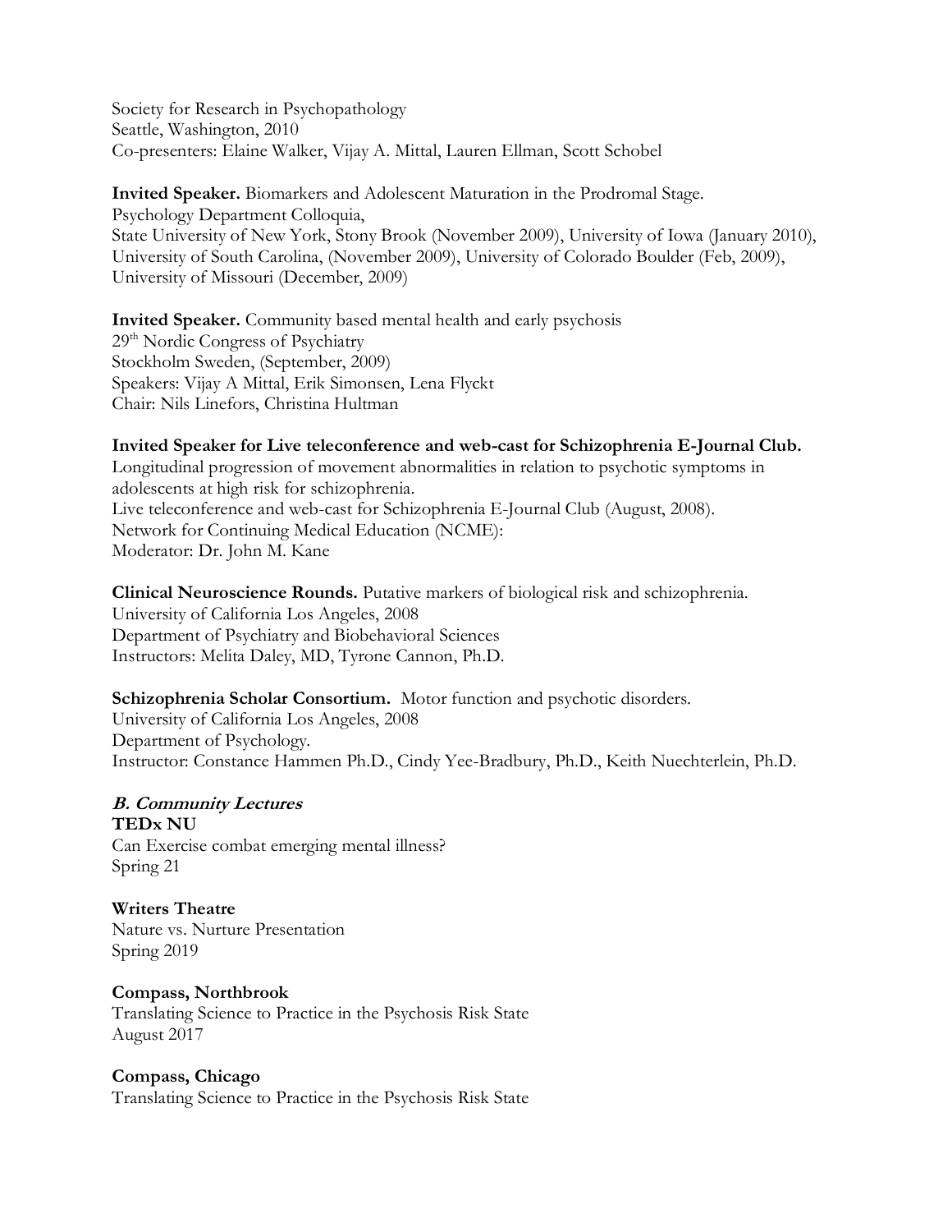Society for Research in Psychopathology
Seattle, Washington, 2010
Co-presenters: Elaine Walker, Vijay A. Mittal, Lauren Ellman, Scott Schobel

**Invited Speaker.** Biomarkers and Adolescent Maturation in the Prodromal Stage.
Psychology Department Colloquia,
State University of New York, Stony Brook (November 2009), University of Iowa (January 2010), University of South Carolina, (November 2009), University of Colorado Boulder (Feb, 2009), University of Missouri (December, 2009)

**Invited Speaker.** Community based mental health and early psychosis
29th Nordic Congress of Psychiatry
Stockholm Sweden, (September, 2009)
Speakers: Vijay A Mittal, Erik Simonsen, Lena Flyckt
Chair: Nils Linefors, Christina Hultman

**Invited Speaker for Live teleconference and web-cast for Schizophrenia E-Journal Club.**
Longitudinal progression of movement abnormalities in relation to psychotic symptoms in adolescents at high risk for schizophrenia.
Live teleconference and web-cast for Schizophrenia E-Journal Club (August, 2008).
Network for Continuing Medical Education (NCME):
Moderator: Dr. John M. Kane

**Clinical Neuroscience Rounds.** Putative markers of biological risk and schizophrenia.
University of California Los Angeles, 2008
Department of Psychiatry and Biobehavioral Sciences
Instructors: Melita Daley, MD, Tyrone Cannon, Ph.D.

**Schizophrenia Scholar Consortium.** Motor function and psychotic disorders.
University of California Los Angeles, 2008
Department of Psychology.
Instructor: Constance Hammen Ph.D., Cindy Yee-Bradbury, Ph.D., Keith Nuechterlein, Ph.D.

***B. Community Lectures***

**TEDx NU**
Can Exercise combat emerging mental illness?
Spring 21

**Writers Theatre**
Nature vs. Nurture Presentation
Spring 2019

**Compass, Northbrook**
Translating Science to Practice in the Psychosis Risk State
August 2017

**Compass, Chicago**
Translating Science to Practice in the Psychosis Risk State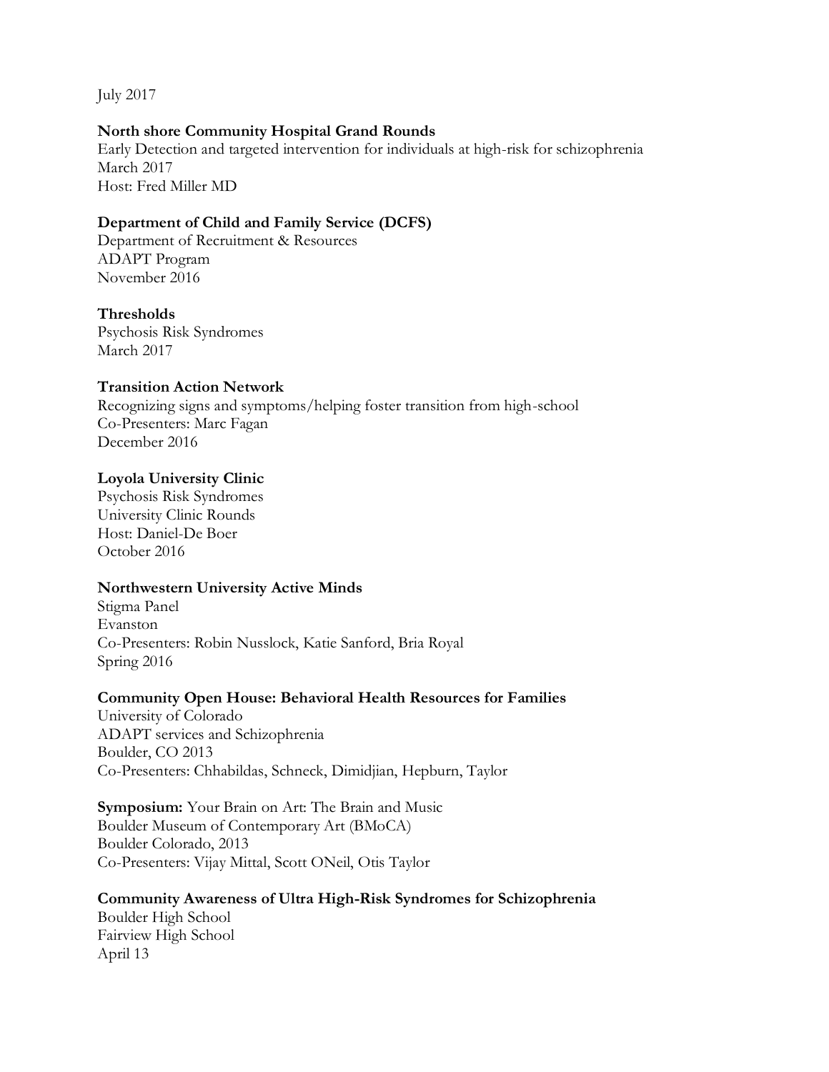July 2017

**North shore Community Hospital Grand Rounds**
Early Detection and targeted intervention for individuals at high-risk for schizophrenia
March 2017
Host: Fred Miller MD

**Department of Child and Family Service (DCFS)**
Department of Recruitment & Resources
ADAPT Program
November 2016

**Thresholds**
Psychosis Risk Syndromes
March 2017

**Transition Action Network**
Recognizing signs and symptoms/helping foster transition from high-school
Co-Presenters: Marc Fagan
December 2016

**Loyola University Clinic**
Psychosis Risk Syndromes
University Clinic Rounds
Host: Daniel-De Boer
October 2016

**Northwestern University Active Minds**
Stigma Panel
Evanston
Co-Presenters: Robin Nusslock, Katie Sanford, Bria Royal
Spring 2016

**Community Open House: Behavioral Health Resources for Families**
University of Colorado
ADAPT services and Schizophrenia
Boulder, CO 2013
Co-Presenters: Chhabildas, Schneck, Dimidjian, Hepburn, Taylor

**Symposium:** Your Brain on Art: The Brain and Music
Boulder Museum of Contemporary Art (BMoCA)
Boulder Colorado, 2013
Co-Presenters: Vijay Mittal, Scott ONeil, Otis Taylor

**Community Awareness of Ultra High-Risk Syndromes for Schizophrenia**
Boulder High School
Fairview High School
April 13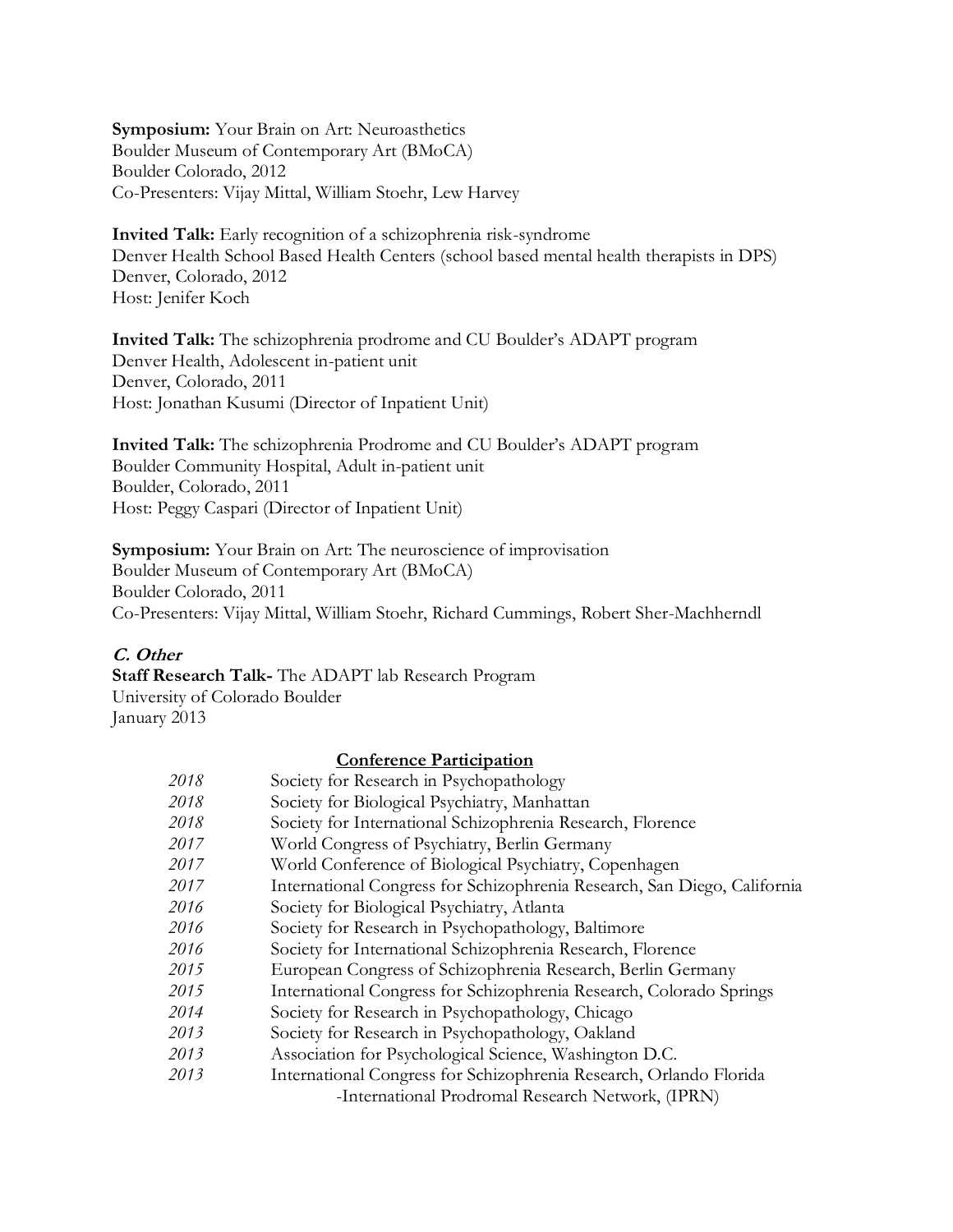**Symposium:** Your Brain on Art: Neuroasthetics
Boulder Museum of Contemporary Art (BMoCA)
Boulder Colorado, 2012
Co-Presenters: Vijay Mittal, William Stoehr, Lew Harvey

**Invited Talk:** Early recognition of a schizophrenia risk-syndrome
Denver Health School Based Health Centers (school based mental health therapists in DPS)
Denver, Colorado, 2012
Host: Jenifer Koch

**Invited Talk:** The schizophrenia prodrome and CU Boulder's ADAPT program
Denver Health, Adolescent in-patient unit
Denver, Colorado, 2011
Host: Jonathan Kusumi (Director of Inpatient Unit)

**Invited Talk:** The schizophrenia Prodrome and CU Boulder's ADAPT program
Boulder Community Hospital, Adult in-patient unit
Boulder, Colorado, 2011
Host: Peggy Caspari (Director of Inpatient Unit)

**Symposium:** Your Brain on Art: The neuroscience of improvisation
Boulder Museum of Contemporary Art (BMoCA)
Boulder Colorado, 2011
Co-Presenters: Vijay Mittal, William Stoehr, Richard Cummings, Robert Sher-Machherndl

***C. Other***

**Staff Research Talk-** The ADAPT lab Research Program
University of Colorado Boulder
January 2013

## Conference Participation

| | |
|---|---|
| *2018* | Society for Research in Psychopathology |
| *2018* | Society for Biological Psychiatry, Manhattan |
| *2018* | Society for International Schizophrenia Research, Florence |
| *2017* | World Congress of Psychiatry, Berlin Germany |
| *2017* | World Conference of Biological Psychiatry, Copenhagen |
| *2017* | International Congress for Schizophrenia Research, San Diego, California |
| *2016* | Society for Biological Psychiatry, Atlanta |
| *2016* | Society for Research in Psychopathology, Baltimore |
| *2016* | Society for International Schizophrenia Research, Florence |
| *2015* | European Congress of Schizophrenia Research, Berlin Germany |
| *2015* | International Congress for Schizophrenia Research, Colorado Springs |
| *2014* | Society for Research in Psychopathology, Chicago |
| *2013* | Society for Research in Psychopathology, Oakland |
| *2013* | Association for Psychological Science, Washington D.C. |
| *2013* | International Congress for Schizophrenia Research, Orlando Florida<br>-International Prodromal Research Network, (IPRN) |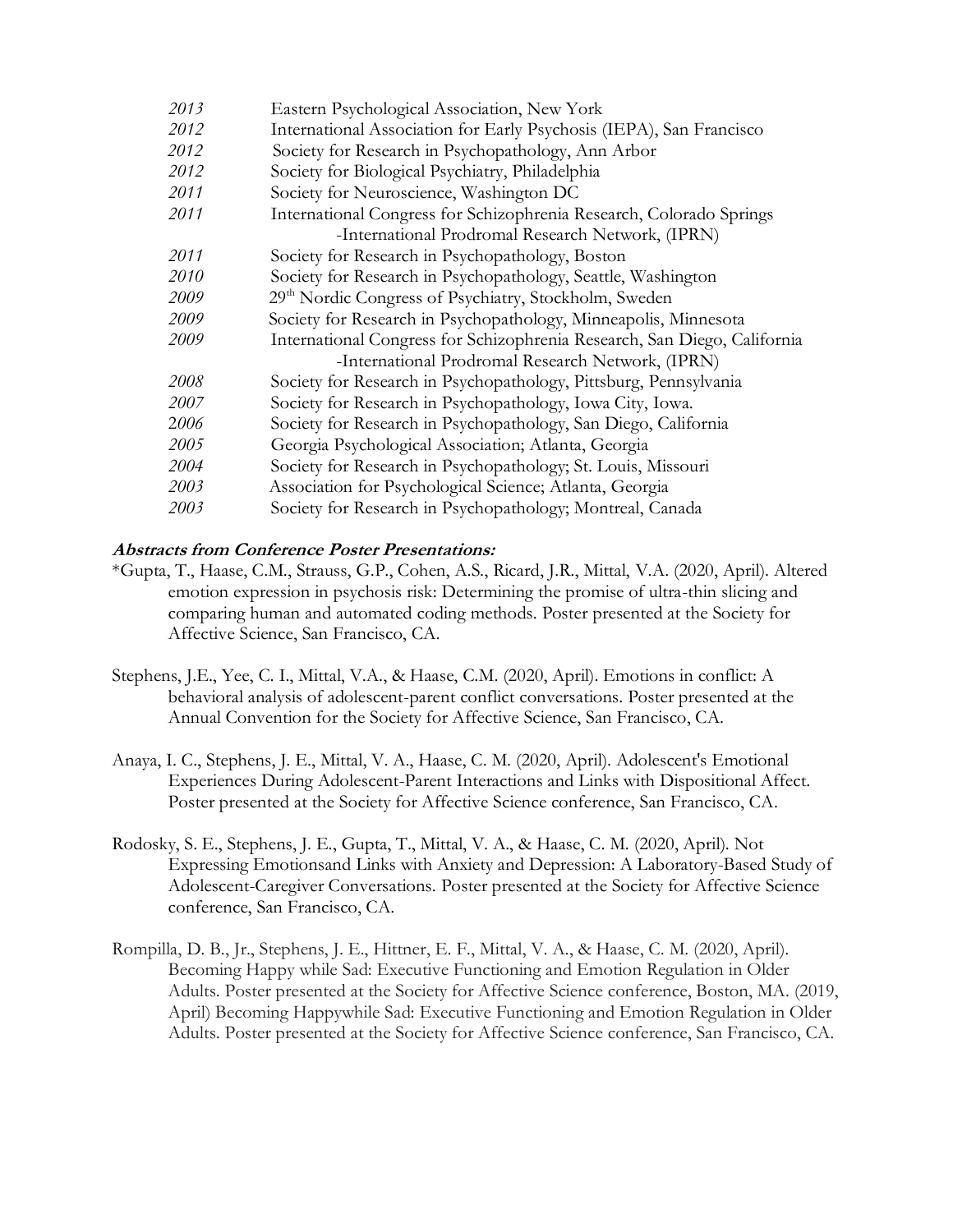*2013* Eastern Psychological Association, New York
*2012* International Association for Early Psychosis (IEPA), San Francisco
*2012* Society for Research in Psychopathology, Ann Arbor
*2012* Society for Biological Psychiatry, Philadelphia
*2011* Society for Neuroscience, Washington DC
*2011* International Congress for Schizophrenia Research, Colorado Springs
 -International Prodromal Research Network, (IPRN)
*2011* Society for Research in Psychopathology, Boston
*2010* Society for Research in Psychopathology, Seattle, Washington
*2009* 29th Nordic Congress of Psychiatry, Stockholm, Sweden
*2009* Society for Research in Psychopathology, Minneapolis, Minnesota
*2009* International Congress for Schizophrenia Research, San Diego, California
 -International Prodromal Research Network, (IPRN)
*2008* Society for Research in Psychopathology, Pittsburg, Pennsylvania
*2007* Society for Research in Psychopathology, Iowa City, Iowa.
*2006* Society for Research in Psychopathology, San Diego, California
*2005* Georgia Psychological Association; Atlanta, Georgia
*2004* Society for Research in Psychopathology; St. Louis, Missouri
*2003* Association for Psychological Science; Atlanta, Georgia
*2003* Society for Research in Psychopathology; Montreal, Canada

***Abstracts from Conference Poster Presentations:***

*Gupta, T., Haase, C.M., Strauss, G.P., Cohen, A.S., Ricard, J.R., Mittal, V.A. (2020, April). Altered emotion expression in psychosis risk: Determining the promise of ultra-thin slicing and comparing human and automated coding methods. Poster presented at the Society for Affective Science, San Francisco, CA.

Stephens, J.E., Yee, C. I., Mittal, V.A., & Haase, C.M. (2020, April). Emotions in conflict: A behavioral analysis of adolescent-parent conflict conversations. Poster presented at the Annual Convention for the Society for Affective Science, San Francisco, CA.

Anaya, I. C., Stephens, J. E., Mittal, V. A., Haase, C. M. (2020, April). Adolescent's Emotional Experiences During Adolescent-Parent Interactions and Links with Dispositional Affect. Poster presented at the Society for Affective Science conference, San Francisco, CA.

Rodosky, S. E., Stephens, J. E., Gupta, T., Mittal, V. A., & Haase, C. M. (2020, April). Not Expressing Emotionsand Links with Anxiety and Depression: A Laboratory-Based Study of Adolescent-Caregiver Conversations. Poster presented at the Society for Affective Science conference, San Francisco, CA.

Rompilla, D. B., Jr., Stephens, J. E., Hittner, E. F., Mittal, V. A., & Haase, C. M. (2020, April). Becoming Happy while Sad: Executive Functioning and Emotion Regulation in Older Adults. Poster presented at the Society for Affective Science conference, Boston, MA. (2019, April) Becoming Happywhile Sad: Executive Functioning and Emotion Regulation in Older Adults. Poster presented at the Society for Affective Science conference, San Francisco, CA.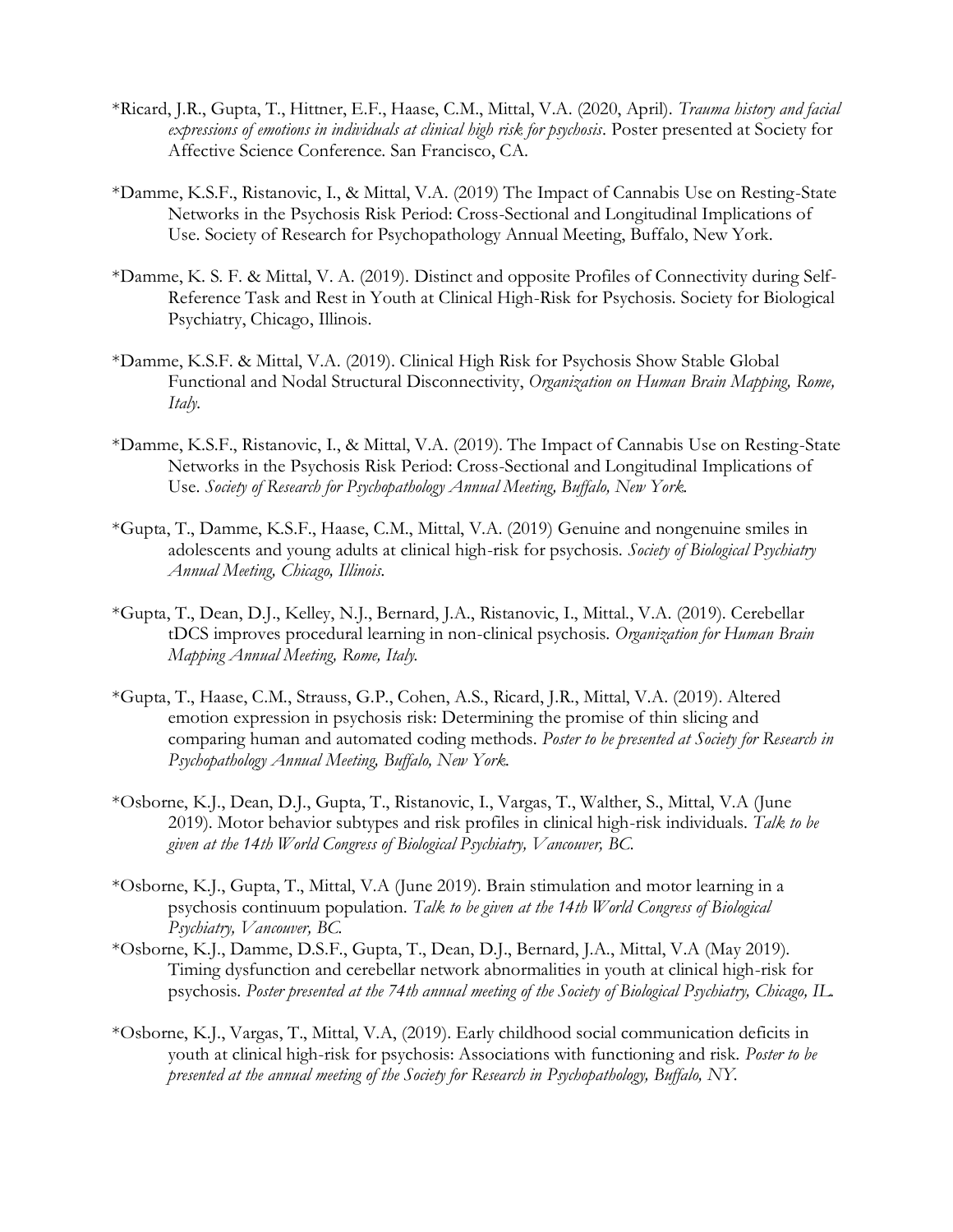*Ricard, J.R., Gupta, T., Hittner, E.F., Haase, C.M., Mittal, V.A. (2020, April). *Trauma history and facial expressions of emotions in individuals at clinical high risk for psychosis*. Poster presented at Society for Affective Science Conference. San Francisco, CA.

*Damme, K.S.F., Ristanovic, I., & Mittal, V.A. (2019) The Impact of Cannabis Use on Resting-State Networks in the Psychosis Risk Period: Cross-Sectional and Longitudinal Implications of Use. Society of Research for Psychopathology Annual Meeting, Buffalo, New York.

*Damme, K. S. F. & Mittal, V. A. (2019). Distinct and opposite Profiles of Connectivity during Self-Reference Task and Rest in Youth at Clinical High-Risk for Psychosis. Society for Biological Psychiatry, Chicago, Illinois.

*Damme, K.S.F. & Mittal, V.A. (2019). Clinical High Risk for Psychosis Show Stable Global Functional and Nodal Structural Disconnectivity, *Organization on Human Brain Mapping, Rome, Italy.*

*Damme, K.S.F., Ristanovic, I., & Mittal, V.A. (2019). The Impact of Cannabis Use on Resting-State Networks in the Psychosis Risk Period: Cross-Sectional and Longitudinal Implications of Use. *Society of Research for Psychopathology Annual Meeting, Buffalo, New York.*

*Gupta, T., Damme, K.S.F., Haase, C.M., Mittal, V.A. (2019) Genuine and nongenuine smiles in adolescents and young adults at clinical high-risk for psychosis. *Society of Biological Psychiatry Annual Meeting, Chicago, Illinois.*

*Gupta, T., Dean, D.J., Kelley, N.J., Bernard, J.A., Ristanovic, I., Mittal., V.A. (2019). Cerebellar tDCS improves procedural learning in non-clinical psychosis. *Organization for Human Brain Mapping Annual Meeting, Rome, Italy.*

*Gupta, T., Haase, C.M., Strauss, G.P., Cohen, A.S., Ricard, J.R., Mittal, V.A. (2019). Altered emotion expression in psychosis risk: Determining the promise of thin slicing and comparing human and automated coding methods. *Poster to be presented at Society for Research in Psychopathology Annual Meeting, Buffalo, New York.*

*Osborne, K.J., Dean, D.J., Gupta, T., Ristanovic, I., Vargas, T., Walther, S., Mittal, V.A (June 2019). Motor behavior subtypes and risk profiles in clinical high-risk individuals. *Talk to be given at the 14th World Congress of Biological Psychiatry, Vancouver, BC.*

*Osborne, K.J., Gupta, T., Mittal, V.A (June 2019). Brain stimulation and motor learning in a psychosis continuum population. *Talk to be given at the 14th World Congress of Biological Psychiatry, Vancouver, BC.*

*Osborne, K.J., Damme, D.S.F., Gupta, T., Dean, D.J., Bernard, J.A., Mittal, V.A (May 2019). Timing dysfunction and cerebellar network abnormalities in youth at clinical high-risk for psychosis. *Poster presented at the 74th annual meeting of the Society of Biological Psychiatry, Chicago, IL.*

*Osborne, K.J., Vargas, T., Mittal, V.A, (2019). Early childhood social communication deficits in youth at clinical high-risk for psychosis: Associations with functioning and risk. *Poster to be presented at the annual meeting of the Society for Research in Psychopathology, Buffalo, NY.*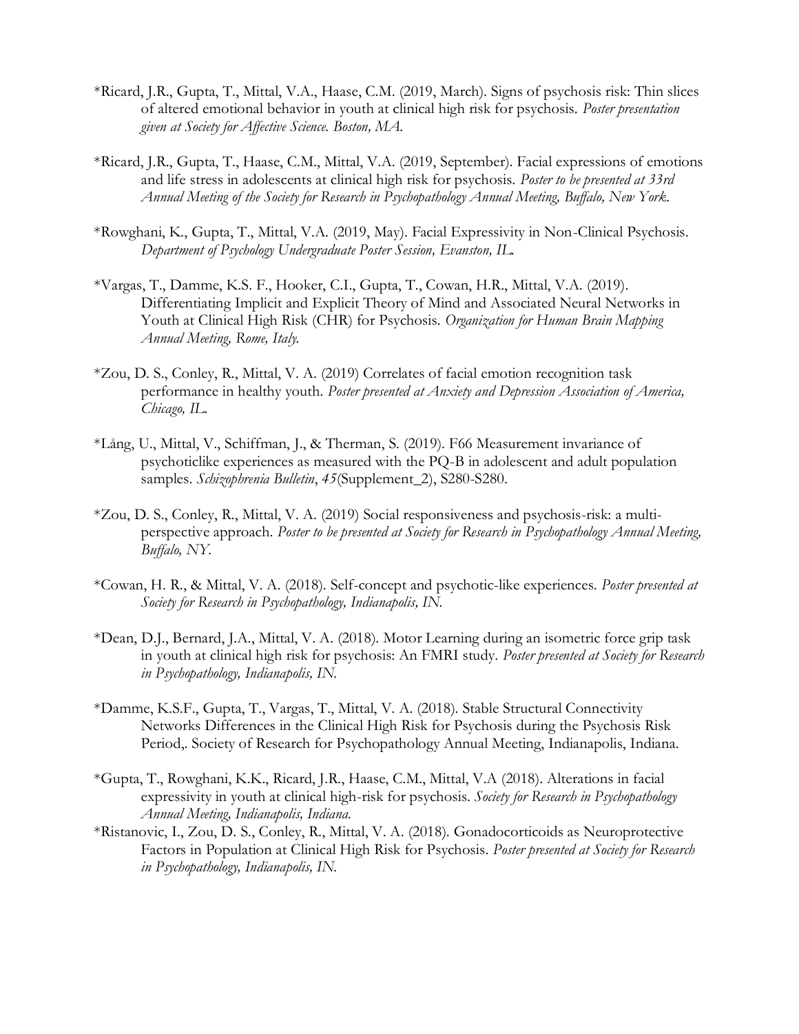*Ricard, J.R., Gupta, T., Mittal, V.A., Haase, C.M. (2019, March). Signs of psychosis risk: Thin slices of altered emotional behavior in youth at clinical high risk for psychosis. *Poster presentation given at Society for Affective Science. Boston, MA.*

*Ricard, J.R., Gupta, T., Haase, C.M., Mittal, V.A. (2019, September). Facial expressions of emotions and life stress in adolescents at clinical high risk for psychosis. *Poster to be presented at 33rd Annual Meeting of the Society for Research in Psychopathology Annual Meeting, Buffalo, New York.*

*Rowghani, K., Gupta, T., Mittal, V.A. (2019, May). Facial Expressivity in Non-Clinical Psychosis. *Department of Psychology Undergraduate Poster Session, Evanston, IL.*

*Vargas, T., Damme, K.S. F., Hooker, C.I., Gupta, T., Cowan, H.R., Mittal, V.A. (2019). Differentiating Implicit and Explicit Theory of Mind and Associated Neural Networks in Youth at Clinical High Risk (CHR) for Psychosis. *Organization for Human Brain Mapping Annual Meeting, Rome, Italy.*

*Zou, D. S., Conley, R., Mittal, V. A. (2019) Correlates of facial emotion recognition task performance in healthy youth. *Poster presented at Anxiety and Depression Association of America, Chicago, IL.*

*Lång, U., Mittal, V., Schiffman, J., & Therman, S. (2019). F66 Measurement invariance of psychoticlike experiences as measured with the PQ-B in adolescent and adult population samples. *Schizophrenia Bulletin*, *45*(Supplement_2), S280-S280.

*Zou, D. S., Conley, R., Mittal, V. A. (2019) Social responsiveness and psychosis-risk: a multi-perspective approach. *Poster to be presented at Society for Research in Psychopathology Annual Meeting, Buffalo, NY.*

*Cowan, H. R., & Mittal, V. A. (2018). Self-concept and psychotic-like experiences. *Poster presented at Society for Research in Psychopathology, Indianapolis, IN.*

*Dean, D.J., Bernard, J.A., Mittal, V. A. (2018). Motor Learning during an isometric force grip task in youth at clinical high risk for psychosis: An FMRI study. *Poster presented at Society for Research in Psychopathology, Indianapolis, IN.*

*Damme, K.S.F., Gupta, T., Vargas, T., Mittal, V. A. (2018). Stable Structural Connectivity Networks Differences in the Clinical High Risk for Psychosis during the Psychosis Risk Period,. Society of Research for Psychopathology Annual Meeting, Indianapolis, Indiana.

*Gupta, T., Rowghani, K.K., Ricard, J.R., Haase, C.M., Mittal, V.A (2018). Alterations in facial expressivity in youth at clinical high-risk for psychosis. *Society for Research in Psychopathology Annual Meeting, Indianapolis, Indiana.*

*Ristanovic, I., Zou, D. S., Conley, R., Mittal, V. A. (2018). Gonadocorticoids as Neuroprotective Factors in Population at Clinical High Risk for Psychosis. *Poster presented at Society for Research in Psychopathology, Indianapolis, IN.*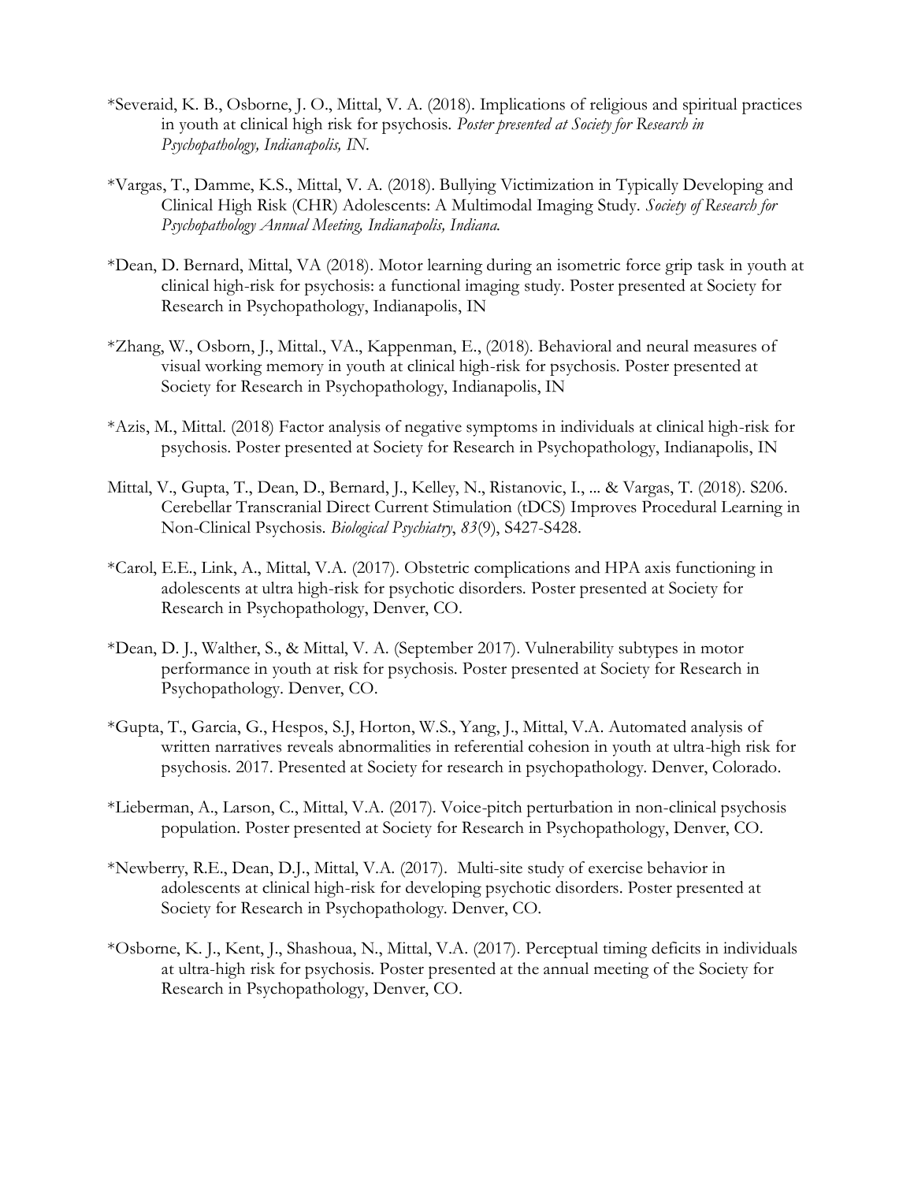*Severaid, K. B., Osborne, J. O., Mittal, V. A. (2018). Implications of religious and spiritual practices in youth at clinical high risk for psychosis. *Poster presented at Society for Research in Psychopathology, Indianapolis, IN.*

*Vargas, T., Damme, K.S., Mittal, V. A. (2018). Bullying Victimization in Typically Developing and Clinical High Risk (CHR) Adolescents: A Multimodal Imaging Study. *Society of Research for Psychopathology Annual Meeting, Indianapolis, Indiana.*

*Dean, D. Bernard, Mittal, VA (2018). Motor learning during an isometric force grip task in youth at clinical high-risk for psychosis: a functional imaging study. Poster presented at Society for Research in Psychopathology, Indianapolis, IN

*Zhang, W., Osborn, J., Mittal., VA., Kappenman, E., (2018). Behavioral and neural measures of visual working memory in youth at clinical high-risk for psychosis. Poster presented at Society for Research in Psychopathology, Indianapolis, IN

*Azis, M., Mittal. (2018) Factor analysis of negative symptoms in individuals at clinical high-risk for psychosis. Poster presented at Society for Research in Psychopathology, Indianapolis, IN

Mittal, V., Gupta, T., Dean, D., Bernard, J., Kelley, N., Ristanovic, I., ... & Vargas, T. (2018). S206. Cerebellar Transcranial Direct Current Stimulation (tDCS) Improves Procedural Learning in Non-Clinical Psychosis. *Biological Psychiatry*, *83*(9), S427-S428.

*Carol, E.E., Link, A., Mittal, V.A. (2017). Obstetric complications and HPA axis functioning in adolescents at ultra high-risk for psychotic disorders. Poster presented at Society for Research in Psychopathology, Denver, CO.

*Dean, D. J., Walther, S., & Mittal, V. A. (September 2017). Vulnerability subtypes in motor performance in youth at risk for psychosis. Poster presented at Society for Research in Psychopathology. Denver, CO.

*Gupta, T., Garcia, G., Hespos, S.J, Horton, W.S., Yang, J., Mittal, V.A. Automated analysis of written narratives reveals abnormalities in referential cohesion in youth at ultra-high risk for psychosis. 2017. Presented at Society for research in psychopathology. Denver, Colorado.

*Lieberman, A., Larson, C., Mittal, V.A. (2017). Voice-pitch perturbation in non-clinical psychosis population. Poster presented at Society for Research in Psychopathology, Denver, CO.

*Newberry, R.E., Dean, D.J., Mittal, V.A. (2017). Multi-site study of exercise behavior in adolescents at clinical high-risk for developing psychotic disorders. Poster presented at Society for Research in Psychopathology. Denver, CO.

*Osborne, K. J., Kent, J., Shashoua, N., Mittal, V.A. (2017). Perceptual timing deficits in individuals at ultra-high risk for psychosis. Poster presented at the annual meeting of the Society for Research in Psychopathology, Denver, CO.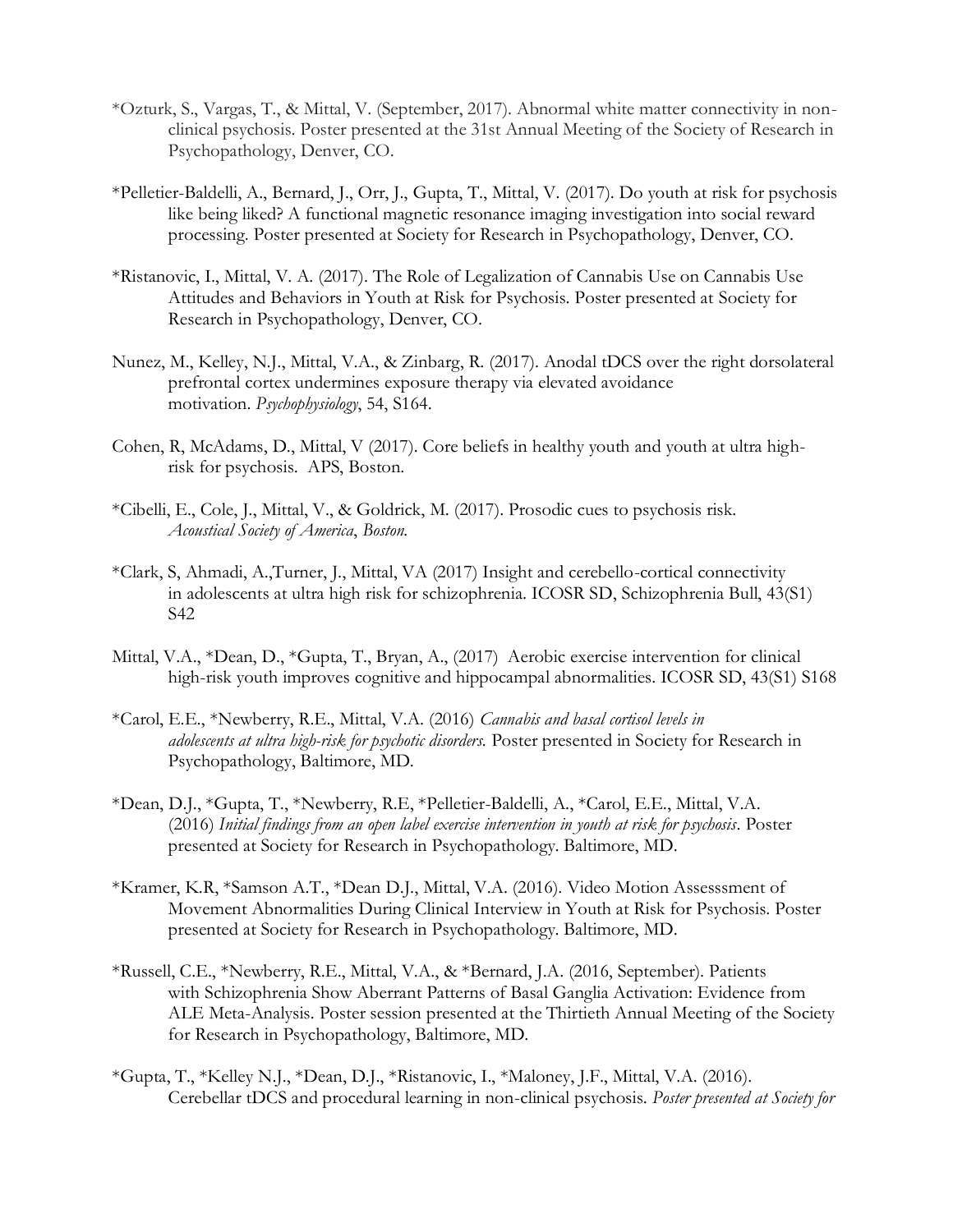*Ozturk, S., Vargas, T., & Mittal, V. (September, 2017). Abnormal white matter connectivity in non-clinical psychosis. Poster presented at the 31st Annual Meeting of the Society of Research in Psychopathology, Denver, CO.

*Pelletier-Baldelli, A., Bernard, J., Orr, J., Gupta, T., Mittal, V. (2017). Do youth at risk for psychosis like being liked? A functional magnetic resonance imaging investigation into social reward processing. Poster presented at Society for Research in Psychopathology, Denver, CO.

*Ristanovic, I., Mittal, V. A. (2017). The Role of Legalization of Cannabis Use on Cannabis Use Attitudes and Behaviors in Youth at Risk for Psychosis. Poster presented at Society for Research in Psychopathology, Denver, CO.

Nunez, M., Kelley, N.J., Mittal, V.A., & Zinbarg, R. (2017). Anodal tDCS over the right dorsolateral prefrontal cortex undermines exposure therapy via elevated avoidance motivation. *Psychophysiology*, 54, S164.

Cohen, R, McAdams, D., Mittal, V (2017). Core beliefs in healthy youth and youth at ultra high-risk for psychosis. APS, Boston.

*Cibelli, E., Cole, J., Mittal, V., & Goldrick, M. (2017). Prosodic cues to psychosis risk. *Acoustical Society of America*, *Boston.*

*Clark, S, Ahmadi, A.,Turner, J., Mittal, VA (2017) Insight and cerebello-cortical connectivity in adolescents at ultra high risk for schizophrenia. ICOSR SD, Schizophrenia Bull, 43(S1) S42

Mittal, V.A., *Dean, D., *Gupta, T., Bryan, A., (2017) Aerobic exercise intervention for clinical high-risk youth improves cognitive and hippocampal abnormalities. ICOSR SD, 43(S1) S168

*Carol, E.E., *Newberry, R.E., Mittal, V.A. (2016) *Cannabis and basal cortisol levels in adolescents at ultra high-risk for psychotic disorders.* Poster presented in Society for Research in Psychopathology, Baltimore, MD.

*Dean, D.J., *Gupta, T., *Newberry, R.E, *Pelletier-Baldelli, A., *Carol, E.E., Mittal, V.A. (2016) *Initial findings from an open label exercise intervention in youth at risk for psychosis*. Poster presented at Society for Research in Psychopathology. Baltimore, MD.

*Kramer, K.R, *Samson A.T., *Dean D.J., Mittal, V.A. (2016). Video Motion Assesssment of Movement Abnormalities During Clinical Interview in Youth at Risk for Psychosis. Poster presented at Society for Research in Psychopathology. Baltimore, MD.

*Russell, C.E., *Newberry, R.E., Mittal, V.A., & *Bernard, J.A. (2016, September). Patients with Schizophrenia Show Aberrant Patterns of Basal Ganglia Activation: Evidence from ALE Meta-Analysis. Poster session presented at the Thirtieth Annual Meeting of the Society for Research in Psychopathology, Baltimore, MD.

*Gupta, T., *Kelley N.J., *Dean, D.J., *Ristanovic, I., *Maloney, J.F., Mittal, V.A. (2016). Cerebellar tDCS and procedural learning in non-clinical psychosis. *Poster presented at Society for*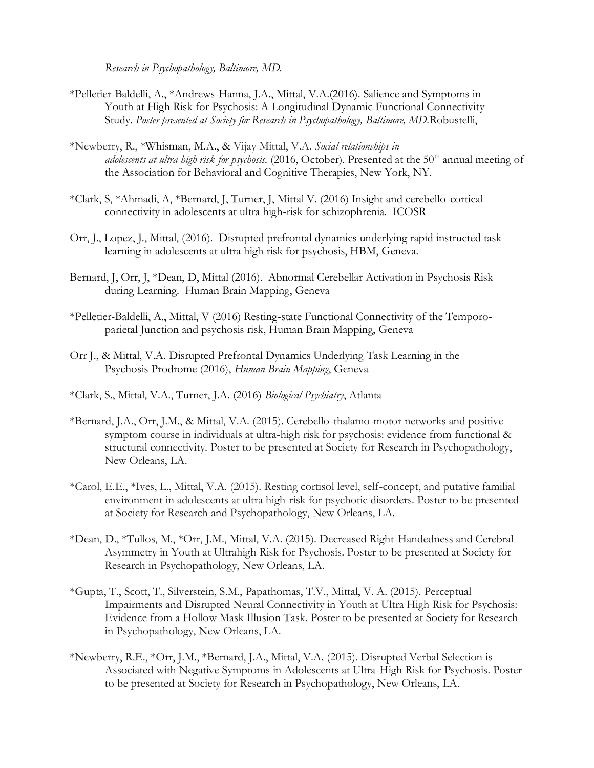*Research in Psychopathology, Baltimore, MD.*

*Pelletier-Baldelli, A., *Andrews-Hanna, J.A., Mittal, V.A.(2016). Salience and Symptoms in Youth at High Risk for Psychosis: A Longitudinal Dynamic Functional Connectivity Study. *Poster presented at Society for Research in Psychopathology, Baltimore, MD.*Robustelli,

*Newberry, R., *Whisman, M.A., & Vijay Mittal, V.A. *Social relationships in adolescents at ultra high risk for psychosis.* (2016, October). Presented at the 50th annual meeting of the Association for Behavioral and Cognitive Therapies, New York, NY.

*Clark, S, *Ahmadi, A, *Bernard, J, Turner, J, Mittal V. (2016) Insight and cerebello-cortical connectivity in adolescents at ultra high-risk for schizophrenia. ICOSR

Orr, J., Lopez, J., Mittal, (2016). Disrupted prefrontal dynamics underlying rapid instructed task learning in adolescents at ultra high risk for psychosis, HBM, Geneva.

Bernard, J, Orr, J, *Dean, D, Mittal (2016). Abnormal Cerebellar Activation in Psychosis Risk during Learning. Human Brain Mapping, Geneva

*Pelletier-Baldelli, A., Mittal, V (2016) Resting-state Functional Connectivity of the Temporo-parietal Junction and psychosis risk, Human Brain Mapping, Geneva

Orr J., & Mittal, V.A. Disrupted Prefrontal Dynamics Underlying Task Learning in the Psychosis Prodrome (2016), *Human Brain Mapping*, Geneva

*Clark, S., Mittal, V.A., Turner, J.A. (2016) *Biological Psychiatry*, Atlanta

*Bernard, J.A., Orr, J.M., & Mittal, V.A. (2015). Cerebello-thalamo-motor networks and positive symptom course in individuals at ultra-high risk for psychosis: evidence from functional & structural connectivity. Poster to be presented at Society for Research in Psychopathology, New Orleans, LA.

*Carol, E.E., *Ives, L., Mittal, V.A. (2015). Resting cortisol level, self-concept, and putative familial environment in adolescents at ultra high-risk for psychotic disorders. Poster to be presented at Society for Research and Psychopathology, New Orleans, LA.

*Dean, D., *Tullos, M., *Orr, J.M., Mittal, V.A. (2015). Decreased Right-Handedness and Cerebral Asymmetry in Youth at Ultrahigh Risk for Psychosis. Poster to be presented at Society for Research in Psychopathology, New Orleans, LA.

*Gupta, T., Scott, T., Silverstein, S.M., Papathomas, T.V., Mittal, V. A. (2015). Perceptual Impairments and Disrupted Neural Connectivity in Youth at Ultra High Risk for Psychosis: Evidence from a Hollow Mask Illusion Task. Poster to be presented at Society for Research in Psychopathology, New Orleans, LA.

*Newberry, R.E., *Orr, J.M., *Bernard, J.A., Mittal, V.A. (2015). Disrupted Verbal Selection is Associated with Negative Symptoms in Adolescents at Ultra-High Risk for Psychosis. Poster to be presented at Society for Research in Psychopathology, New Orleans, LA.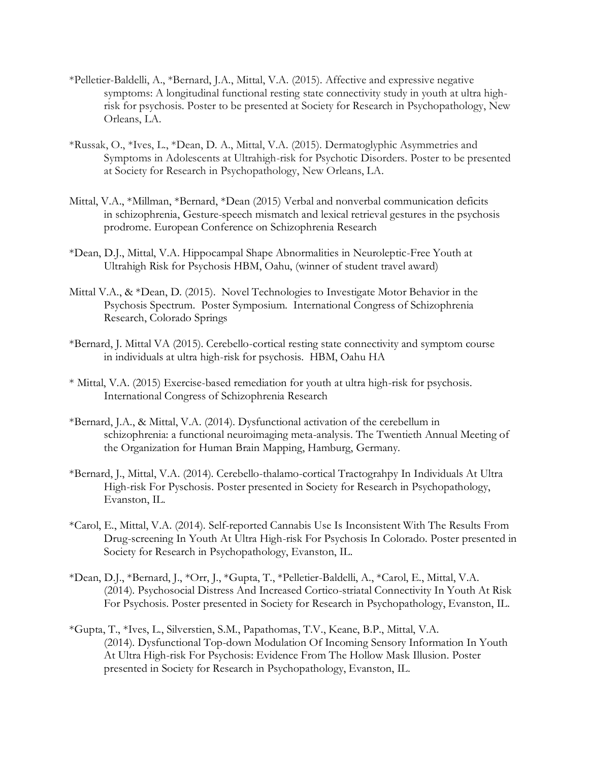*Pelletier-Baldelli, A., *Bernard, J.A., Mittal, V.A. (2015). Affective and expressive negative symptoms: A longitudinal functional resting state connectivity study in youth at ultra high-risk for psychosis. Poster to be presented at Society for Research in Psychopathology, New Orleans, LA.

*Russak, O., *Ives, L., *Dean, D. A., Mittal, V.A. (2015). Dermatoglyphic Asymmetries and Symptoms in Adolescents at Ultrahigh-risk for Psychotic Disorders. Poster to be presented at Society for Research in Psychopathology, New Orleans, LA.

Mittal, V.A., *Millman, *Bernard, *Dean (2015) Verbal and nonverbal communication deficits in schizophrenia, Gesture-speech mismatch and lexical retrieval gestures in the psychosis prodrome. European Conference on Schizophrenia Research

*Dean, D.J., Mittal, V.A. Hippocampal Shape Abnormalities in Neuroleptic-Free Youth at Ultrahigh Risk for Psychosis HBM, Oahu, (winner of student travel award)

Mittal V.A., & *Dean, D. (2015). Novel Technologies to Investigate Motor Behavior in the Psychosis Spectrum. Poster Symposium. International Congress of Schizophrenia Research, Colorado Springs

*Bernard, J. Mittal VA (2015). Cerebello-cortical resting state connectivity and symptom course in individuals at ultra high-risk for psychosis. HBM, Oahu HA

* Mittal, V.A. (2015) Exercise-based remediation for youth at ultra high-risk for psychosis. International Congress of Schizophrenia Research

*Bernard, J.A., & Mittal, V.A. (2014). Dysfunctional activation of the cerebellum in schizophrenia: a functional neuroimaging meta-analysis. The Twentieth Annual Meeting of the Organization for Human Brain Mapping, Hamburg, Germany.

*Bernard, J., Mittal, V.A. (2014). Cerebello-thalamo-cortical Tractograhpy In Individuals At Ultra High-risk For Pyschosis. Poster presented in Society for Research in Psychopathology, Evanston, IL.

*Carol, E., Mittal, V.A. (2014). Self-reported Cannabis Use Is Inconsistent With The Results From Drug-screening In Youth At Ultra High-risk For Psychosis In Colorado. Poster presented in Society for Research in Psychopathology, Evanston, IL.

*Dean, D.J., *Bernard, J., *Orr, J., *Gupta, T., *Pelletier-Baldelli, A., *Carol, E., Mittal, V.A. (2014). Psychosocial Distress And Increased Cortico-striatal Connectivity In Youth At Risk For Psychosis. Poster presented in Society for Research in Psychopathology, Evanston, IL.

*Gupta, T., *Ives, L., Silverstien, S.M., Papathomas, T.V., Keane, B.P., Mittal, V.A. (2014). Dysfunctional Top-down Modulation Of Incoming Sensory Information In Youth At Ultra High-risk For Psychosis: Evidence From The Hollow Mask Illusion. Poster presented in Society for Research in Psychopathology, Evanston, IL.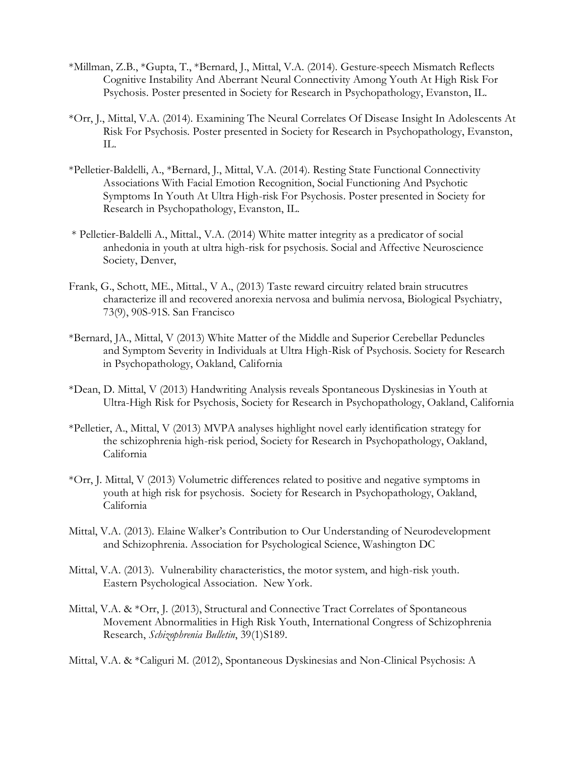*Millman, Z.B., *Gupta, T., *Bernard, J., Mittal, V.A. (2014). Gesture-speech Mismatch Reflects Cognitive Instability And Aberrant Neural Connectivity Among Youth At High Risk For Psychosis. Poster presented in Society for Research in Psychopathology, Evanston, IL.

*Orr, J., Mittal, V.A. (2014). Examining The Neural Correlates Of Disease Insight In Adolescents At Risk For Psychosis. Poster presented in Society for Research in Psychopathology, Evanston, IL.

*Pelletier-Baldelli, A., *Bernard, J., Mittal, V.A. (2014). Resting State Functional Connectivity Associations With Facial Emotion Recognition, Social Functioning And Psychotic Symptoms In Youth At Ultra High-risk For Psychosis. Poster presented in Society for Research in Psychopathology, Evanston, IL.

* Pelletier-Baldelli A., Mittal., V.A. (2014) White matter integrity as a predicator of social anhedonia in youth at ultra high-risk for psychosis. Social and Affective Neuroscience Society, Denver,

Frank, G., Schott, ME., Mittal., V A., (2013) Taste reward circuitry related brain strucutres characterize ill and recovered anorexia nervosa and bulimia nervosa, Biological Psychiatry, 73(9), 90S-91S. San Francisco

*Bernard, JA., Mittal, V (2013) White Matter of the Middle and Superior Cerebellar Peduncles and Symptom Severity in Individuals at Ultra High-Risk of Psychosis. Society for Research in Psychopathology, Oakland, California

*Dean, D. Mittal, V (2013) Handwriting Analysis reveals Spontaneous Dyskinesias in Youth at Ultra-High Risk for Psychosis, Society for Research in Psychopathology, Oakland, California

*Pelletier, A., Mittal, V (2013) MVPA analyses highlight novel early identification strategy for the schizophrenia high-risk period, Society for Research in Psychopathology, Oakland, California

*Orr, J. Mittal, V (2013) Volumetric differences related to positive and negative symptoms in youth at high risk for psychosis. Society for Research in Psychopathology, Oakland, California

Mittal, V.A. (2013). Elaine Walker's Contribution to Our Understanding of Neurodevelopment and Schizophrenia. Association for Psychological Science, Washington DC

Mittal, V.A. (2013). Vulnerability characteristics, the motor system, and high-risk youth. Eastern Psychological Association. New York.

Mittal, V.A. & *Orr, J. (2013), Structural and Connective Tract Correlates of Spontaneous Movement Abnormalities in High Risk Youth, International Congress of Schizophrenia Research, *Schizophrenia Bulletin*, 39(1)S189.

Mittal, V.A. & *Caliguri M. (2012), Spontaneous Dyskinesias and Non-Clinical Psychosis: A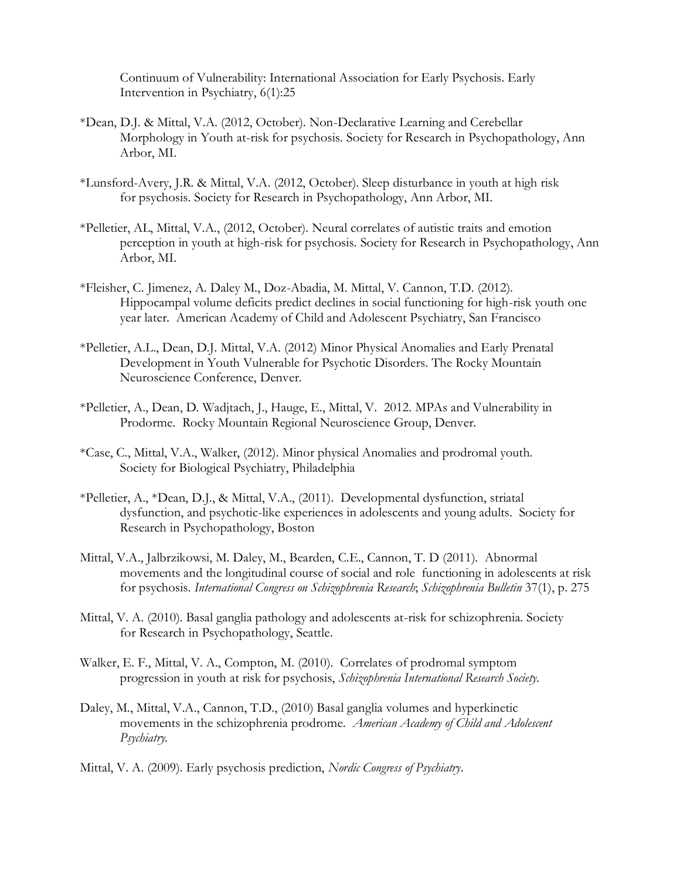Continuum of Vulnerability: International Association for Early Psychosis. Early Intervention in Psychiatry, 6(1):25

*Dean, D.J. & Mittal, V.A. (2012, October). Non-Declarative Learning and Cerebellar Morphology in Youth at-risk for psychosis. Society for Research in Psychopathology, Ann Arbor, MI.

*Lunsford-Avery, J.R. & Mittal, V.A. (2012, October). Sleep disturbance in youth at high risk for psychosis. Society for Research in Psychopathology, Ann Arbor, MI.

*Pelletier, AL, Mittal, V.A., (2012, October). Neural correlates of autistic traits and emotion perception in youth at high-risk for psychosis. Society for Research in Psychopathology, Ann Arbor, MI.

*Fleisher, C. Jimenez, A. Daley M., Doz-Abadia, M. Mittal, V. Cannon, T.D. (2012). Hippocampal volume deficits predict declines in social functioning for high-risk youth one year later. American Academy of Child and Adolescent Psychiatry, San Francisco

*Pelletier, A.L., Dean, D.J. Mittal, V.A. (2012) Minor Physical Anomalies and Early Prenatal Development in Youth Vulnerable for Psychotic Disorders. The Rocky Mountain Neuroscience Conference, Denver.

*Pelletier, A., Dean, D. Wadjtach, J., Hauge, E., Mittal, V. 2012. MPAs and Vulnerability in Prodorme. Rocky Mountain Regional Neuroscience Group, Denver.

*Case, C., Mittal, V.A., Walker, (2012). Minor physical Anomalies and prodromal youth. Society for Biological Psychiatry, Philadelphia

*Pelletier, A., *Dean, D.J., & Mittal, V.A., (2011). Developmental dysfunction, striatal dysfunction, and psychotic-like experiences in adolescents and young adults. Society for Research in Psychopathology, Boston

Mittal, V.A., Jalbrzikowsi, M. Daley, M., Bearden, C.E., Cannon, T. D (2011). Abnormal movements and the longitudinal course of social and role functioning in adolescents at risk for psychosis. *International Congress on Schizophrenia Research*; *Schizophrenia Bulletin* 37(1), p. 275

Mittal, V. A. (2010). Basal ganglia pathology and adolescents at-risk for schizophrenia. Society for Research in Psychopathology, Seattle.

Walker, E. F., Mittal, V. A., Compton, M. (2010). Correlates of prodromal symptom progression in youth at risk for psychosis, *Schizophrenia International Research Society*.

Daley, M., Mittal, V.A., Cannon, T.D., (2010) Basal ganglia volumes and hyperkinetic movements in the schizophrenia prodrome. *American Academy of Child and Adolescent Psychiatry*.

Mittal, V. A. (2009). Early psychosis prediction, *Nordic Congress of Psychiatry*.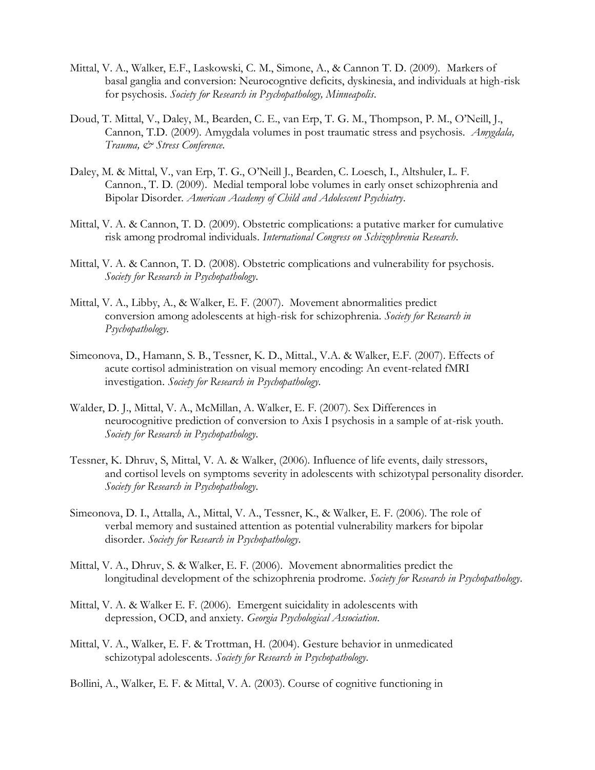Mittal, V. A., Walker, E.F., Laskowski, C. M., Simone, A., & Cannon T. D. (2009). Markers of basal ganglia and conversion: Neurocogntive deficits, dyskinesia, and individuals at high-risk for psychosis. *Society for Research in Psychopathology, Minneapolis*.

Doud, T. Mittal, V., Daley, M., Bearden, C. E., van Erp, T. G. M., Thompson, P. M., O'Neill, J., Cannon, T.D. (2009). Amygdala volumes in post traumatic stress and psychosis. *Amygdala, Trauma, & Stress Conference*.

Daley, M. & Mittal, V., van Erp, T. G., O'Neill J., Bearden, C. Loesch, I., Altshuler, L. F. Cannon., T. D. (2009). Medial temporal lobe volumes in early onset schizophrenia and Bipolar Disorder. *American Academy of Child and Adolescent Psychiatry*.

Mittal, V. A. & Cannon, T. D. (2009). Obstetric complications: a putative marker for cumulative risk among prodromal individuals. *International Congress on Schizophrenia Research*.

Mittal, V. A. & Cannon, T. D. (2008). Obstetric complications and vulnerability for psychosis. *Society for Research in Psychopathology*.

Mittal, V. A., Libby, A., & Walker, E. F. (2007). Movement abnormalities predict conversion among adolescents at high-risk for schizophrenia. *Society for Research in Psychopathology*.

Simeonova, D., Hamann, S. B., Tessner, K. D., Mittal., V.A. & Walker, E.F. (2007). Effects of acute cortisol administration on visual memory encoding: An event-related fMRI investigation. *Society for Research in Psychopathology*.

Walder, D. J., Mittal, V. A., McMillan, A. Walker, E. F. (2007). Sex Differences in neurocognitive prediction of conversion to Axis I psychosis in a sample of at-risk youth. *Society for Research in Psychopathology*.

Tessner, K. Dhruv, S, Mittal, V. A. & Walker, (2006). Influence of life events, daily stressors, and cortisol levels on symptoms severity in adolescents with schizotypal personality disorder. *Society for Research in Psychopathology*.

Simeonova, D. I., Attalla, A., Mittal, V. A., Tessner, K., & Walker, E. F. (2006). The role of verbal memory and sustained attention as potential vulnerability markers for bipolar disorder. *Society for Research in Psychopathology*.

Mittal, V. A., Dhruv, S. & Walker, E. F. (2006). Movement abnormalities predict the longitudinal development of the schizophrenia prodrome. *Society for Research in Psychopathology*.

Mittal, V. A. & Walker E. F. (2006). Emergent suicidality in adolescents with depression, OCD, and anxiety. *Georgia Psychological Association*.

Mittal, V. A., Walker, E. F. & Trottman, H. (2004). Gesture behavior in unmedicated schizotypal adolescents. *Society for Research in Psychopathology*.

Bollini, A., Walker, E. F. & Mittal, V. A. (2003). Course of cognitive functioning in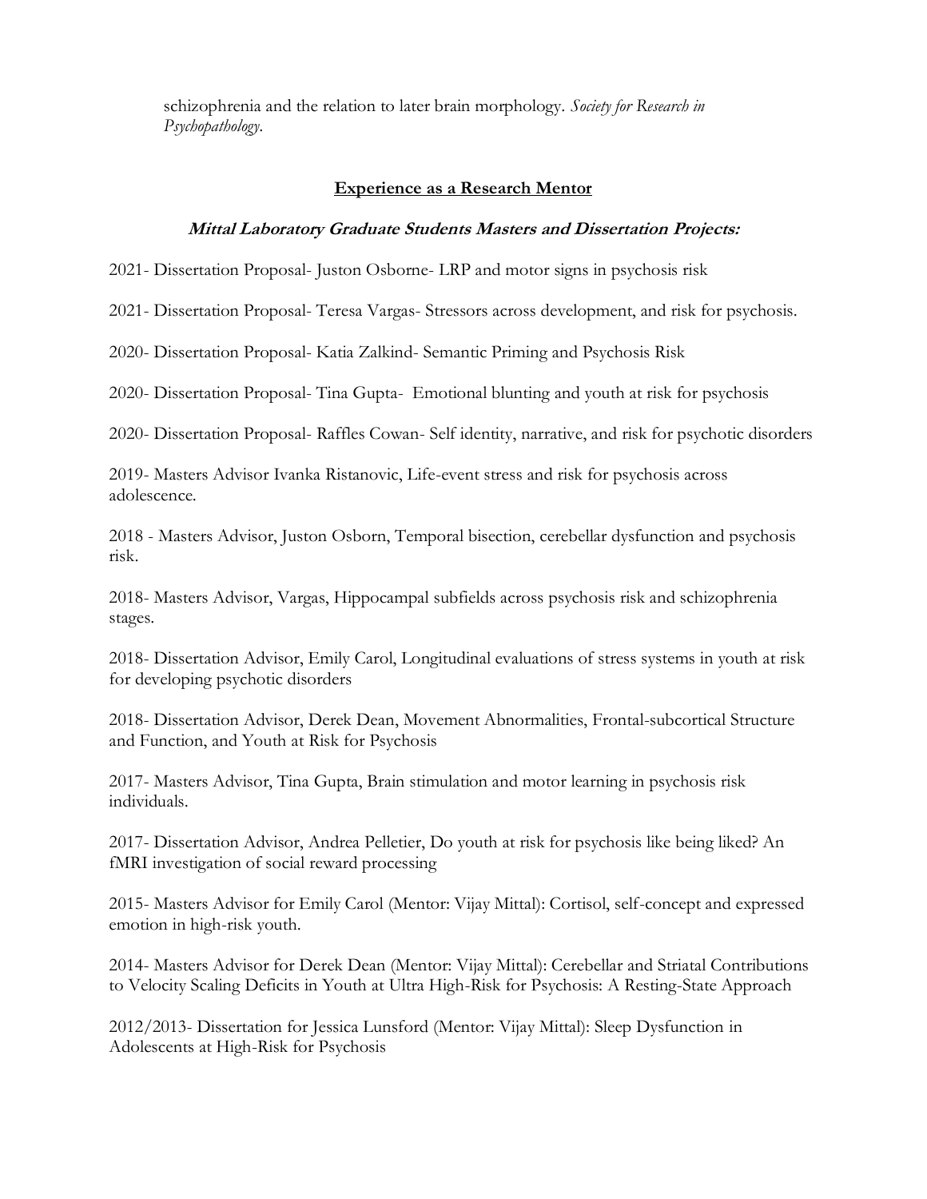schizophrenia and the relation to later brain morphology. *Society for Research in Psychopathology.*

## Experience as a Research Mentor

### *Mittal Laboratory Graduate Students Masters and Dissertation Projects:*

2021- Dissertation Proposal- Juston Osborne- LRP and motor signs in psychosis risk

2021- Dissertation Proposal- Teresa Vargas- Stressors across development, and risk for psychosis.

2020- Dissertation Proposal- Katia Zalkind- Semantic Priming and Psychosis Risk

2020- Dissertation Proposal- Tina Gupta- Emotional blunting and youth at risk for psychosis

2020- Dissertation Proposal- Raffles Cowan- Self identity, narrative, and risk for psychotic disorders

2019- Masters Advisor Ivanka Ristanovic, Life-event stress and risk for psychosis across adolescence.

2018 - Masters Advisor, Juston Osborn, Temporal bisection, cerebellar dysfunction and psychosis risk.

2018- Masters Advisor, Vargas, Hippocampal subfields across psychosis risk and schizophrenia stages.

2018- Dissertation Advisor, Emily Carol, Longitudinal evaluations of stress systems in youth at risk for developing psychotic disorders

2018- Dissertation Advisor, Derek Dean, Movement Abnormalities, Frontal-subcortical Structure and Function, and Youth at Risk for Psychosis

2017- Masters Advisor, Tina Gupta, Brain stimulation and motor learning in psychosis risk individuals.

2017- Dissertation Advisor, Andrea Pelletier, Do youth at risk for psychosis like being liked? An fMRI investigation of social reward processing

2015- Masters Advisor for Emily Carol (Mentor: Vijay Mittal): Cortisol, self-concept and expressed emotion in high-risk youth.

2014- Masters Advisor for Derek Dean (Mentor: Vijay Mittal): Cerebellar and Striatal Contributions to Velocity Scaling Deficits in Youth at Ultra High-Risk for Psychosis: A Resting-State Approach

2012/2013- Dissertation for Jessica Lunsford (Mentor: Vijay Mittal): Sleep Dysfunction in Adolescents at High-Risk for Psychosis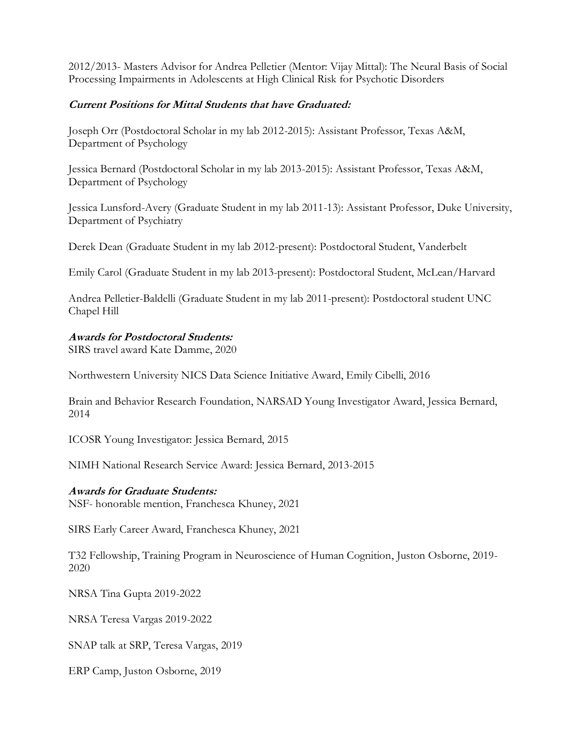2012/2013- Masters Advisor for Andrea Pelletier (Mentor: Vijay Mittal): The Neural Basis of Social Processing Impairments in Adolescents at High Clinical Risk for Psychotic Disorders

***Current Positions for Mittal Students that have Graduated:***

Joseph Orr (Postdoctoral Scholar in my lab 2012-2015): Assistant Professor, Texas A&M, Department of Psychology

Jessica Bernard (Postdoctoral Scholar in my lab 2013-2015): Assistant Professor, Texas A&M, Department of Psychology

Jessica Lunsford-Avery (Graduate Student in my lab 2011-13): Assistant Professor, Duke University, Department of Psychiatry

Derek Dean (Graduate Student in my lab 2012-present): Postdoctoral Student, Vanderbelt

Emily Carol (Graduate Student in my lab 2013-present): Postdoctoral Student, McLean/Harvard

Andrea Pelletier-Baldelli (Graduate Student in my lab 2011-present): Postdoctoral student UNC Chapel Hill

***Awards for Postdoctoral Students:***

SIRS travel award Kate Damme, 2020

Northwestern University NICS Data Science Initiative Award, Emily Cibelli, 2016

Brain and Behavior Research Foundation, NARSAD Young Investigator Award, Jessica Bernard, 2014

ICOSR Young Investigator: Jessica Bernard, 2015

NIMH National Research Service Award: Jessica Bernard, 2013-2015

***Awards for Graduate Students:***

NSF- honorable mention, Franchesca Khuney, 2021

SIRS Early Career Award, Franchesca Khuney, 2021

T32 Fellowship, Training Program in Neuroscience of Human Cognition, Juston Osborne, 2019-2020

NRSA Tina Gupta 2019-2022

NRSA Teresa Vargas 2019-2022

SNAP talk at SRP, Teresa Vargas, 2019

ERP Camp, Juston Osborne, 2019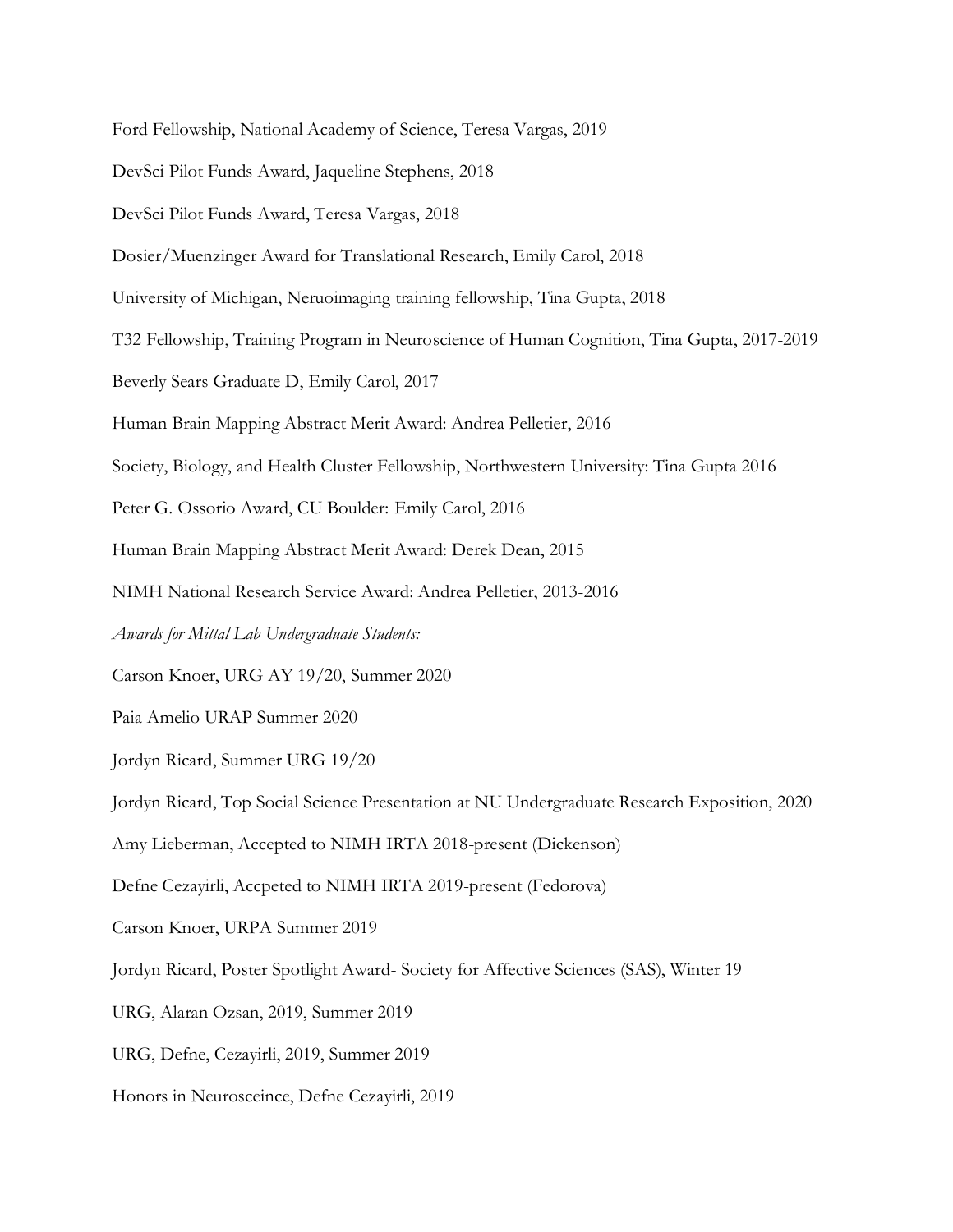Ford Fellowship, National Academy of Science, Teresa Vargas, 2019

DevSci Pilot Funds Award, Jaqueline Stephens, 2018

DevSci Pilot Funds Award, Teresa Vargas, 2018

Dosier/Muenzinger Award for Translational Research, Emily Carol, 2018

University of Michigan, Neruoimaging training fellowship, Tina Gupta, 2018

T32 Fellowship, Training Program in Neuroscience of Human Cognition, Tina Gupta, 2017-2019

Beverly Sears Graduate D, Emily Carol, 2017

Human Brain Mapping Abstract Merit Award: Andrea Pelletier, 2016

Society, Biology, and Health Cluster Fellowship, Northwestern University: Tina Gupta 2016

Peter G. Ossorio Award, CU Boulder: Emily Carol, 2016

Human Brain Mapping Abstract Merit Award: Derek Dean, 2015

NIMH National Research Service Award: Andrea Pelletier, 2013-2016

*Awards for Mittal Lab Undergraduate Students:*

Carson Knoer, URG AY 19/20, Summer 2020

Paia Amelio URAP Summer 2020

Jordyn Ricard, Summer URG 19/20

Jordyn Ricard, Top Social Science Presentation at NU Undergraduate Research Exposition, 2020

Amy Lieberman, Accepted to NIMH IRTA 2018-present (Dickenson)

Defne Cezayirli, Accpeted to NIMH IRTA 2019-present (Fedorova)

Carson Knoer, URPA Summer 2019

Jordyn Ricard, Poster Spotlight Award- Society for Affective Sciences (SAS), Winter 19

URG, Alaran Ozsan, 2019, Summer 2019

URG, Defne, Cezayirli, 2019, Summer 2019

Honors in Neurosceince, Defne Cezayirli, 2019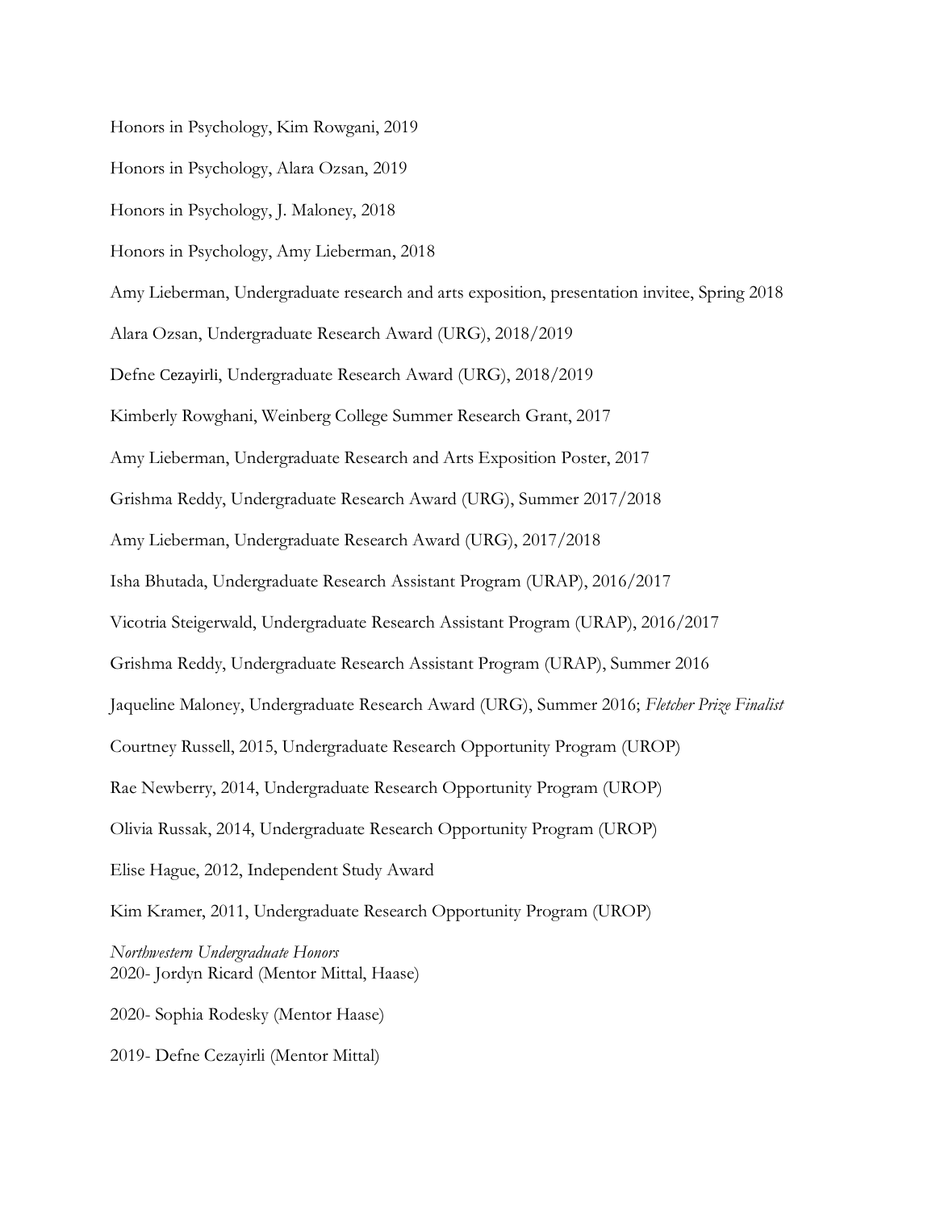Honors in Psychology, Kim Rowgani, 2019

Honors in Psychology, Alara Ozsan, 2019

Honors in Psychology, J. Maloney, 2018

Honors in Psychology, Amy Lieberman, 2018

Amy Lieberman, Undergraduate research and arts exposition, presentation invitee, Spring 2018

Alara Ozsan, Undergraduate Research Award (URG), 2018/2019

Defne Cezayirli, Undergraduate Research Award (URG), 2018/2019

Kimberly Rowghani, Weinberg College Summer Research Grant, 2017

Amy Lieberman, Undergraduate Research and Arts Exposition Poster, 2017

Grishma Reddy, Undergraduate Research Award (URG), Summer 2017/2018

Amy Lieberman, Undergraduate Research Award (URG), 2017/2018

Isha Bhutada, Undergraduate Research Assistant Program (URAP), 2016/2017

Vicotria Steigerwald, Undergraduate Research Assistant Program (URAP), 2016/2017

Grishma Reddy, Undergraduate Research Assistant Program (URAP), Summer 2016

Jaqueline Maloney, Undergraduate Research Award (URG), Summer 2016; *Fletcher Prize Finalist*

Courtney Russell, 2015, Undergraduate Research Opportunity Program (UROP)

Rae Newberry, 2014, Undergraduate Research Opportunity Program (UROP)

Olivia Russak, 2014, Undergraduate Research Opportunity Program (UROP)

Elise Hague, 2012, Independent Study Award

Kim Kramer, 2011, Undergraduate Research Opportunity Program (UROP)

*Northwestern Undergraduate Honors*
2020- Jordyn Ricard (Mentor Mittal, Haase)

2020- Sophia Rodesky (Mentor Haase)

2019- Defne Cezayirli (Mentor Mittal)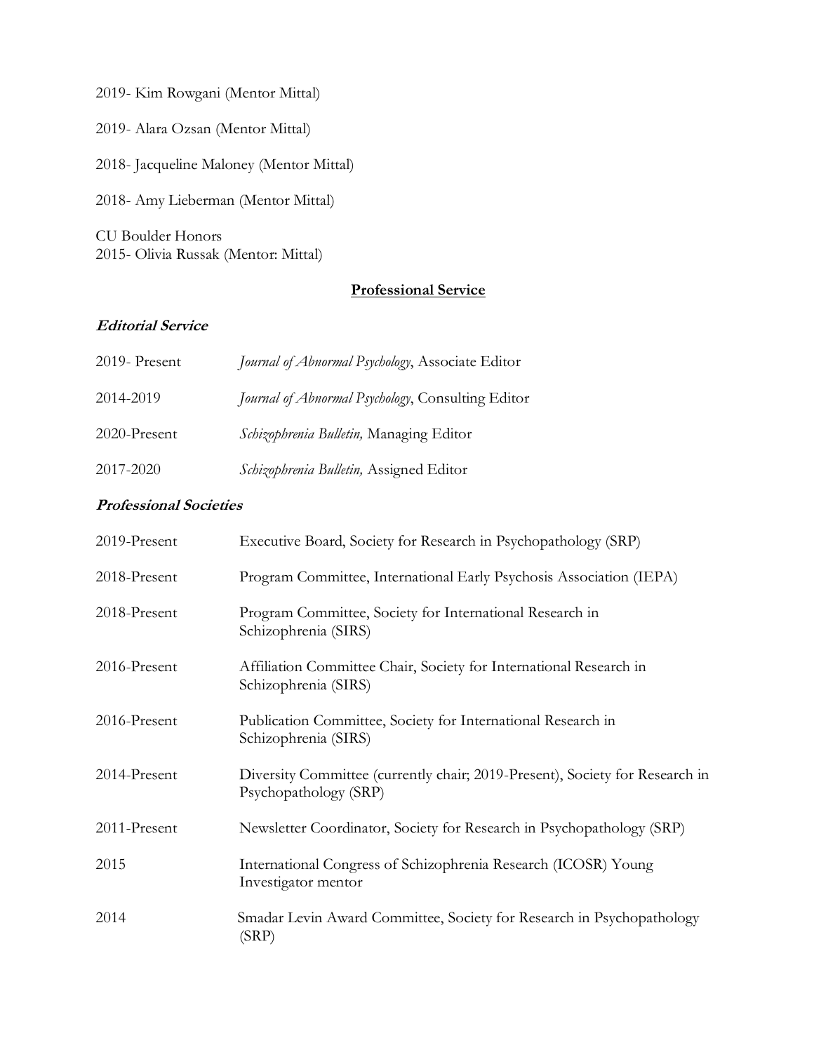2019- Kim Rowgani (Mentor Mittal)

2019- Alara Ozsan (Mentor Mittal)

2018- Jacqueline Maloney (Mentor Mittal)

2018- Amy Lieberman (Mentor Mittal)

CU Boulder Honors
2015- Olivia Russak (Mentor: Mittal)

## Professional Service

### *Editorial Service*

2019- Present — *Journal of Abnormal Psychology*, Associate Editor

2014-2019 — *Journal of Abnormal Psychology*, Consulting Editor

2020-Present — *Schizophrenia Bulletin,* Managing Editor

2017-2020 — *Schizophrenia Bulletin,* Assigned Editor

### *Professional Societies*

2019-Present — Executive Board, Society for Research in Psychopathology (SRP)

2018-Present — Program Committee, International Early Psychosis Association (IEPA)

2018-Present — Program Committee, Society for International Research in Schizophrenia (SIRS)

2016-Present — Affiliation Committee Chair, Society for International Research in Schizophrenia (SIRS)

2016-Present — Publication Committee, Society for International Research in Schizophrenia (SIRS)

2014-Present — Diversity Committee (currently chair; 2019-Present), Society for Research in Psychopathology (SRP)

2011-Present — Newsletter Coordinator, Society for Research in Psychopathology (SRP)

2015 — International Congress of Schizophrenia Research (ICOSR) Young Investigator mentor

2014 — Smadar Levin Award Committee, Society for Research in Psychopathology (SRP)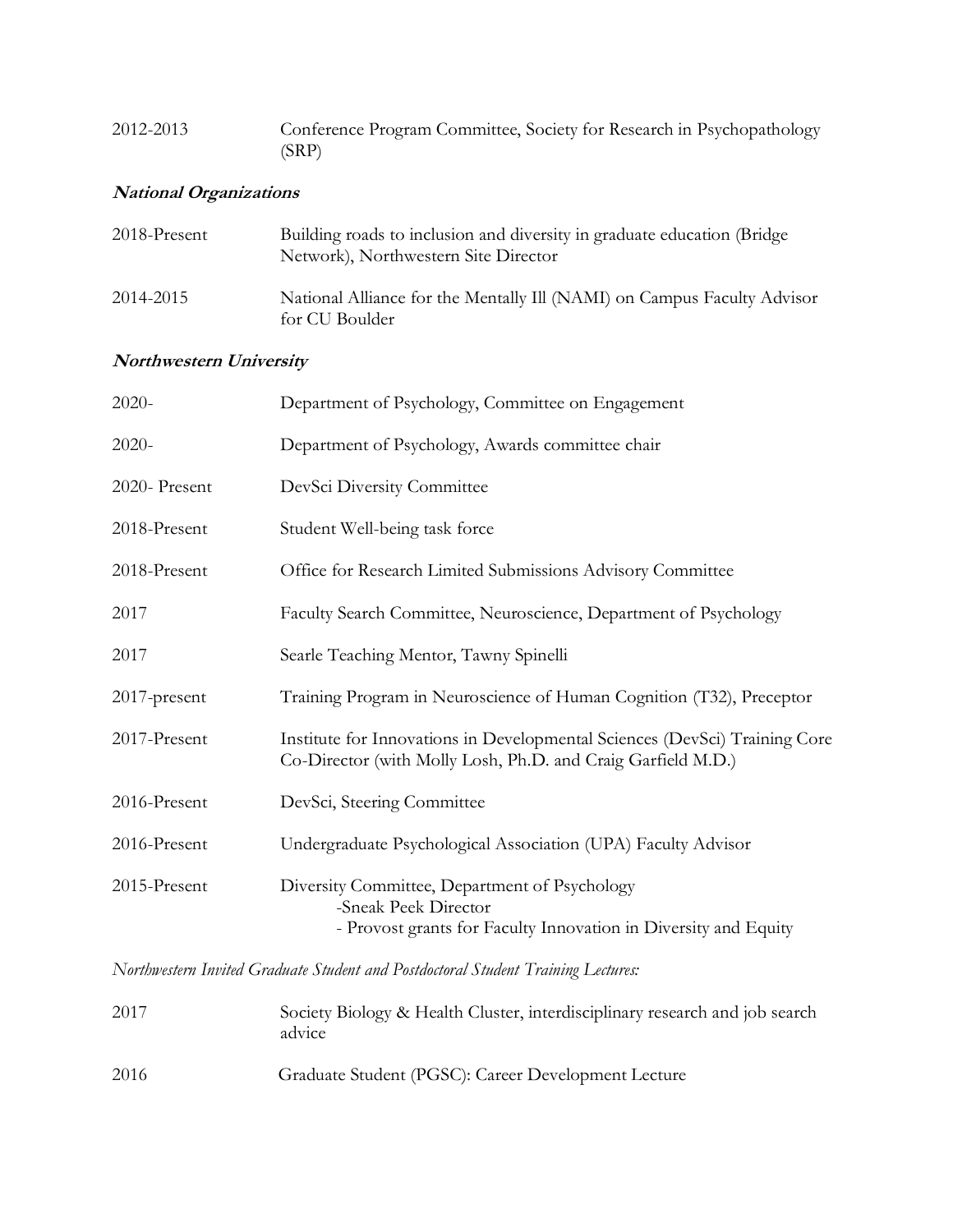2012-2013 Conference Program Committee, Society for Research in Psychopathology (SRP)

***National Organizations***

2018-Present Building roads to inclusion and diversity in graduate education (Bridge Network), Northwestern Site Director

2014-2015 National Alliance for the Mentally Ill (NAMI) on Campus Faculty Advisor for CU Boulder

***Northwestern University***

2020- Department of Psychology, Committee on Engagement

2020- Department of Psychology, Awards committee chair

2020- Present DevSci Diversity Committee

2018-Present Student Well-being task force

2018-Present Office for Research Limited Submissions Advisory Committee

2017 Faculty Search Committee, Neuroscience, Department of Psychology

2017 Searle Teaching Mentor, Tawny Spinelli

2017-present Training Program in Neuroscience of Human Cognition (T32), Preceptor

2017-Present Institute for Innovations in Developmental Sciences (DevSci) Training Core Co-Director (with Molly Losh, Ph.D. and Craig Garfield M.D.)

2016-Present DevSci, Steering Committee

2016-Present Undergraduate Psychological Association (UPA) Faculty Advisor

2015-Present Diversity Committee, Department of Psychology
- Sneak Peek Director
- Provost grants for Faculty Innovation in Diversity and Equity

*Northwestern Invited Graduate Student and Postdoctoral Student Training Lectures:*

2017 Society Biology & Health Cluster, interdisciplinary research and job search advice

2016 Graduate Student (PGSC): Career Development Lecture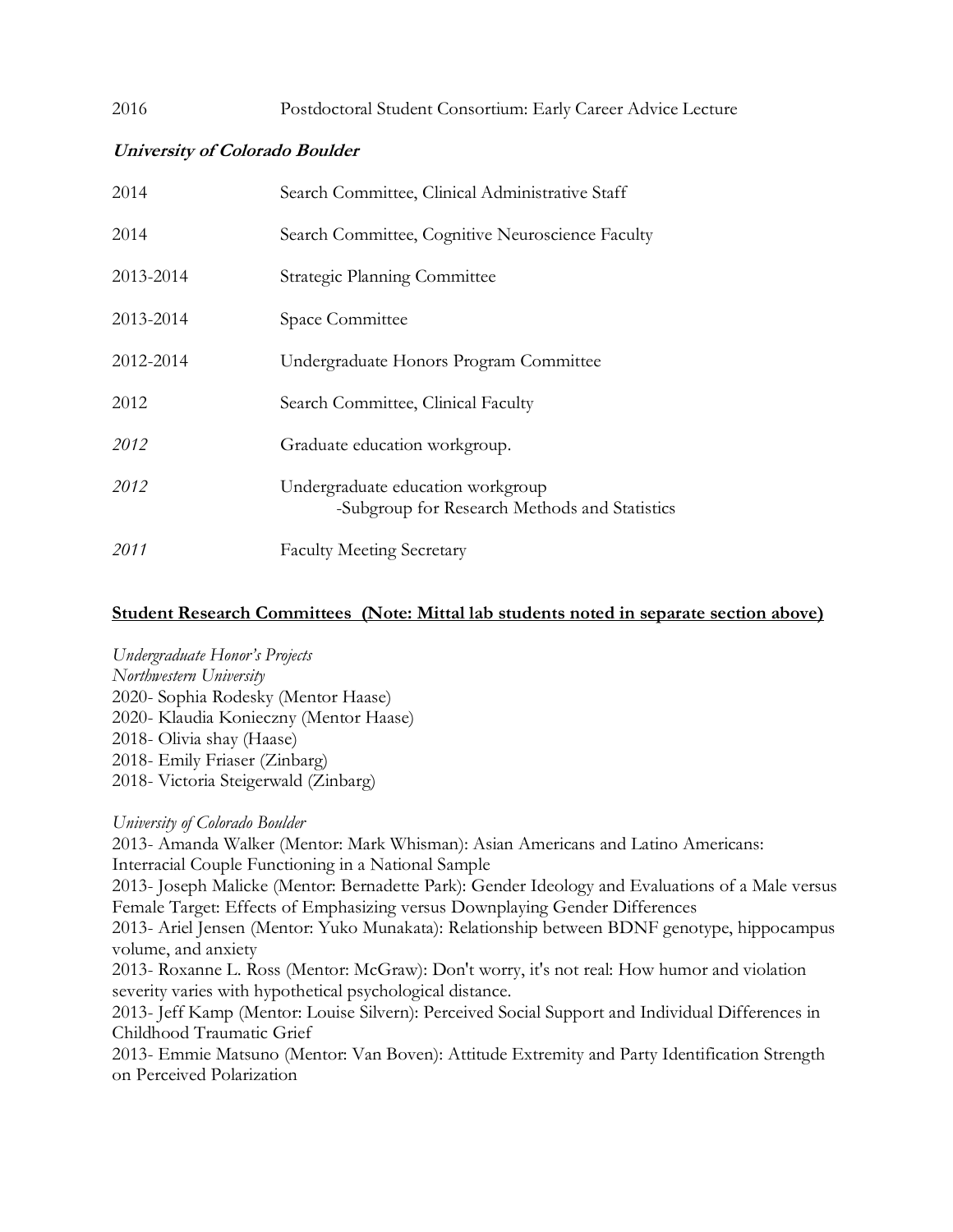2016 Postdoctoral Student Consortium: Early Career Advice Lecture

***University of Colorado Boulder***

2014 Search Committee, Clinical Administrative Staff

2014 Search Committee, Cognitive Neuroscience Faculty

2013-2014 Strategic Planning Committee

2013-2014 Space Committee

2012-2014 Undergraduate Honors Program Committee

2012 Search Committee, Clinical Faculty

*2012* Graduate education workgroup.

*2012* Undergraduate education workgroup
-Subgroup for Research Methods and Statistics

*2011* Faculty Meeting Secretary

## **Student Research Committees (Note: Mittal lab students noted in separate section above)**

*Undergraduate Honor's Projects*
*Northwestern University*
2020- Sophia Rodesky (Mentor Haase)
2020- Klaudia Konieczny (Mentor Haase)
2018- Olivia shay (Haase)
2018- Emily Friaser (Zinbarg)
2018- Victoria Steigerwald (Zinbarg)

*University of Colorado Boulder*
2013- Amanda Walker (Mentor: Mark Whisman): Asian Americans and Latino Americans: Interracial Couple Functioning in a National Sample
2013- Joseph Malicke (Mentor: Bernadette Park): Gender Ideology and Evaluations of a Male versus Female Target: Effects of Emphasizing versus Downplaying Gender Differences
2013- Ariel Jensen (Mentor: Yuko Munakata): Relationship between BDNF genotype, hippocampus volume, and anxiety
2013- Roxanne L. Ross (Mentor: McGraw): Don't worry, it's not real: How humor and violation severity varies with hypothetical psychological distance.
2013- Jeff Kamp (Mentor: Louise Silvern): Perceived Social Support and Individual Differences in Childhood Traumatic Grief
2013- Emmie Matsuno (Mentor: Van Boven): Attitude Extremity and Party Identification Strength on Perceived Polarization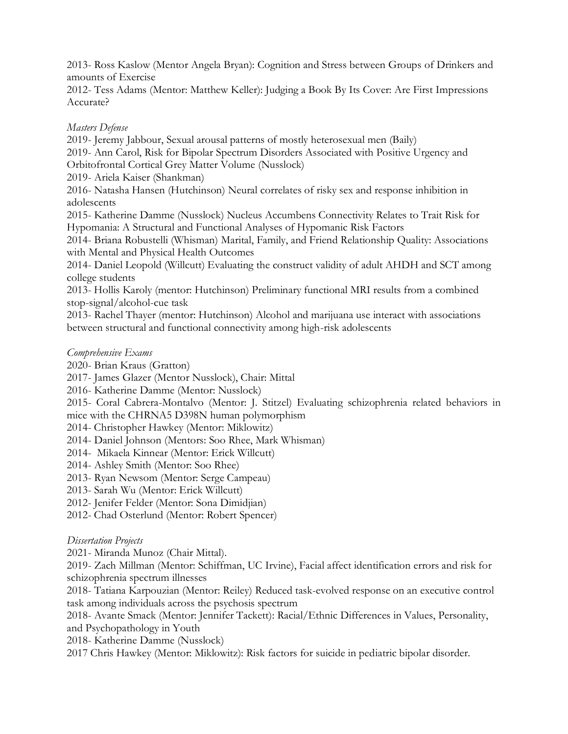2013- Ross Kaslow (Mentor Angela Bryan): Cognition and Stress between Groups of Drinkers and amounts of Exercise

2012- Tess Adams (Mentor: Matthew Keller): Judging a Book By Its Cover: Are First Impressions Accurate?

*Masters Defense*

2019- Jeremy Jabbour, Sexual arousal patterns of mostly heterosexual men (Baily)

2019- Ann Carol, Risk for Bipolar Spectrum Disorders Associated with Positive Urgency and Orbitofrontal Cortical Grey Matter Volume (Nusslock)

2019- Ariela Kaiser (Shankman)

2016- Natasha Hansen (Hutchinson) Neural correlates of risky sex and response inhibition in adolescents

2015- Katherine Damme (Nusslock) Nucleus Accumbens Connectivity Relates to Trait Risk for Hypomania: A Structural and Functional Analyses of Hypomanic Risk Factors

2014- Briana Robustelli (Whisman) Marital, Family, and Friend Relationship Quality: Associations with Mental and Physical Health Outcomes

2014- Daniel Leopold (Willcutt) Evaluating the construct validity of adult AHDH and SCT among college students

2013- Hollis Karoly (mentor: Hutchinson) Preliminary functional MRI results from a combined stop-signal/alcohol-cue task

2013- Rachel Thayer (mentor: Hutchinson) Alcohol and marijuana use interact with associations between structural and functional connectivity among high-risk adolescents

*Comprehensive Exams*

2020- Brian Kraus (Gratton)

2017- James Glazer (Mentor Nusslock), Chair: Mittal

2016- Katherine Damme (Mentor: Nusslock)

2015- Coral Cabrera-Montalvo (Mentor: J. Stitzel) Evaluating schizophrenia related behaviors in mice with the CHRNA5 D398N human polymorphism

2014- Christopher Hawkey (Mentor: Miklowitz)

2014- Daniel Johnson (Mentors: Soo Rhee, Mark Whisman)

2014- Mikaela Kinnear (Mentor: Erick Willcutt)

2014- Ashley Smith (Mentor: Soo Rhee)

2013- Ryan Newsom (Mentor: Serge Campeau)

2013- Sarah Wu (Mentor: Erick Willcutt)

2012- Jenifer Felder (Mentor: Sona Dimidjian)

2012- Chad Osterlund (Mentor: Robert Spencer)

*Dissertation Projects*

2021- Miranda Munoz (Chair Mittal).

2019- Zach Millman (Mentor: Schiffman, UC Irvine), Facial affect identification errors and risk for schizophrenia spectrum illnesses

2018- Tatiana Karpouzian (Mentor: Reiley) Reduced task-evolved response on an executive control task among individuals across the psychosis spectrum

2018- Avante Smack (Mentor: Jennifer Tackett): Racial/Ethnic Differences in Values, Personality, and Psychopathology in Youth

2018- Katherine Damme (Nusslock)

2017 Chris Hawkey (Mentor: Miklowitz): Risk factors for suicide in pediatric bipolar disorder.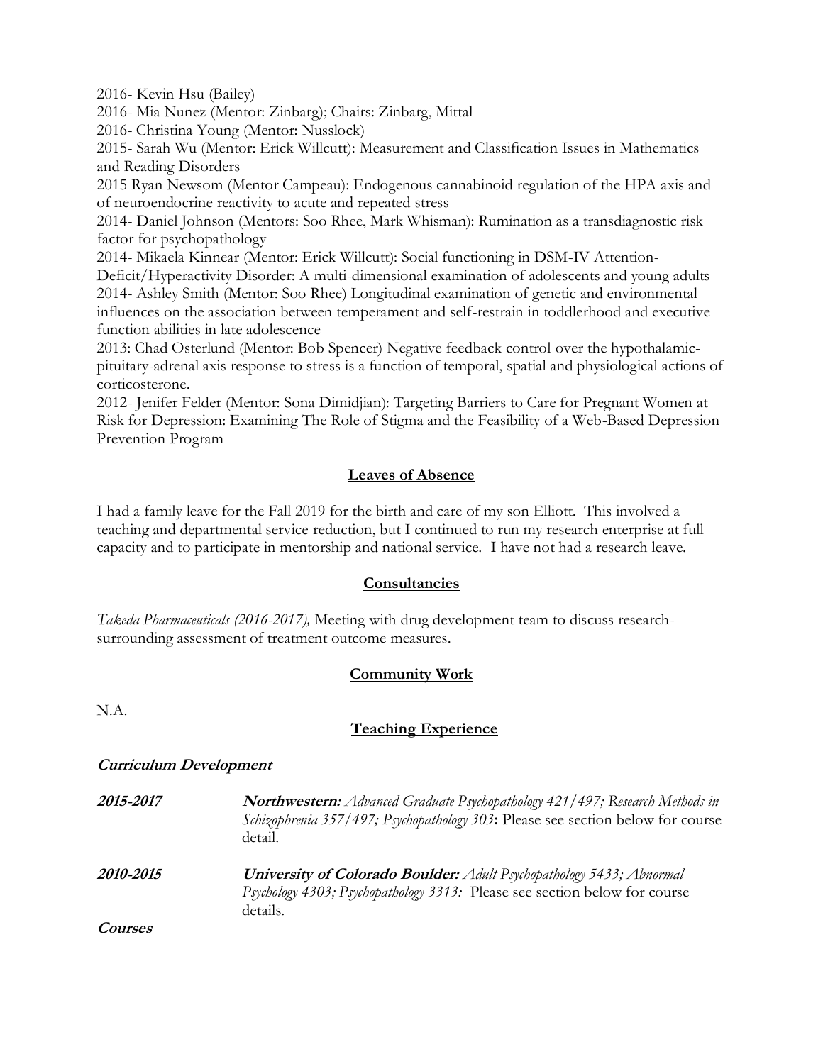2016- Kevin Hsu (Bailey)

2016- Mia Nunez (Mentor: Zinbarg); Chairs: Zinbarg, Mittal

2016- Christina Young (Mentor: Nusslock)

2015- Sarah Wu (Mentor: Erick Willcutt): Measurement and Classification Issues in Mathematics and Reading Disorders

2015 Ryan Newsom (Mentor Campeau): Endogenous cannabinoid regulation of the HPA axis and of neuroendocrine reactivity to acute and repeated stress

2014- Daniel Johnson (Mentors: Soo Rhee, Mark Whisman): Rumination as a transdiagnostic risk factor for psychopathology

2014- Mikaela Kinnear (Mentor: Erick Willcutt): Social functioning in DSM-IV Attention-Deficit/Hyperactivity Disorder: A multi-dimensional examination of adolescents and young adults

2014- Ashley Smith (Mentor: Soo Rhee) Longitudinal examination of genetic and environmental influences on the association between temperament and self-restrain in toddlerhood and executive function abilities in late adolescence

2013: Chad Osterlund (Mentor: Bob Spencer) Negative feedback control over the hypothalamic-pituitary-adrenal axis response to stress is a function of temporal, spatial and physiological actions of corticosterone.

2012- Jenifer Felder (Mentor: Sona Dimidjian): Targeting Barriers to Care for Pregnant Women at Risk for Depression: Examining The Role of Stigma and the Feasibility of a Web-Based Depression Prevention Program

## Leaves of Absence

I had a family leave for the Fall 2019 for the birth and care of my son Elliott. This involved a teaching and departmental service reduction, but I continued to run my research enterprise at full capacity and to participate in mentorship and national service. I have not had a research leave.

## Consultancies

*Takeda Pharmaceuticals (2016-2017),* Meeting with drug development team to discuss research-surrounding assessment of treatment outcome measures.

## Community Work

N.A.

## Teaching Experience

### Curriculum Development

**2015-2017** — ***Northwestern:*** *Advanced Graduate Psychopathology 421/497; Research Methods in Schizophrenia 357/497; Psychopathology 303***:** Please see section below for course detail.

**2010-2015** — ***University of Colorado Boulder:*** *Adult Psychopathology 5433; Abnormal Psychology 4303; Psychopathology 3313:* Please see section below for course details.

### Courses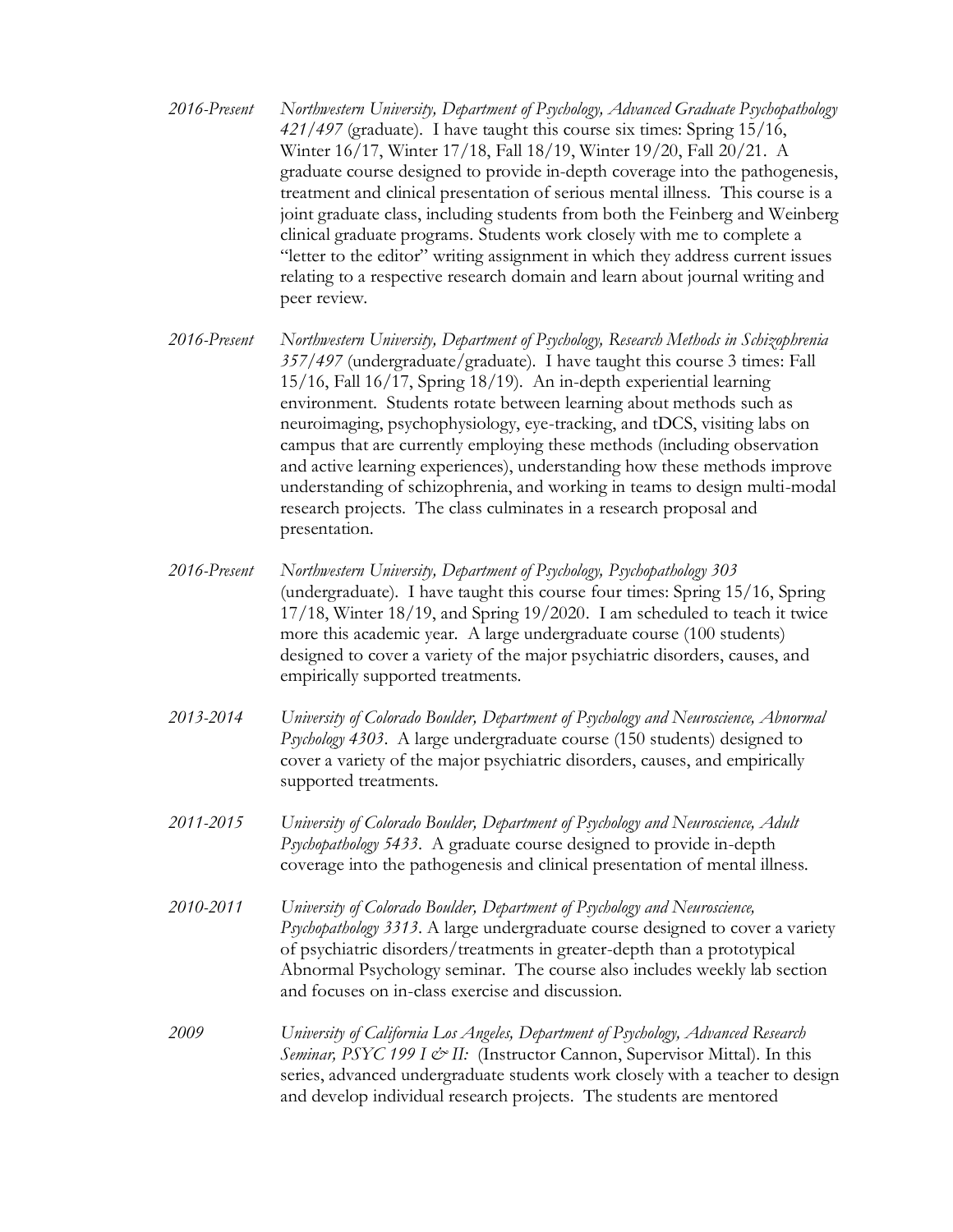*2016-Present* *Northwestern University, Department of Psychology, Advanced Graduate Psychopathology 421/497* (graduate). I have taught this course six times: Spring 15/16, Winter 16/17, Winter 17/18, Fall 18/19, Winter 19/20, Fall 20/21. A graduate course designed to provide in-depth coverage into the pathogenesis, treatment and clinical presentation of serious mental illness. This course is a joint graduate class, including students from both the Feinberg and Weinberg clinical graduate programs. Students work closely with me to complete a "letter to the editor" writing assignment in which they address current issues relating to a respective research domain and learn about journal writing and peer review.

*2016-Present* *Northwestern University, Department of Psychology, Research Methods in Schizophrenia 357/497* (undergraduate/graduate). I have taught this course 3 times: Fall 15/16, Fall 16/17, Spring 18/19). An in-depth experiential learning environment. Students rotate between learning about methods such as neuroimaging, psychophysiology, eye-tracking, and tDCS, visiting labs on campus that are currently employing these methods (including observation and active learning experiences), understanding how these methods improve understanding of schizophrenia, and working in teams to design multi-modal research projects. The class culminates in a research proposal and presentation.

*2016-Present* *Northwestern University, Department of Psychology, Psychopathology 303* (undergraduate). I have taught this course four times: Spring 15/16, Spring 17/18, Winter 18/19, and Spring 19/2020. I am scheduled to teach it twice more this academic year. A large undergraduate course (100 students) designed to cover a variety of the major psychiatric disorders, causes, and empirically supported treatments.

*2013-2014* *University of Colorado Boulder, Department of Psychology and Neuroscience, Abnormal Psychology 4303*. A large undergraduate course (150 students) designed to cover a variety of the major psychiatric disorders, causes, and empirically supported treatments.

*2011-2015* *University of Colorado Boulder, Department of Psychology and Neuroscience, Adult Psychopathology 5433*. A graduate course designed to provide in-depth coverage into the pathogenesis and clinical presentation of mental illness.

*2010-2011* *University of Colorado Boulder, Department of Psychology and Neuroscience, Psychopathology 3313*. A large undergraduate course designed to cover a variety of psychiatric disorders/treatments in greater-depth than a prototypical Abnormal Psychology seminar. The course also includes weekly lab section and focuses on in-class exercise and discussion.

*2009* *University of California Los Angeles, Department of Psychology, Advanced Research Seminar, PSYC 199 I & II:* (Instructor Cannon, Supervisor Mittal). In this series, advanced undergraduate students work closely with a teacher to design and develop individual research projects. The students are mentored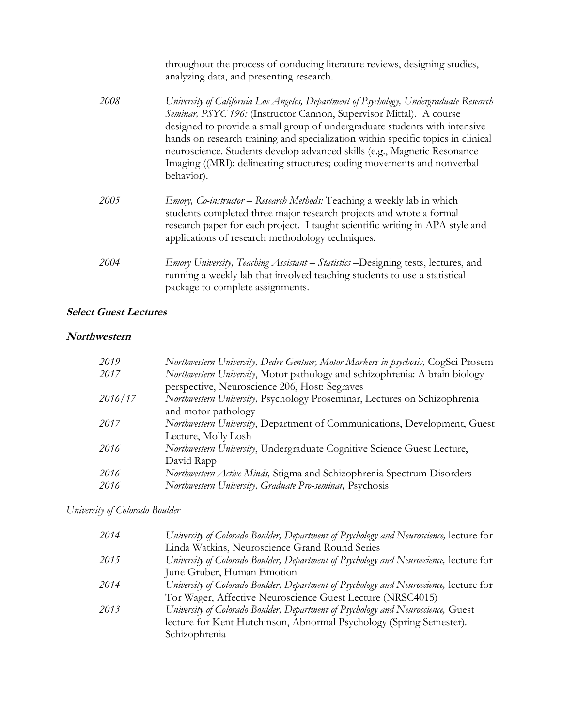throughout the process of conducing literature reviews, designing studies, analyzing data, and presenting research.

| | |
|---|---|
| *2008* | *University of California Los Angeles, Department of Psychology, Undergraduate Research Seminar, PSYC 196:* (Instructor Cannon, Supervisor Mittal). A course designed to provide a small group of undergraduate students with intensive hands on research training and specialization within specific topics in clinical neuroscience. Students develop advanced skills (e.g., Magnetic Resonance Imaging ((MRI): delineating structures; coding movements and nonverbal behavior). |
| *2005* | *Emory, Co-instructor – Research Methods:* Teaching a weekly lab in which students completed three major research projects and wrote a formal research paper for each project. I taught scientific writing in APA style and applications of research methodology techniques. |
| *2004* | *Emory University, Teaching Assistant – Statistics* –Designing tests, lectures, and running a weekly lab that involved teaching students to use a statistical package to complete assignments. |

***Select Guest Lectures***

***Northwestern***

| | |
|---|---|
| *2019* | *Northwestern University, Dedre Gentner, Motor Markers in psychosis,* CogSci Prosem |
| *2017* | *Northwestern University*, Motor pathology and schizophrenia: A brain biology perspective, Neuroscience 206, Host: Segraves |
| *2016/17* | *Northwestern University,* Psychology Proseminar, Lectures on Schizophrenia and motor pathology |
| *2017* | *Northwestern University*, Department of Communications, Development, Guest Lecture, Molly Losh |
| *2016* | *Northwestern University*, Undergraduate Cognitive Science Guest Lecture, David Rapp |
| *2016* | *Northwestern Active Minds,* Stigma and Schizophrenia Spectrum Disorders |
| *2016* | *Northwestern University, Graduate Pro-seminar,* Psychosis |

*University of Colorado Boulder*

| | |
|---|---|
| *2014* | *University of Colorado Boulder, Department of Psychology and Neuroscience,* lecture for Linda Watkins, Neuroscience Grand Round Series |
| *2015* | *University of Colorado Boulder, Department of Psychology and Neuroscience,* lecture for June Gruber, Human Emotion |
| *2014* | *University of Colorado Boulder, Department of Psychology and Neuroscience,* lecture for Tor Wager, Affective Neuroscience Guest Lecture (NRSC4015) |
| *2013* | *University of Colorado Boulder, Department of Psychology and Neuroscience,* Guest lecture for Kent Hutchinson, Abnormal Psychology (Spring Semester). Schizophrenia |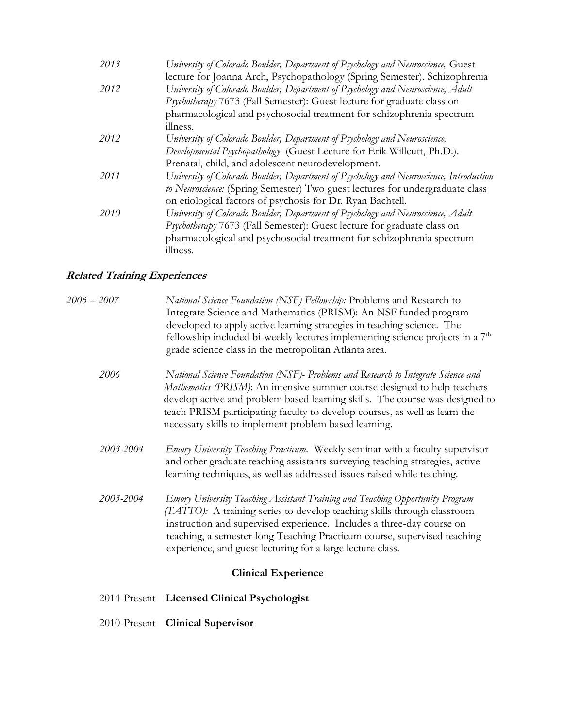*2013* *University of Colorado Boulder, Department of Psychology and Neuroscience,* Guest lecture for Joanna Arch, Psychopathology (Spring Semester). Schizophrenia

*2012* *University of Colorado Boulder, Department of Psychology and Neuroscience, Adult Psychotherapy* 7673 (Fall Semester): Guest lecture for graduate class on pharmacological and psychosocial treatment for schizophrenia spectrum illness.

*2012* *University of Colorado Boulder, Department of Psychology and Neuroscience, Developmental Psychopathology* (Guest Lecture for Erik Willcutt, Ph.D.). Prenatal, child, and adolescent neurodevelopment.

*2011* *University of Colorado Boulder, Department of Psychology and Neuroscience, Introduction to Neuroscience:* (Spring Semester) Two guest lectures for undergraduate class on etiological factors of psychosis for Dr. Ryan Bachtell.

*2010* *University of Colorado Boulder, Department of Psychology and Neuroscience, Adult Psychotherapy* 7673 (Fall Semester): Guest lecture for graduate class on pharmacological and psychosocial treatment for schizophrenia spectrum illness.

### ***Related Training Experiences***

*2006 – 2007* *National Science Foundation (NSF) Fellowship:* Problems and Research to Integrate Science and Mathematics (PRISM): An NSF funded program developed to apply active learning strategies in teaching science. The fellowship included bi-weekly lectures implementing science projects in a 7th grade science class in the metropolitan Atlanta area.

*2006* *National Science Foundation (NSF)- Problems and Research to Integrate Science and Mathematics (PRISM)*: An intensive summer course designed to help teachers develop active and problem based learning skills. The course was designed to teach PRISM participating faculty to develop courses, as well as learn the necessary skills to implement problem based learning.

*2003-2004* *Emory University Teaching Practicum.* Weekly seminar with a faculty supervisor and other graduate teaching assistants surveying teaching strategies, active learning techniques, as well as addressed issues raised while teaching.

*2003-2004* *Emory University Teaching Assistant Training and Teaching Opportunity Program (TATTO):* A training series to develop teaching skills through classroom instruction and supervised experience. Includes a three-day course on teaching, a semester-long Teaching Practicum course, supervised teaching experience, and guest lecturing for a large lecture class.

## Clinical Experience

2014-Present **Licensed Clinical Psychologist**

2010-Present **Clinical Supervisor**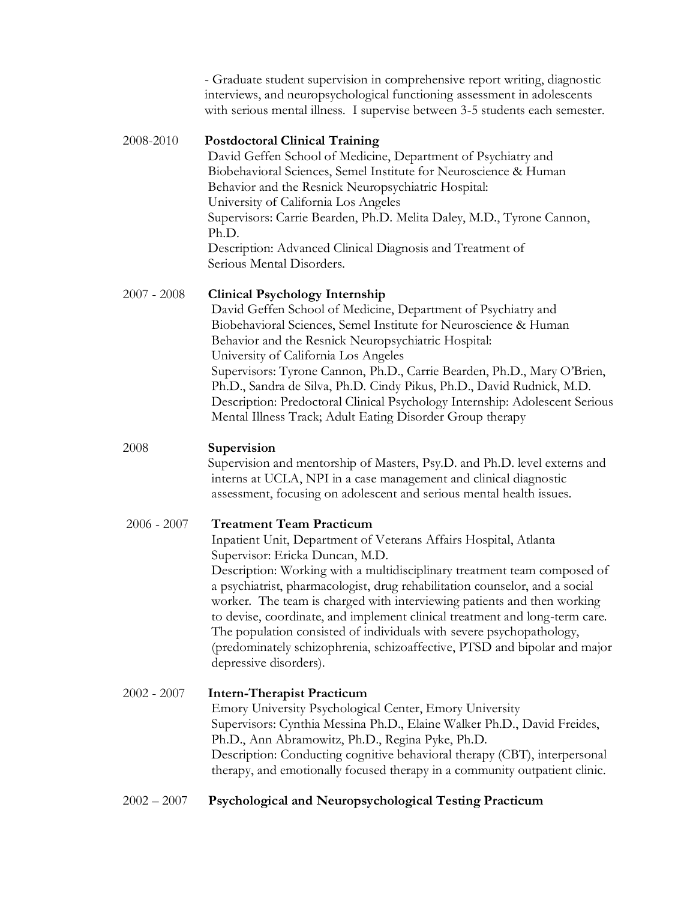- Graduate student supervision in comprehensive report writing, diagnostic interviews, and neuropsychological functioning assessment in adolescents with serious mental illness. I supervise between 3-5 students each semester.

2008-2010 **Postdoctoral Clinical Training**
David Geffen School of Medicine, Department of Psychiatry and Biobehavioral Sciences, Semel Institute for Neuroscience & Human Behavior and the Resnick Neuropsychiatric Hospital:
University of California Los Angeles
Supervisors: Carrie Bearden, Ph.D. Melita Daley, M.D., Tyrone Cannon, Ph.D.
Description: Advanced Clinical Diagnosis and Treatment of Serious Mental Disorders.

2007 - 2008 **Clinical Psychology Internship**
David Geffen School of Medicine, Department of Psychiatry and Biobehavioral Sciences, Semel Institute for Neuroscience & Human Behavior and the Resnick Neuropsychiatric Hospital:
University of California Los Angeles
Supervisors: Tyrone Cannon, Ph.D., Carrie Bearden, Ph.D., Mary O'Brien, Ph.D., Sandra de Silva, Ph.D. Cindy Pikus, Ph.D., David Rudnick, M.D.
Description: Predoctoral Clinical Psychology Internship: Adolescent Serious Mental Illness Track; Adult Eating Disorder Group therapy

2008 **Supervision**
Supervision and mentorship of Masters, Psy.D. and Ph.D. level externs and interns at UCLA, NPI in a case management and clinical diagnostic assessment, focusing on adolescent and serious mental health issues.

2006 - 2007 **Treatment Team Practicum**
Inpatient Unit, Department of Veterans Affairs Hospital, Atlanta
Supervisor: Ericka Duncan, M.D.
Description: Working with a multidisciplinary treatment team composed of a psychiatrist, pharmacologist, drug rehabilitation counselor, and a social worker. The team is charged with interviewing patients and then working to devise, coordinate, and implement clinical treatment and long-term care. The population consisted of individuals with severe psychopathology, (predominately schizophrenia, schizoaffective, PTSD and bipolar and major depressive disorders).

2002 - 2007 **Intern-Therapist Practicum**
Emory University Psychological Center, Emory University
Supervisors: Cynthia Messina Ph.D., Elaine Walker Ph.D., David Freides, Ph.D., Ann Abramowitz, Ph.D., Regina Pyke, Ph.D.
Description: Conducting cognitive behavioral therapy (CBT), interpersonal therapy, and emotionally focused therapy in a community outpatient clinic.

2002 – 2007 **Psychological and Neuropsychological Testing Practicum**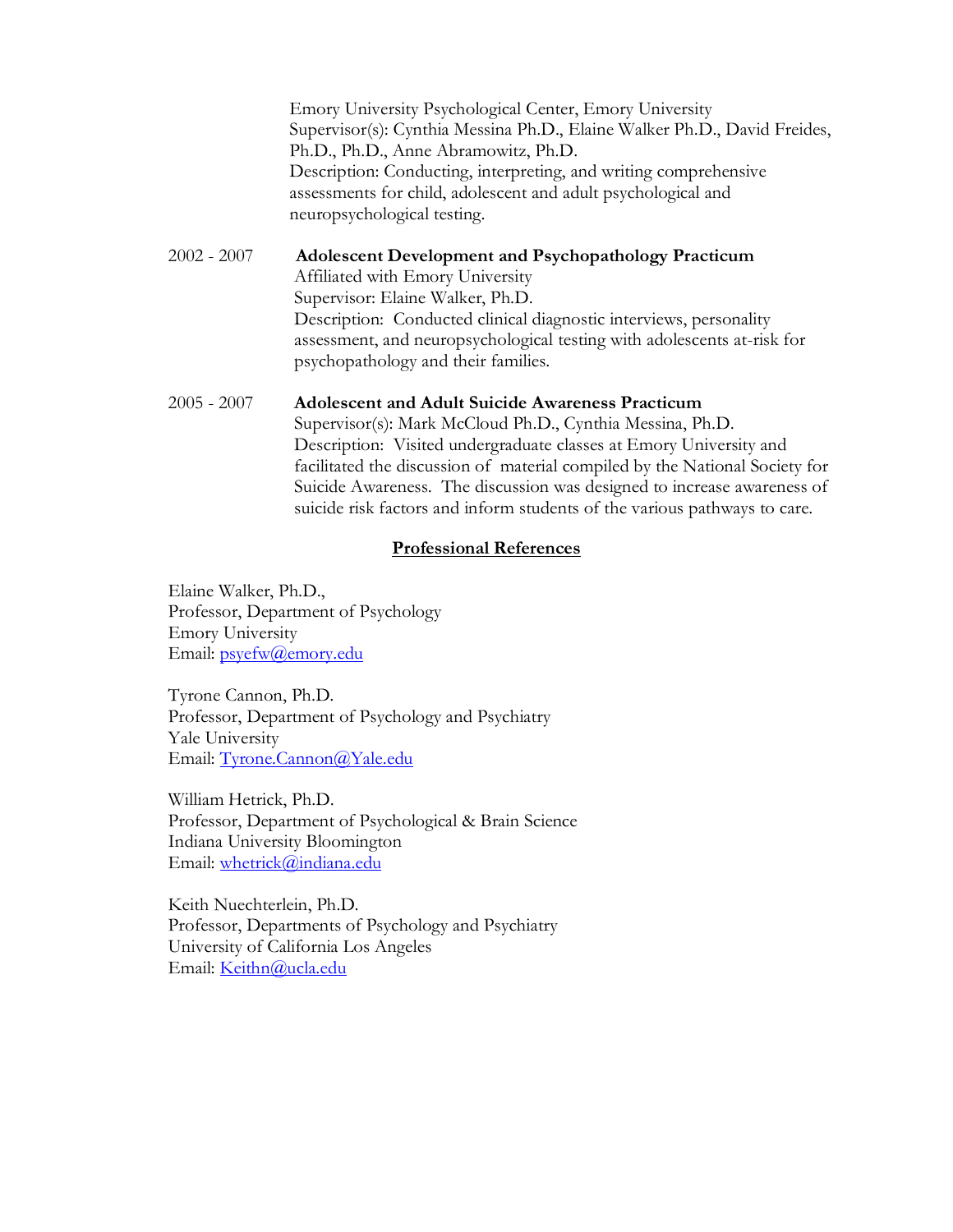Emory University Psychological Center, Emory University
Supervisor(s): Cynthia Messina Ph.D., Elaine Walker Ph.D., David Freides, Ph.D., Ph.D., Anne Abramowitz, Ph.D.
Description: Conducting, interpreting, and writing comprehensive assessments for child, adolescent and adult psychological and neuropsychological testing.

2002 - 2007 **Adolescent Development and Psychopathology Practicum**
Affiliated with Emory University
Supervisor: Elaine Walker, Ph.D.
Description: Conducted clinical diagnostic interviews, personality assessment, and neuropsychological testing with adolescents at-risk for psychopathology and their families.

2005 - 2007 **Adolescent and Adult Suicide Awareness Practicum**
Supervisor(s): Mark McCloud Ph.D., Cynthia Messina, Ph.D.
Description: Visited undergraduate classes at Emory University and facilitated the discussion of material compiled by the National Society for Suicide Awareness. The discussion was designed to increase awareness of suicide risk factors and inform students of the various pathways to care.

## Professional References

Elaine Walker, Ph.D.,
Professor, Department of Psychology
Emory University
Email: psyefw@emory.edu

Tyrone Cannon, Ph.D.
Professor, Department of Psychology and Psychiatry
Yale University
Email: Tyrone.Cannon@Yale.edu

William Hetrick, Ph.D.
Professor, Department of Psychological & Brain Science
Indiana University Bloomington
Email: whetrick@indiana.edu

Keith Nuechterlein, Ph.D.
Professor, Departments of Psychology and Psychiatry
University of California Los Angeles
Email: Keithn@ucla.edu